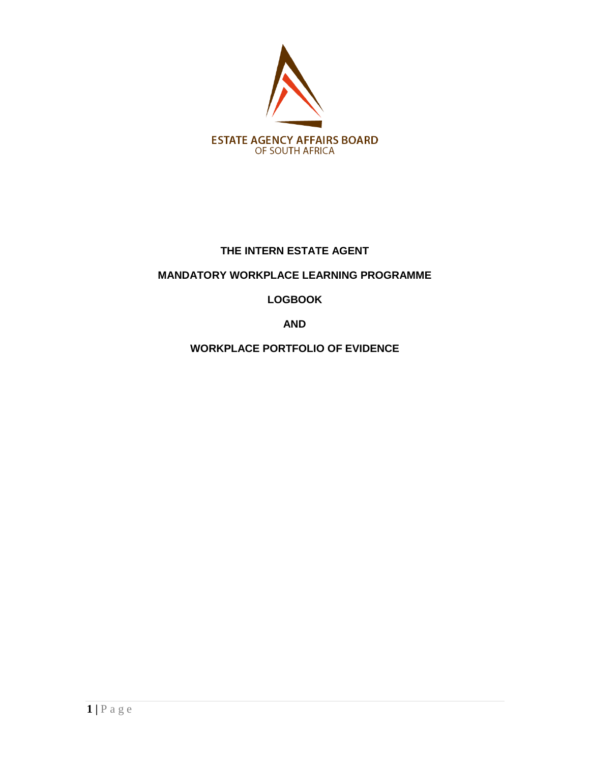ESTATE AGENCY AFFAIRS BOARD
OF SOUTH AFRICA

# THE INTERN ESTATE AGENT

# MANDATORY WORKPLACE LEARNING PROGRAMME

# LOGBOOK

# AND

# WORKPLACE PORTFOLIO OF EVIDENCE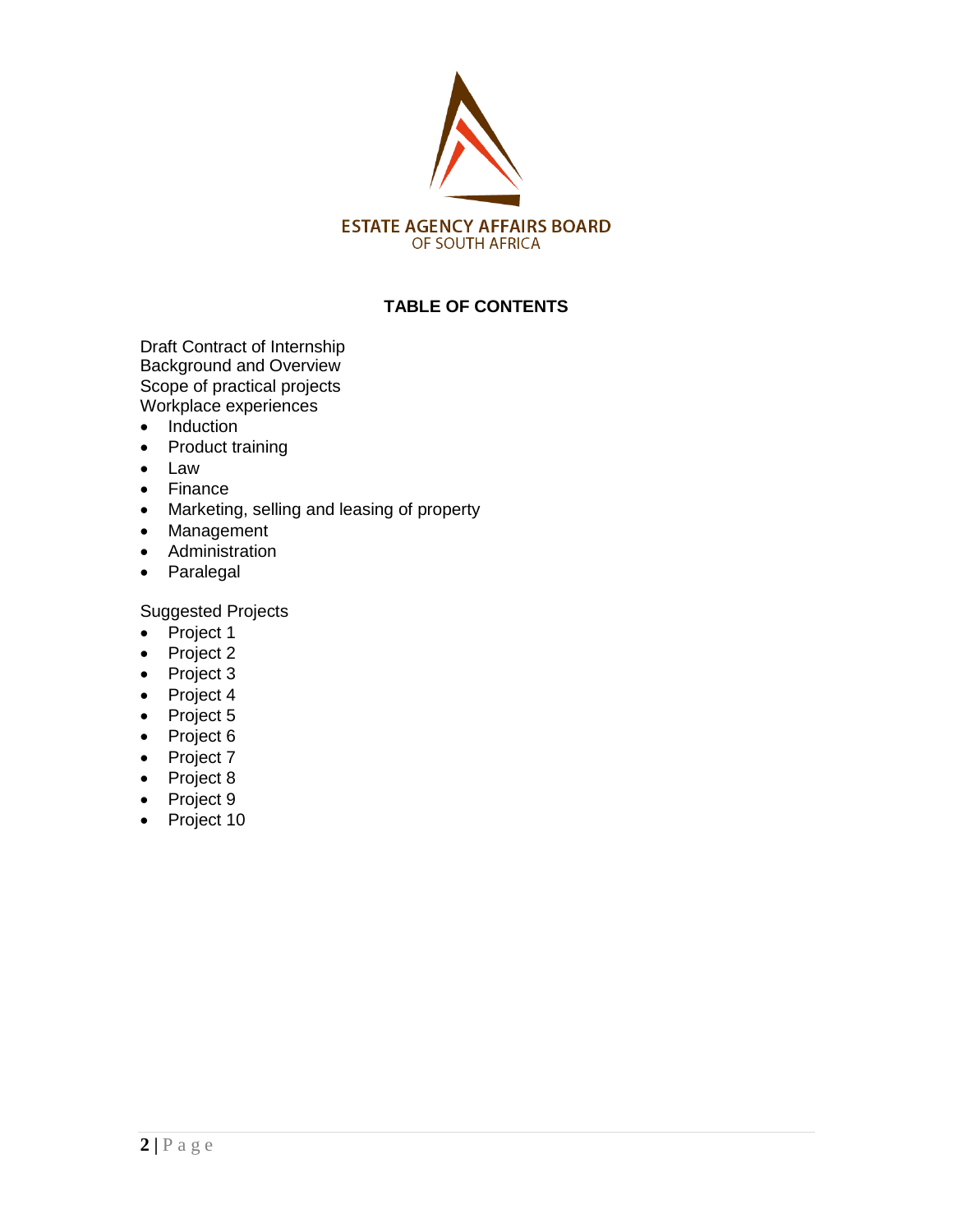ESTATE AGENCY AFFAIRS BOARD
OF SOUTH AFRICA

## TABLE OF CONTENTS

Draft Contract of Internship
Background and Overview
Scope of practical projects
Workplace experiences

- Induction
- Product training
- Law
- Finance
- Marketing, selling and leasing of property
- Management
- Administration
- Paralegal

Suggested Projects

- Project 1
- Project 2
- Project 3
- Project 4
- Project 5
- Project 6
- Project 7
- Project 8
- Project 9
- Project 10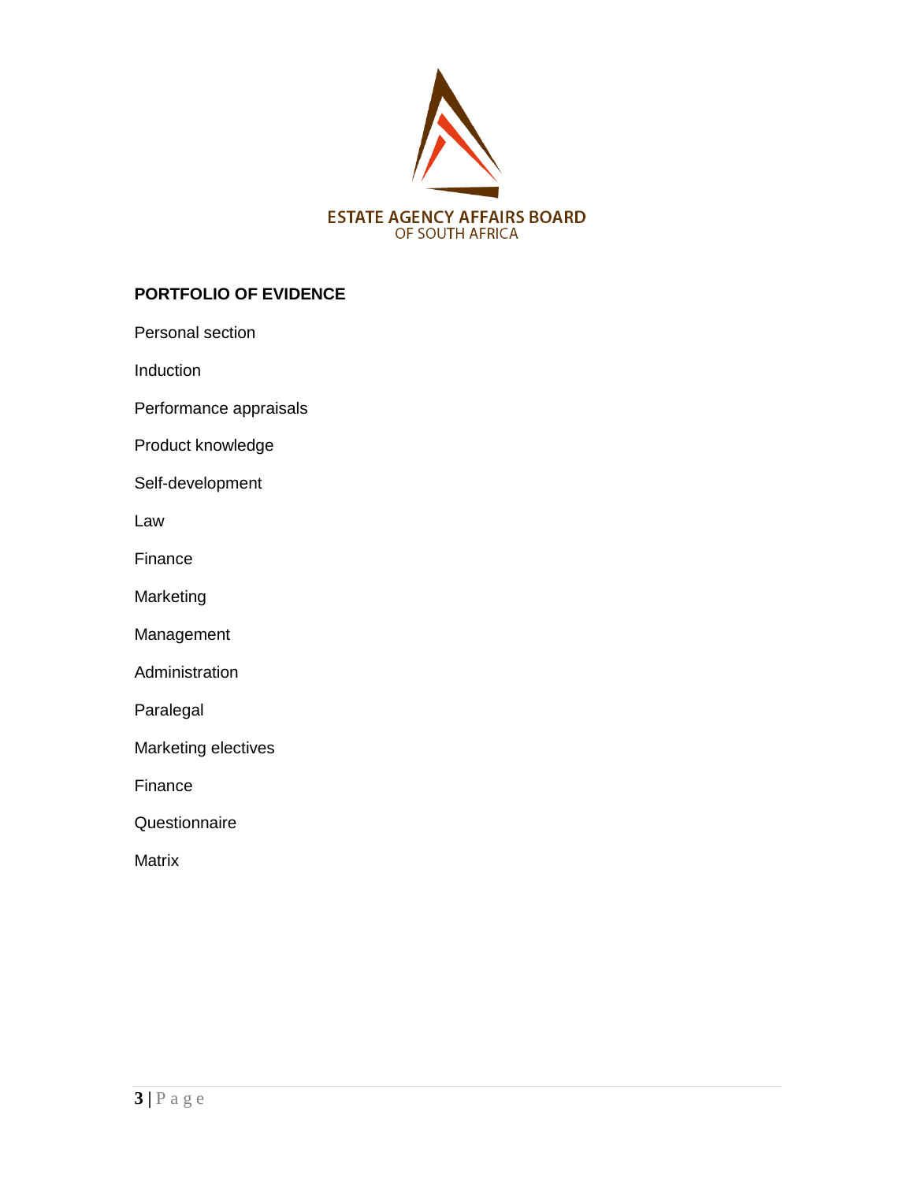ESTATE AGENCY AFFAIRS BOARD
OF SOUTH AFRICA

**PORTFOLIO OF EVIDENCE**

Personal section

Induction

Performance appraisals

Product knowledge

Self-development

Law

Finance

Marketing

Management

Administration

Paralegal

Marketing electives

Finance

Questionnaire

Matrix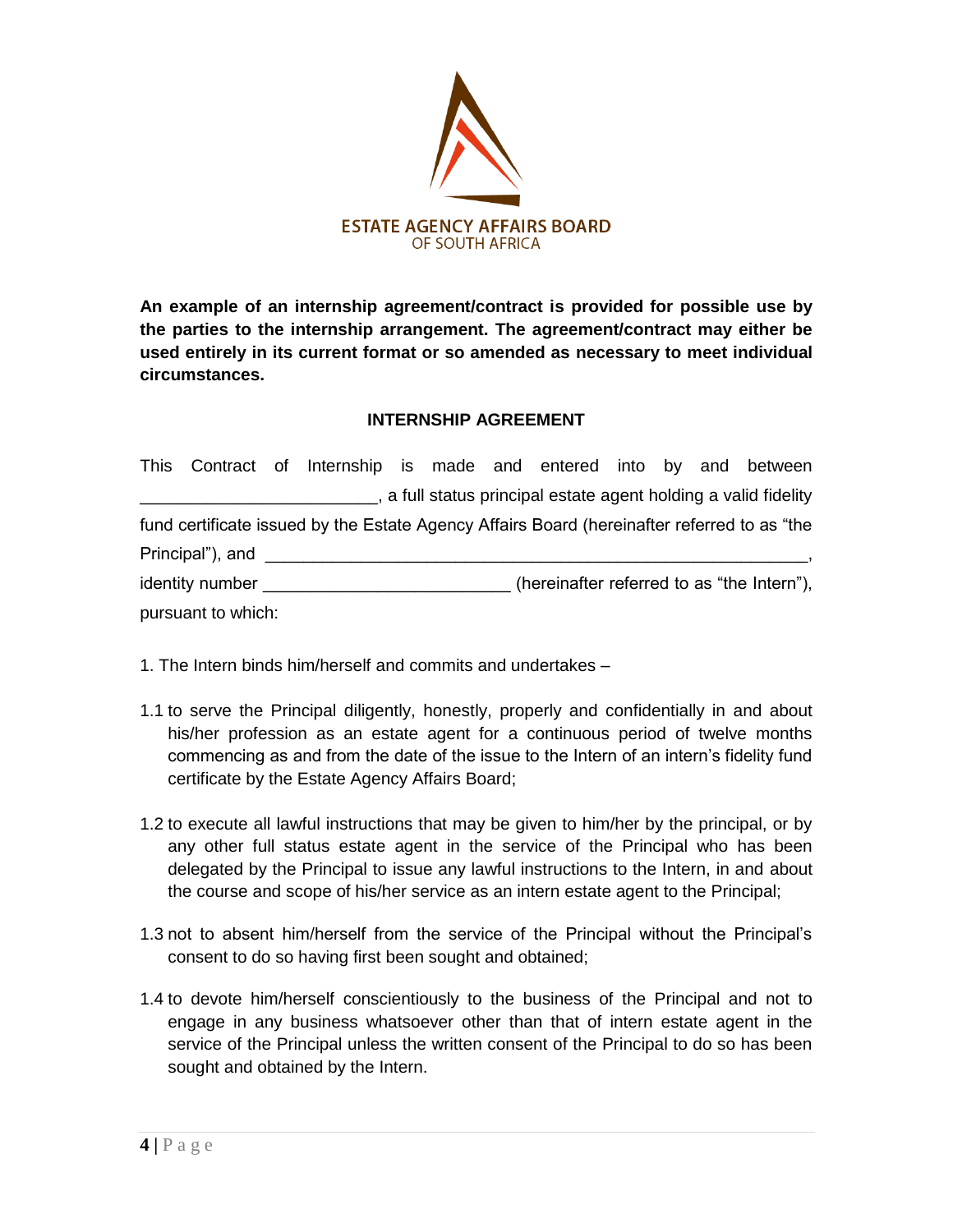ESTATE AGENCY AFFAIRS BOARD
OF SOUTH AFRICA

**An example of an internship agreement/contract is provided for possible use by the parties to the internship arrangement. The agreement/contract may either be used entirely in its current format or so amended as necessary to meet individual circumstances.**

## INTERNSHIP AGREEMENT

This Contract of Internship is made and entered into by and between ________________________, a full status principal estate agent holding a valid fidelity fund certificate issued by the Estate Agency Affairs Board (hereinafter referred to as "the Principal"), and ________________________________________________________, identity number _________________________ (hereinafter referred to as "the Intern"), pursuant to which:

1. The Intern binds him/herself and commits and undertakes –

1.1 to serve the Principal diligently, honestly, properly and confidentially in and about his/her profession as an estate agent for a continuous period of twelve months commencing as and from the date of the issue to the Intern of an intern's fidelity fund certificate by the Estate Agency Affairs Board;

1.2 to execute all lawful instructions that may be given to him/her by the principal, or by any other full status estate agent in the service of the Principal who has been delegated by the Principal to issue any lawful instructions to the Intern, in and about the course and scope of his/her service as an intern estate agent to the Principal;

1.3 not to absent him/herself from the service of the Principal without the Principal's consent to do so having first been sought and obtained;

1.4 to devote him/herself conscientiously to the business of the Principal and not to engage in any business whatsoever other than that of intern estate agent in the service of the Principal unless the written consent of the Principal to do so has been sought and obtained by the Intern.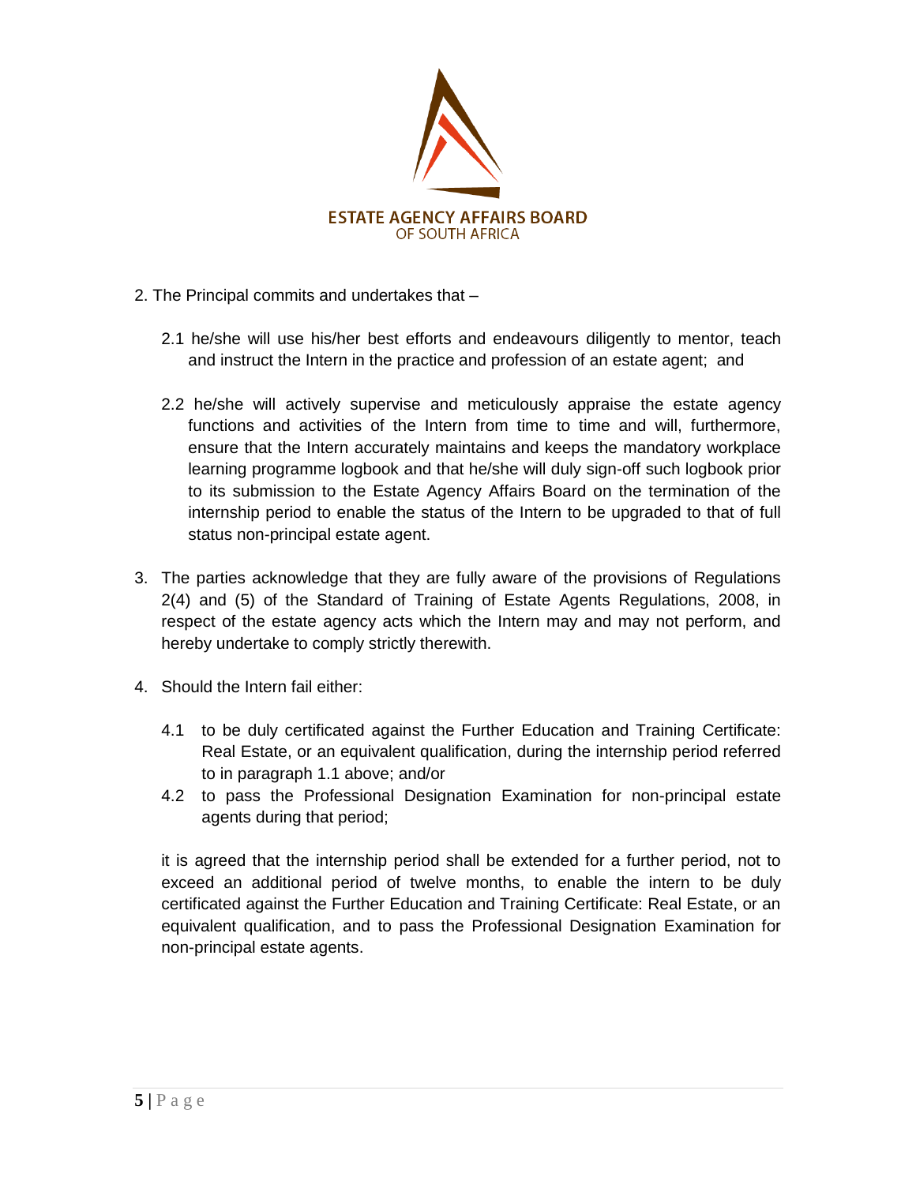2. The Principal commits and undertakes that –

   2.1 he/she will use his/her best efforts and endeavours diligently to mentor, teach and instruct the Intern in the practice and profession of an estate agent; and

   2.2 he/she will actively supervise and meticulously appraise the estate agency functions and activities of the Intern from time to time and will, furthermore, ensure that the Intern accurately maintains and keeps the mandatory workplace learning programme logbook and that he/she will duly sign-off such logbook prior to its submission to the Estate Agency Affairs Board on the termination of the internship period to enable the status of the Intern to be upgraded to that of full status non-principal estate agent.

3. The parties acknowledge that they are fully aware of the provisions of Regulations 2(4) and (5) of the Standard of Training of Estate Agents Regulations, 2008, in respect of the estate agency acts which the Intern may and may not perform, and hereby undertake to comply strictly therewith.

4. Should the Intern fail either:

   4.1 to be duly certificated against the Further Education and Training Certificate: Real Estate, or an equivalent qualification, during the internship period referred to in paragraph 1.1 above; and/or

   4.2 to pass the Professional Designation Examination for non-principal estate agents during that period;

   it is agreed that the internship period shall be extended for a further period, not to exceed an additional period of twelve months, to enable the intern to be duly certificated against the Further Education and Training Certificate: Real Estate, or an equivalent qualification, and to pass the Professional Designation Examination for non-principal estate agents.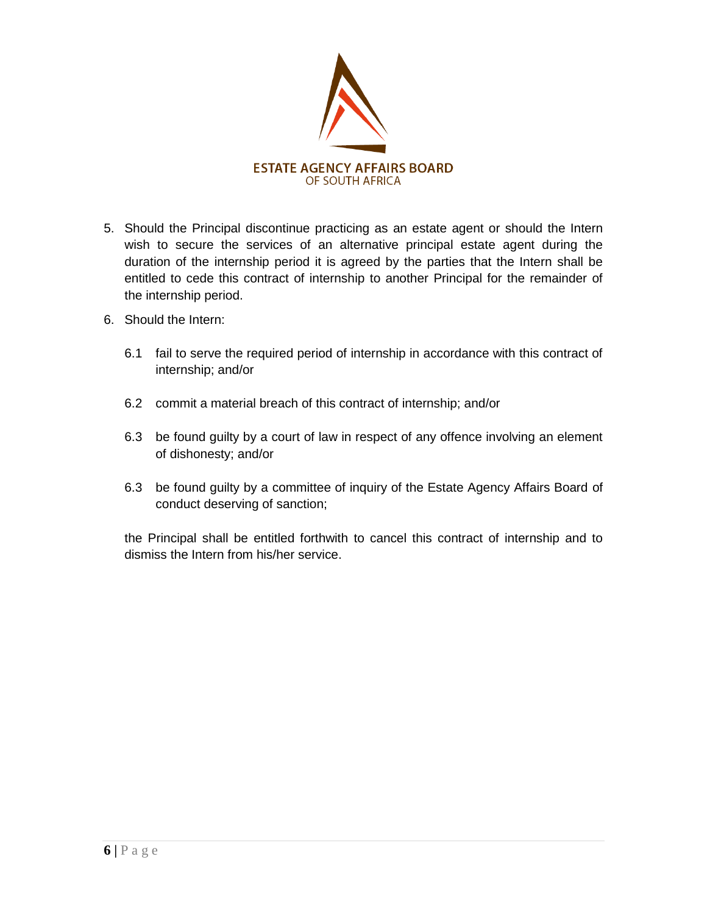5. Should the Principal discontinue practicing as an estate agent or should the Intern wish to secure the services of an alternative principal estate agent during the duration of the internship period it is agreed by the parties that the Intern shall be entitled to cede this contract of internship to another Principal for the remainder of the internship period.

6. Should the Intern:

   6.1 fail to serve the required period of internship in accordance with this contract of internship; and/or

   6.2 commit a material breach of this contract of internship; and/or

   6.3 be found guilty by a court of law in respect of any offence involving an element of dishonesty; and/or

   6.3 be found guilty by a committee of inquiry of the Estate Agency Affairs Board of conduct deserving of sanction;

   the Principal shall be entitled forthwith to cancel this contract of internship and to dismiss the Intern from his/her service.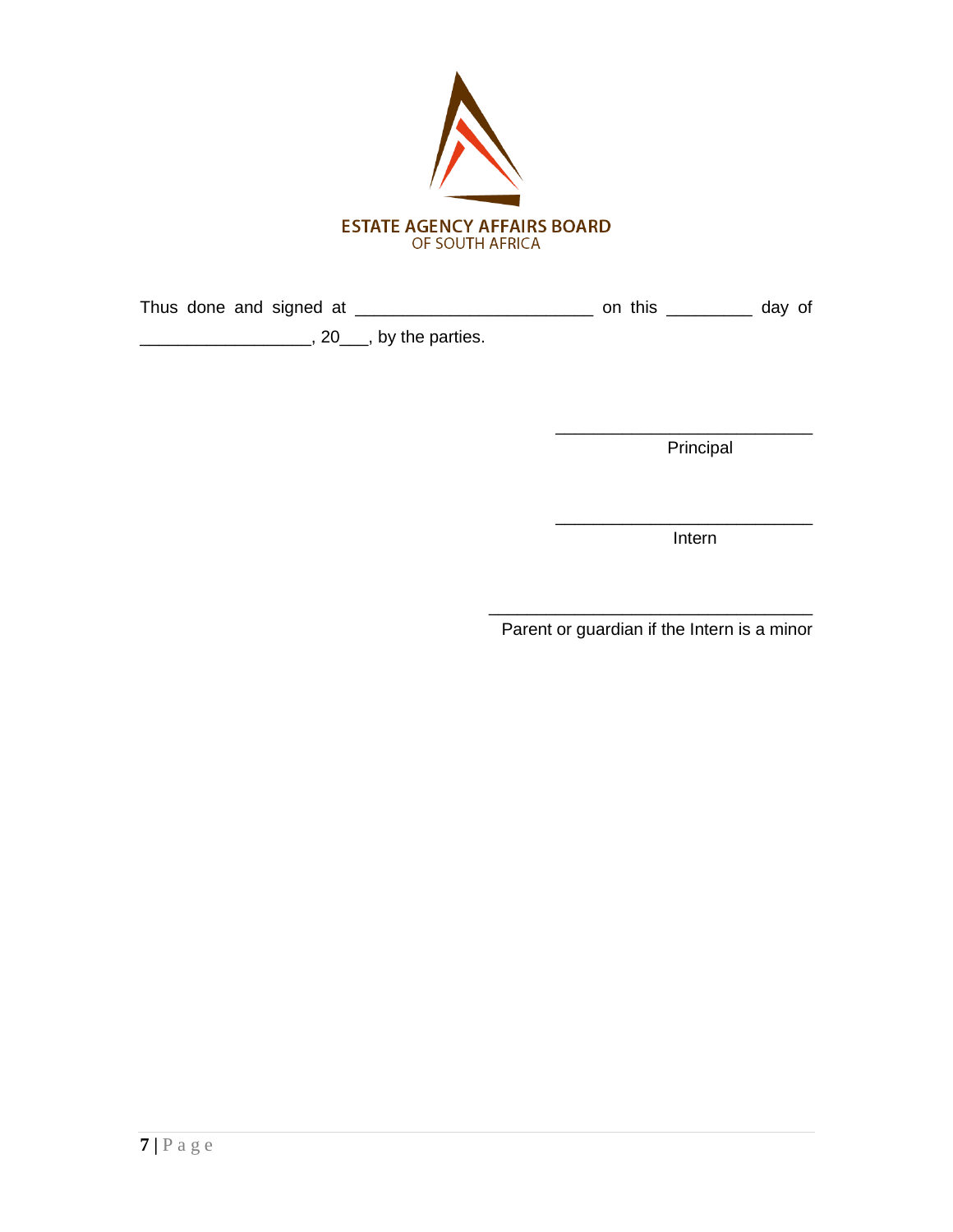ESTATE AGENCY AFFAIRS BOARD
OF SOUTH AFRICA

Thus done and signed at _________________________ on this _________ day of __________________, 20___, by the parties.

___________________________
Principal

___________________________
Intern

__________________________________
Parent or guardian if the Intern is a minor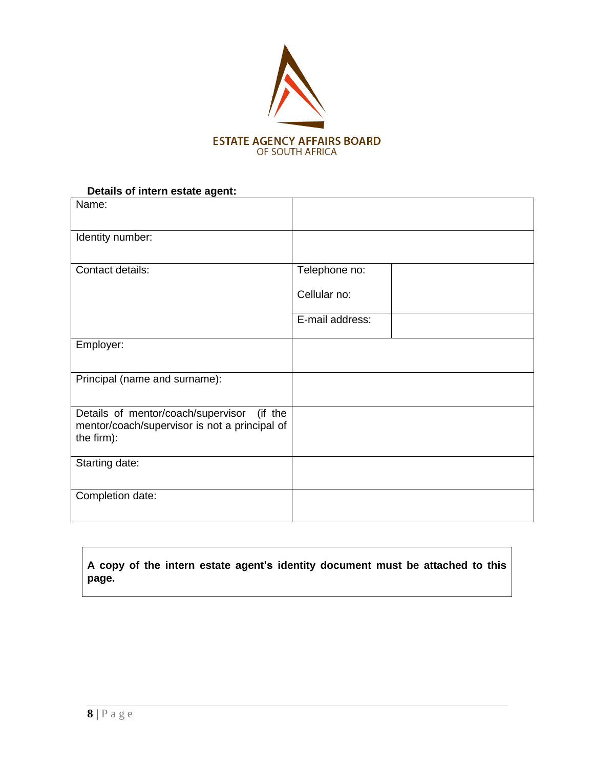ESTATE AGENCY AFFAIRS BOARD
OF SOUTH AFRICA

**Details of intern estate agent:**

| | | |
|---|---|---|
| Name: | | |
| Identity number: | | |
| Contact details: | Telephone no:<br><br>Cellular no: | |
| | E-mail address: | |
| Employer: | | |
| Principal (name and surname): | | |
| Details of mentor/coach/supervisor (if the mentor/coach/supervisor is not a principal of the firm): | | |
| Starting date: | | |
| Completion date: | | |

**A copy of the intern estate agent's identity document must be attached to this page.**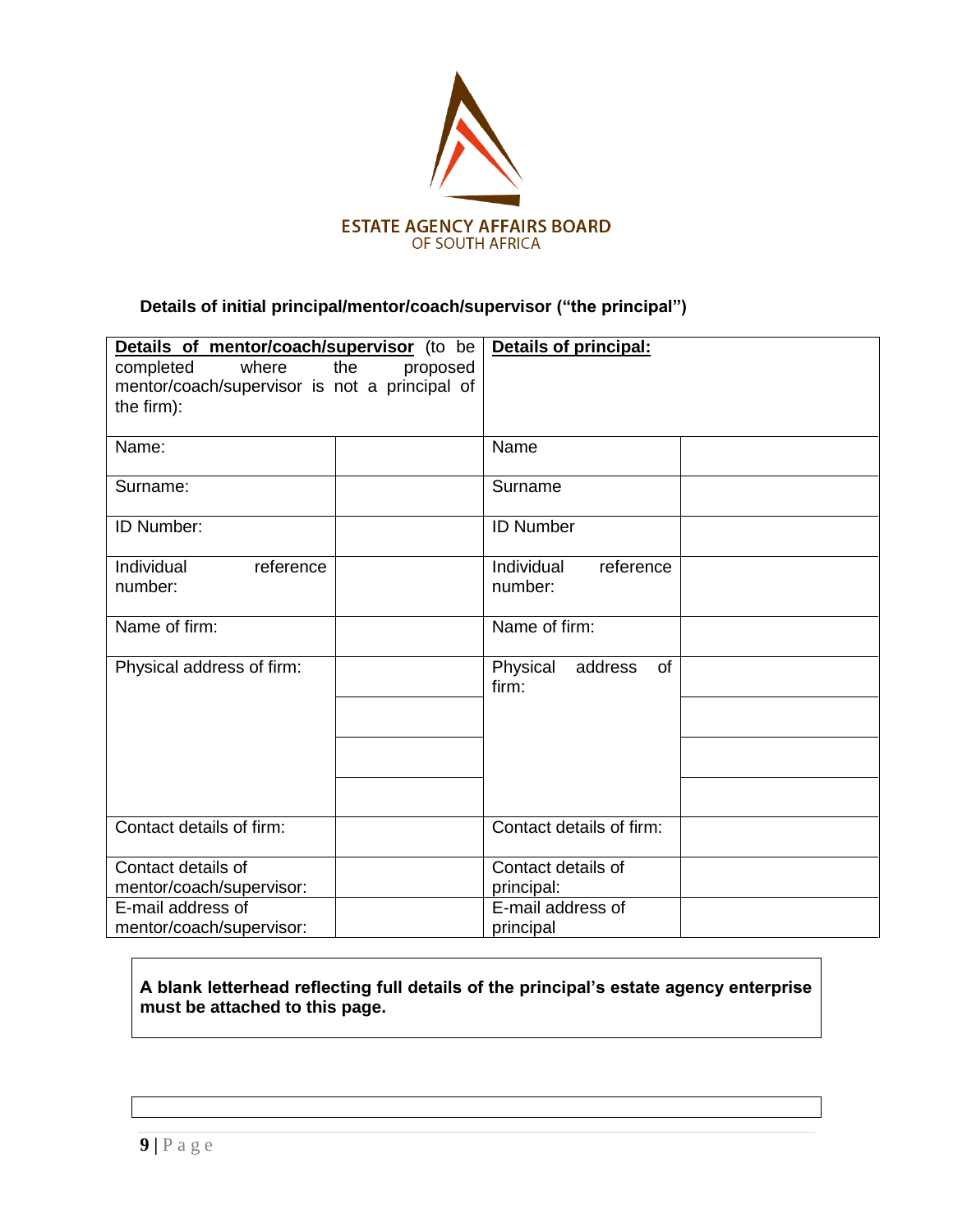ESTATE AGENCY AFFAIRS BOARD
OF SOUTH AFRICA

**Details of initial principal/mentor/coach/supervisor ("the principal")**

| **Details of mentor/coach/supervisor** (to be completed where the proposed mentor/coach/supervisor is not a principal of the firm): | | **Details of principal:** | |
|---|---|---|---|
| Name: | | Name | |
| Surname: | | Surname | |
| ID Number: | | ID Number | |
| Individual reference number: | | Individual reference number: | |
| Name of firm: | | Name of firm: | |
| Physical address of firm: | | Physical address of firm: | |
| | | | |
| | | | |
| | | | |
| Contact details of firm: | | Contact details of firm: | |
| Contact details of mentor/coach/supervisor: | | Contact details of principal: | |
| E-mail address of mentor/coach/supervisor: | | E-mail address of principal | |

**A blank letterhead reflecting full details of the principal's estate agency enterprise must be attached to this page.**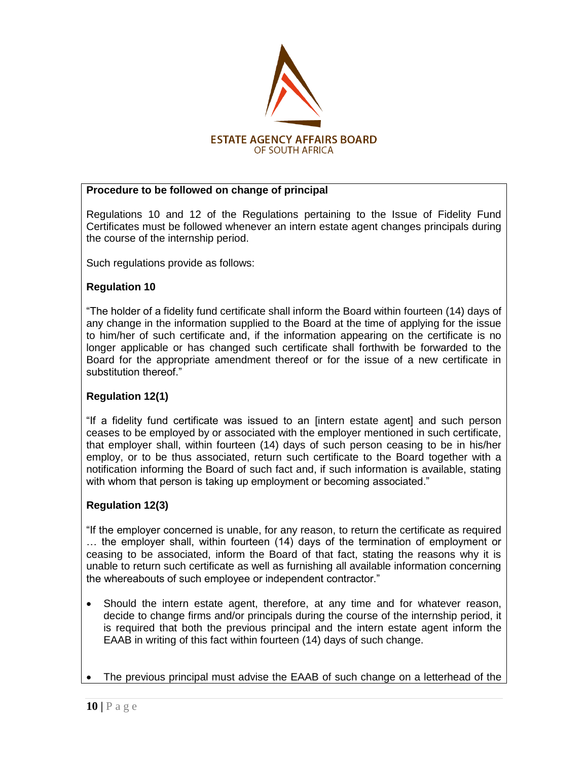**Procedure to be followed on change of principal**

Regulations 10 and 12 of the Regulations pertaining to the Issue of Fidelity Fund Certificates must be followed whenever an intern estate agent changes principals during the course of the internship period.

Such regulations provide as follows:

**Regulation 10**

"The holder of a fidelity fund certificate shall inform the Board within fourteen (14) days of any change in the information supplied to the Board at the time of applying for the issue to him/her of such certificate and, if the information appearing on the certificate is no longer applicable or has changed such certificate shall forthwith be forwarded to the Board for the appropriate amendment thereof or for the issue of a new certificate in substitution thereof."

**Regulation 12(1)**

"If a fidelity fund certificate was issued to an [intern estate agent] and such person ceases to be employed by or associated with the employer mentioned in such certificate, that employer shall, within fourteen (14) days of such person ceasing to be in his/her employ, or to be thus associated, return such certificate to the Board together with a notification informing the Board of such fact and, if such information is available, stating with whom that person is taking up employment or becoming associated."

**Regulation 12(3)**

"If the employer concerned is unable, for any reason, to return the certificate as required … the employer shall, within fourteen (14) days of the termination of employment or ceasing to be associated, inform the Board of that fact, stating the reasons why it is unable to return such certificate as well as furnishing all available information concerning the whereabouts of such employee or independent contractor."

- Should the intern estate agent, therefore, at any time and for whatever reason, decide to change firms and/or principals during the course of the internship period, it is required that both the previous principal and the intern estate agent inform the EAAB in writing of this fact within fourteen (14) days of such change.

- The previous principal must advise the EAAB of such change on a letterhead of the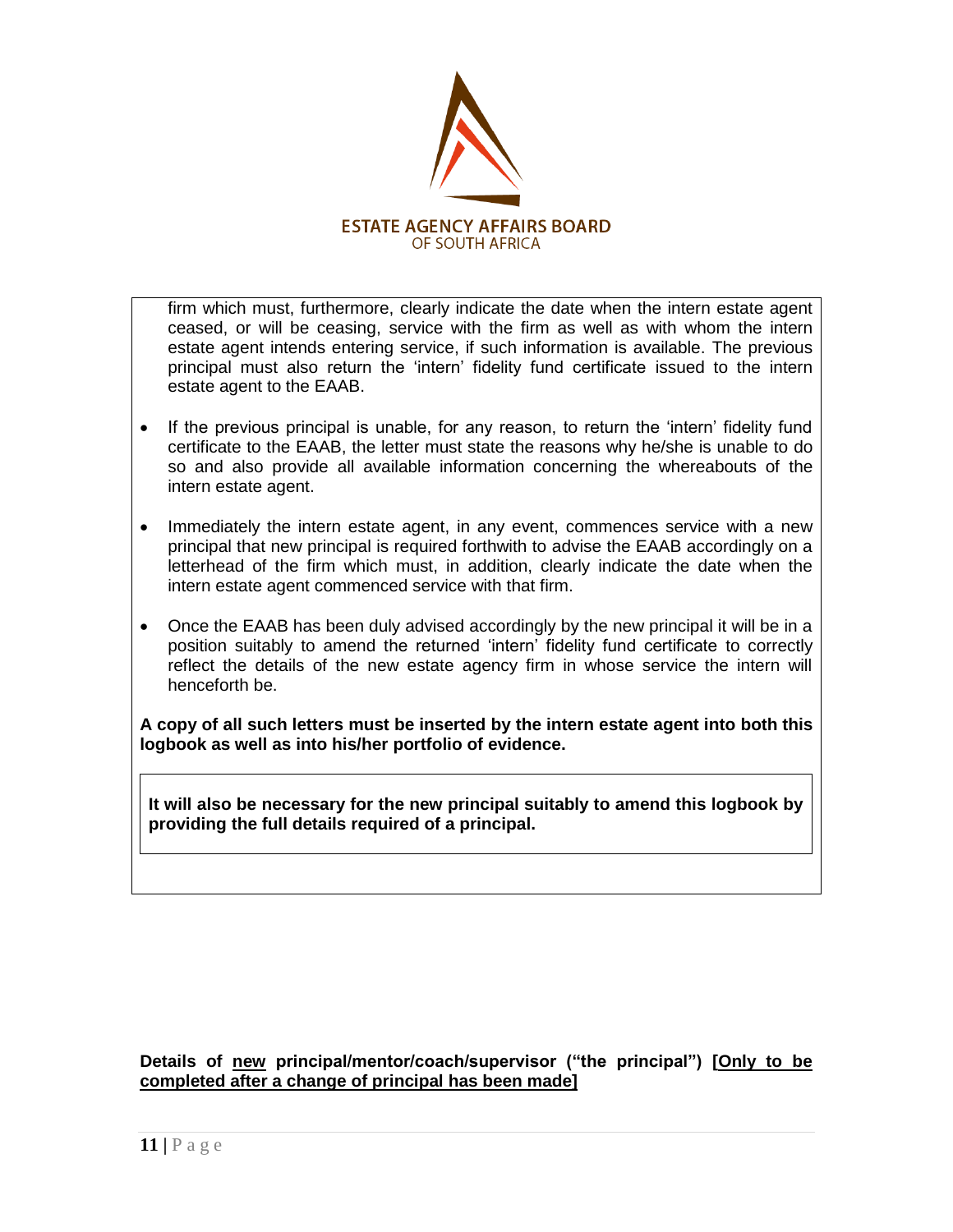firm which must, furthermore, clearly indicate the date when the intern estate agent ceased, or will be ceasing, service with the firm as well as with whom the intern estate agent intends entering service, if such information is available. The previous principal must also return the 'intern' fidelity fund certificate issued to the intern estate agent to the EAAB.

- If the previous principal is unable, for any reason, to return the 'intern' fidelity fund certificate to the EAAB, the letter must state the reasons why he/she is unable to do so and also provide all available information concerning the whereabouts of the intern estate agent.

- Immediately the intern estate agent, in any event, commences service with a new principal that new principal is required forthwith to advise the EAAB accordingly on a letterhead of the firm which must, in addition, clearly indicate the date when the intern estate agent commenced service with that firm.

- Once the EAAB has been duly advised accordingly by the new principal it will be in a position suitably to amend the returned 'intern' fidelity fund certificate to correctly reflect the details of the new estate agency firm in whose service the intern will henceforth be.

**A copy of all such letters must be inserted by the intern estate agent into both this logbook as well as into his/her portfolio of evidence.**

**It will also be necessary for the new principal suitably to amend this logbook by providing the full details required of a principal.**

**Details of <u>new</u> principal/mentor/coach/supervisor ("the principal") <u>[Only to be completed after a change of principal has been made]</u>**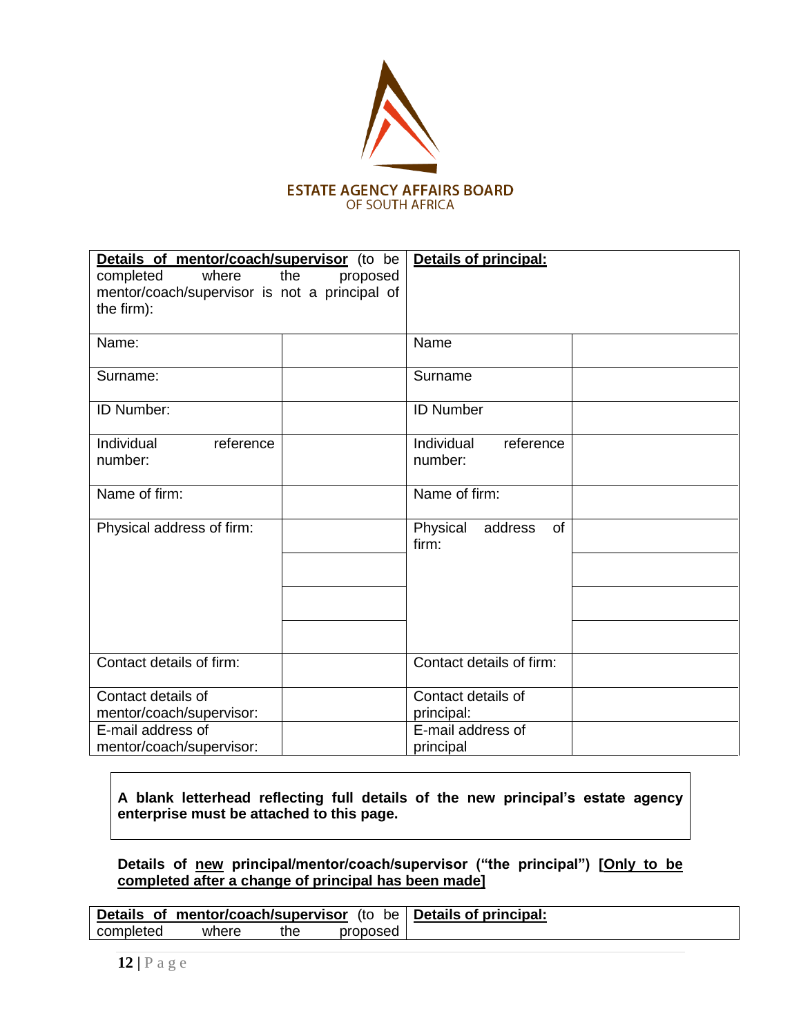ESTATE AGENCY AFFAIRS BOARD
OF SOUTH AFRICA

| **Details of mentor/coach/supervisor** (to be completed where the proposed mentor/coach/supervisor is not a principal of the firm): | | **Details of principal:** | |
|---|---|---|---|
| Name: | | Name | |
| Surname: | | Surname | |
| ID Number: | | ID Number | |
| Individual reference number: | | Individual reference number: | |
| Name of firm: | | Name of firm: | |
| Physical address of firm: | | Physical address of firm: | |
| | | | |
| | | | |
| | | | |
| Contact details of firm: | | Contact details of firm: | |
| Contact details of mentor/coach/supervisor: | | Contact details of principal: | |
| E-mail address of mentor/coach/supervisor: | | E-mail address of principal | |

**A blank letterhead reflecting full details of the new principal's estate agency enterprise must be attached to this page.**

**Details of new principal/mentor/coach/supervisor ("the principal") [Only to be completed after a change of principal has been made]**

| **Details of mentor/coach/supervisor** (to be completed where the proposed | **Details of principal:** |
|---|---|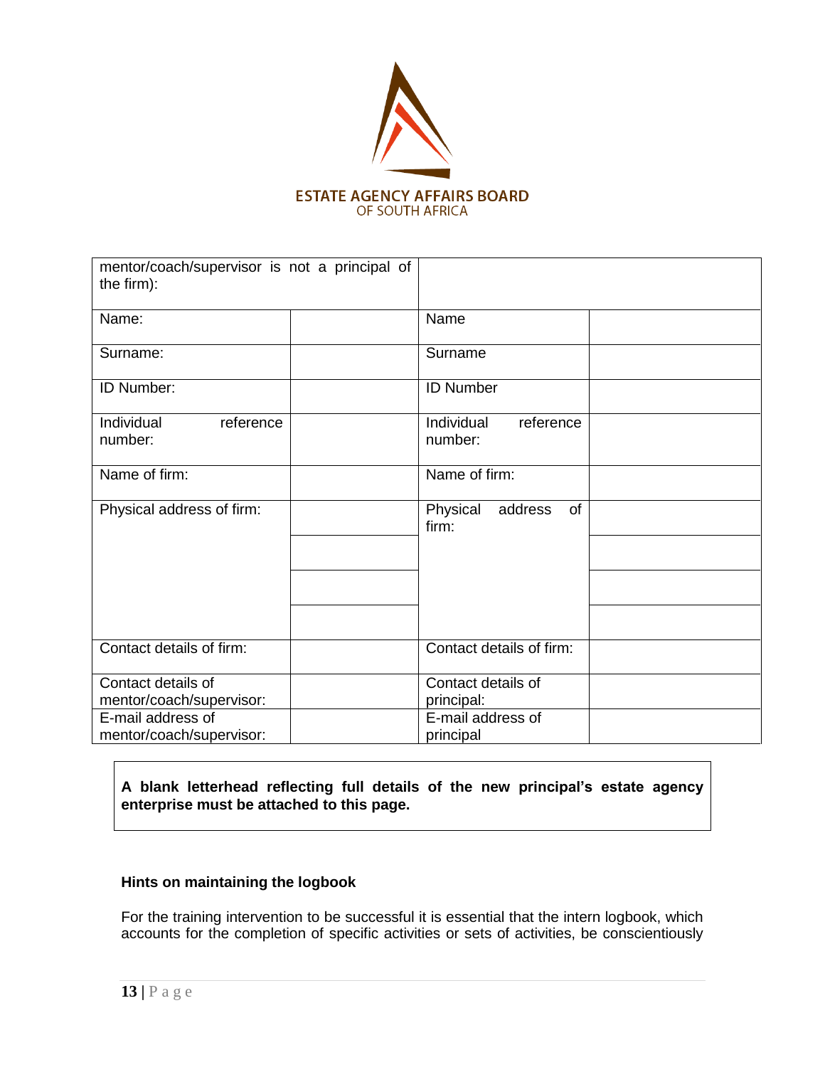| mentor/coach/supervisor is not a principal of the firm): | | | |
|---|---|---|---|
| Name: | | Name | |
| Surname: | | Surname | |
| ID Number: | | ID Number | |
| Individual reference number: | | Individual reference number: | |
| Name of firm: | | Name of firm: | |
| Physical address of firm: | | Physical address of firm: | |
| | | | |
| | | | |
| | | | |
| Contact details of firm: | | Contact details of firm: | |
| Contact details of mentor/coach/supervisor: | | Contact details of principal: | |
| E-mail address of mentor/coach/supervisor: | | E-mail address of principal | |

**A blank letterhead reflecting full details of the new principal's estate agency enterprise must be attached to this page.**

**Hints on maintaining the logbook**

For the training intervention to be successful it is essential that the intern logbook, which accounts for the completion of specific activities or sets of activities, be conscientiously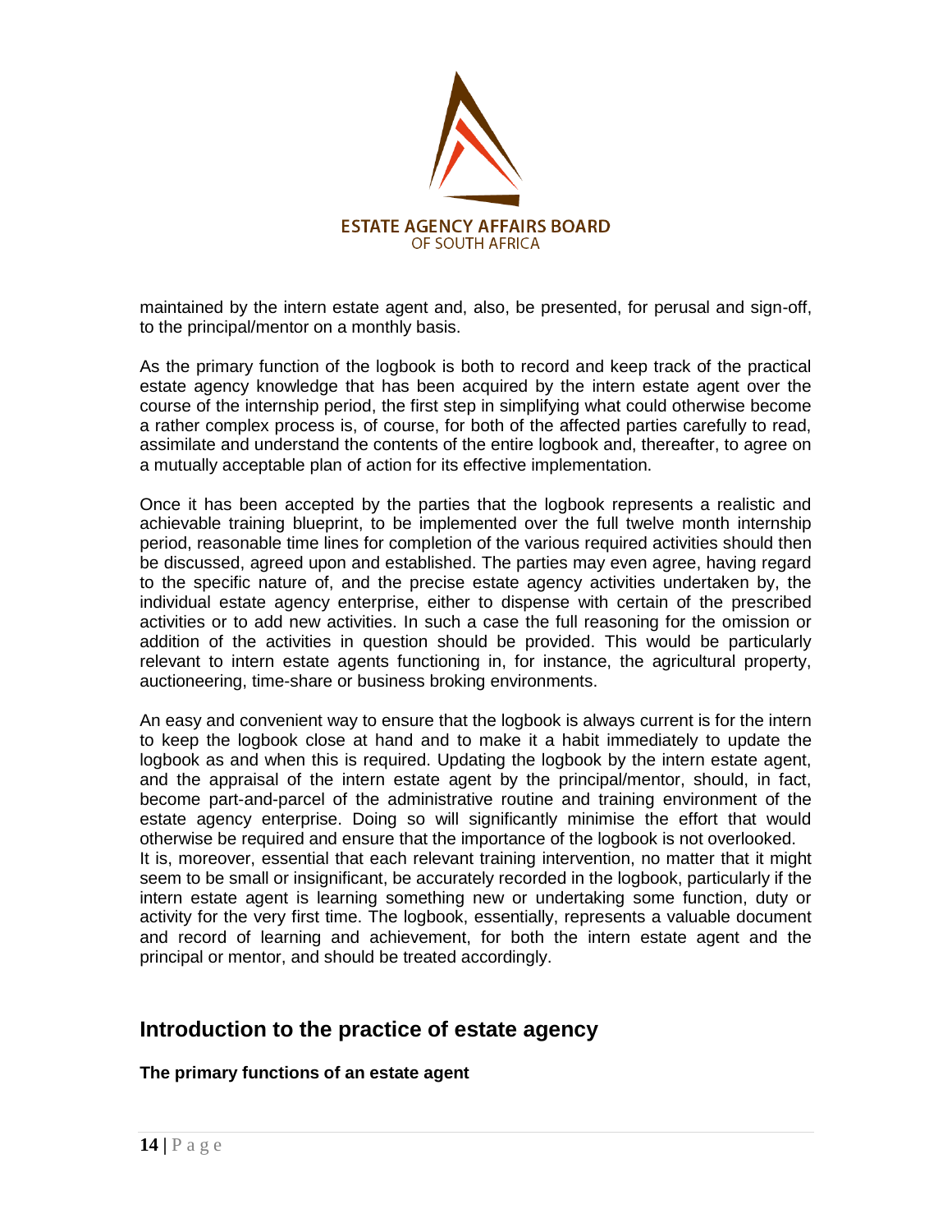maintained by the intern estate agent and, also, be presented, for perusal and sign-off, to the principal/mentor on a monthly basis.

As the primary function of the logbook is both to record and keep track of the practical estate agency knowledge that has been acquired by the intern estate agent over the course of the internship period, the first step in simplifying what could otherwise become a rather complex process is, of course, for both of the affected parties carefully to read, assimilate and understand the contents of the entire logbook and, thereafter, to agree on a mutually acceptable plan of action for its effective implementation.

Once it has been accepted by the parties that the logbook represents a realistic and achievable training blueprint, to be implemented over the full twelve month internship period, reasonable time lines for completion of the various required activities should then be discussed, agreed upon and established. The parties may even agree, having regard to the specific nature of, and the precise estate agency activities undertaken by, the individual estate agency enterprise, either to dispense with certain of the prescribed activities or to add new activities. In such a case the full reasoning for the omission or addition of the activities in question should be provided. This would be particularly relevant to intern estate agents functioning in, for instance, the agricultural property, auctioneering, time-share or business broking environments.

An easy and convenient way to ensure that the logbook is always current is for the intern to keep the logbook close at hand and to make it a habit immediately to update the logbook as and when this is required. Updating the logbook by the intern estate agent, and the appraisal of the intern estate agent by the principal/mentor, should, in fact, become part-and-parcel of the administrative routine and training environment of the estate agency enterprise. Doing so will significantly minimise the effort that would otherwise be required and ensure that the importance of the logbook is not overlooked.
It is, moreover, essential that each relevant training intervention, no matter that it might seem to be small or insignificant, be accurately recorded in the logbook, particularly if the intern estate agent is learning something new or undertaking some function, duty or activity for the very first time. The logbook, essentially, represents a valuable document and record of learning and achievement, for both the intern estate agent and the principal or mentor, and should be treated accordingly.

## Introduction to the practice of estate agency

**The primary functions of an estate agent**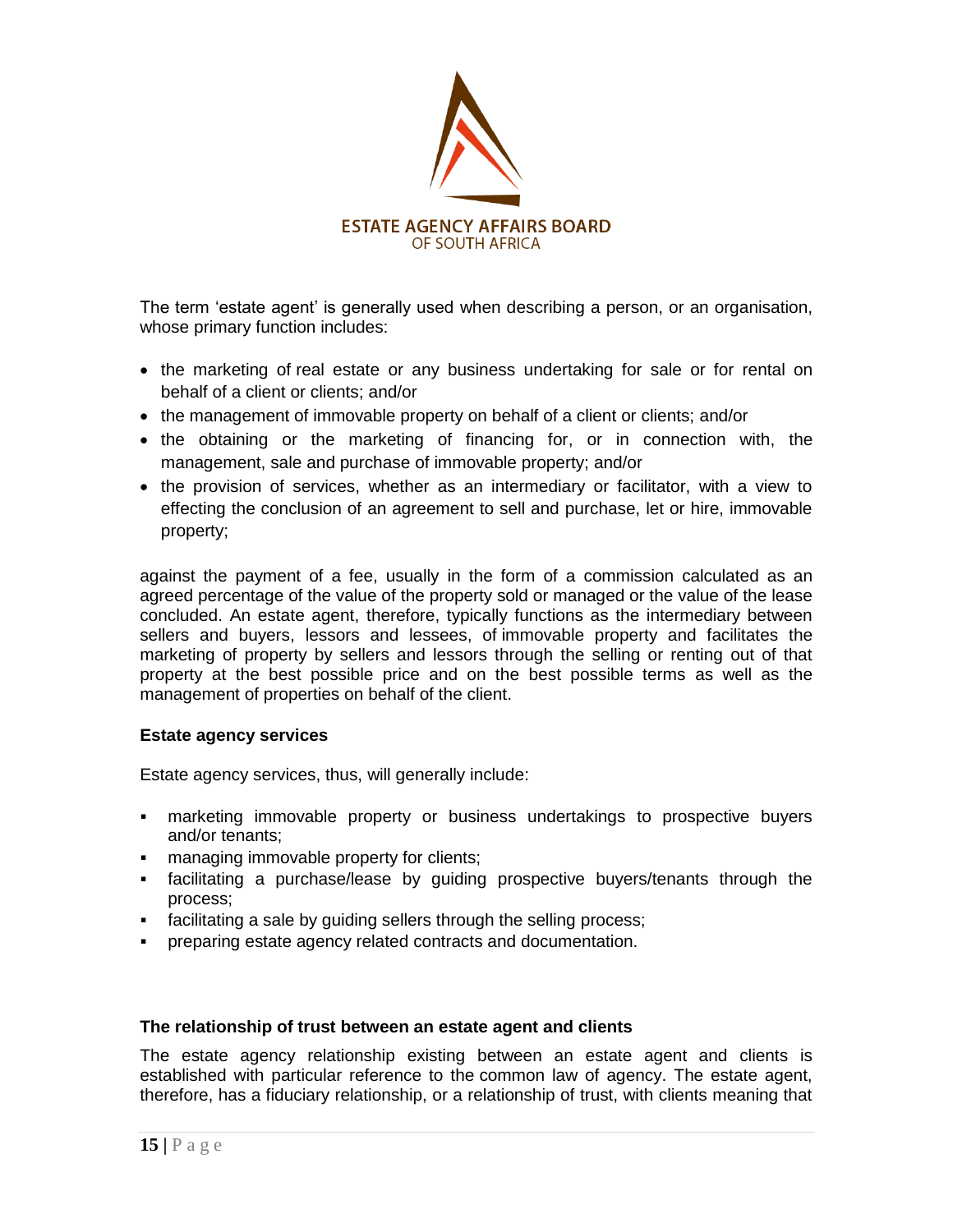The term 'estate agent' is generally used when describing a person, or an organisation, whose primary function includes:

- the marketing of real estate or any business undertaking for sale or for rental on behalf of a client or clients; and/or
- the management of immovable property on behalf of a client or clients; and/or
- the obtaining or the marketing of financing for, or in connection with, the management, sale and purchase of immovable property; and/or
- the provision of services, whether as an intermediary or facilitator, with a view to effecting the conclusion of an agreement to sell and purchase, let or hire, immovable property;

against the payment of a fee, usually in the form of a commission calculated as an agreed percentage of the value of the property sold or managed or the value of the lease concluded. An estate agent, therefore, typically functions as the intermediary between sellers and buyers, lessors and lessees, of immovable property and facilitates the marketing of property by sellers and lessors through the selling or renting out of that property at the best possible price and on the best possible terms as well as the management of properties on behalf of the client.

**Estate agency services**

Estate agency services, thus, will generally include:

- marketing immovable property or business undertakings to prospective buyers and/or tenants;
- managing immovable property for clients;
- facilitating a purchase/lease by guiding prospective buyers/tenants through the process;
- facilitating a sale by guiding sellers through the selling process;
- preparing estate agency related contracts and documentation.

**The relationship of trust between an estate agent and clients**

The estate agency relationship existing between an estate agent and clients is established with particular reference to the common law of agency. The estate agent, therefore, has a fiduciary relationship, or a relationship of trust, with clients meaning that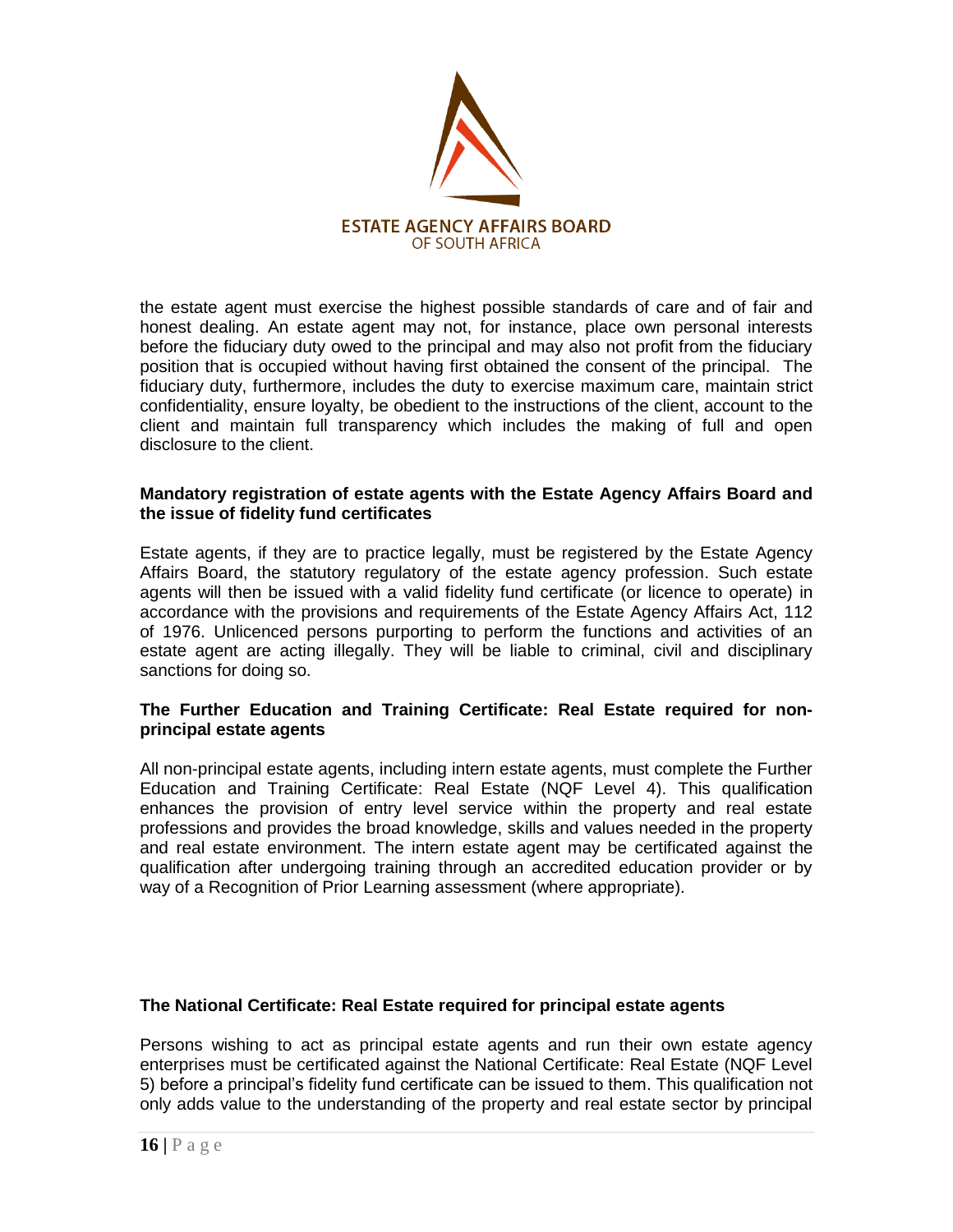the estate agent must exercise the highest possible standards of care and of fair and honest dealing. An estate agent may not, for instance, place own personal interests before the fiduciary duty owed to the principal and may also not profit from the fiduciary position that is occupied without having first obtained the consent of the principal. The fiduciary duty, furthermore, includes the duty to exercise maximum care, maintain strict confidentiality, ensure loyalty, be obedient to the instructions of the client, account to the client and maintain full transparency which includes the making of full and open disclosure to the client.

**Mandatory registration of estate agents with the Estate Agency Affairs Board and the issue of fidelity fund certificates**

Estate agents, if they are to practice legally, must be registered by the Estate Agency Affairs Board, the statutory regulatory of the estate agency profession. Such estate agents will then be issued with a valid fidelity fund certificate (or licence to operate) in accordance with the provisions and requirements of the Estate Agency Affairs Act, 112 of 1976. Unlicenced persons purporting to perform the functions and activities of an estate agent are acting illegally. They will be liable to criminal, civil and disciplinary sanctions for doing so.

**The Further Education and Training Certificate: Real Estate required for non-principal estate agents**

All non-principal estate agents, including intern estate agents, must complete the Further Education and Training Certificate: Real Estate (NQF Level 4). This qualification enhances the provision of entry level service within the property and real estate professions and provides the broad knowledge, skills and values needed in the property and real estate environment. The intern estate agent may be certificated against the qualification after undergoing training through an accredited education provider or by way of a Recognition of Prior Learning assessment (where appropriate).

**The National Certificate: Real Estate required for principal estate agents**

Persons wishing to act as principal estate agents and run their own estate agency enterprises must be certificated against the National Certificate: Real Estate (NQF Level 5) before a principal's fidelity fund certificate can be issued to them. This qualification not only adds value to the understanding of the property and real estate sector by principal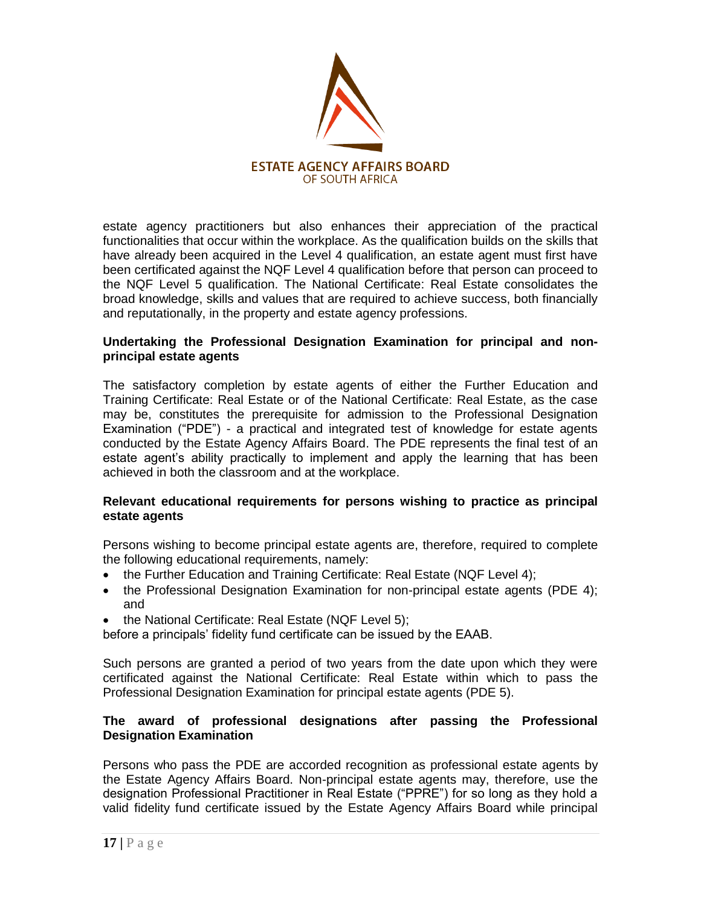estate agency practitioners but also enhances their appreciation of the practical functionalities that occur within the workplace. As the qualification builds on the skills that have already been acquired in the Level 4 qualification, an estate agent must first have been certificated against the NQF Level 4 qualification before that person can proceed to the NQF Level 5 qualification. The National Certificate: Real Estate consolidates the broad knowledge, skills and values that are required to achieve success, both financially and reputationally, in the property and estate agency professions.

**Undertaking the Professional Designation Examination for principal and non-principal estate agents**

The satisfactory completion by estate agents of either the Further Education and Training Certificate: Real Estate or of the National Certificate: Real Estate, as the case may be, constitutes the prerequisite for admission to the Professional Designation Examination ("PDE") - a practical and integrated test of knowledge for estate agents conducted by the Estate Agency Affairs Board. The PDE represents the final test of an estate agent's ability practically to implement and apply the learning that has been achieved in both the classroom and at the workplace.

**Relevant educational requirements for persons wishing to practice as principal estate agents**

Persons wishing to become principal estate agents are, therefore, required to complete the following educational requirements, namely:

- the Further Education and Training Certificate: Real Estate (NQF Level 4);
- the Professional Designation Examination for non-principal estate agents (PDE 4); and
- the National Certificate: Real Estate (NQF Level 5);

before a principals' fidelity fund certificate can be issued by the EAAB.

Such persons are granted a period of two years from the date upon which they were certificated against the National Certificate: Real Estate within which to pass the Professional Designation Examination for principal estate agents (PDE 5).

**The award of professional designations after passing the Professional Designation Examination**

Persons who pass the PDE are accorded recognition as professional estate agents by the Estate Agency Affairs Board. Non-principal estate agents may, therefore, use the designation Professional Practitioner in Real Estate ("PPRE") for so long as they hold a valid fidelity fund certificate issued by the Estate Agency Affairs Board while principal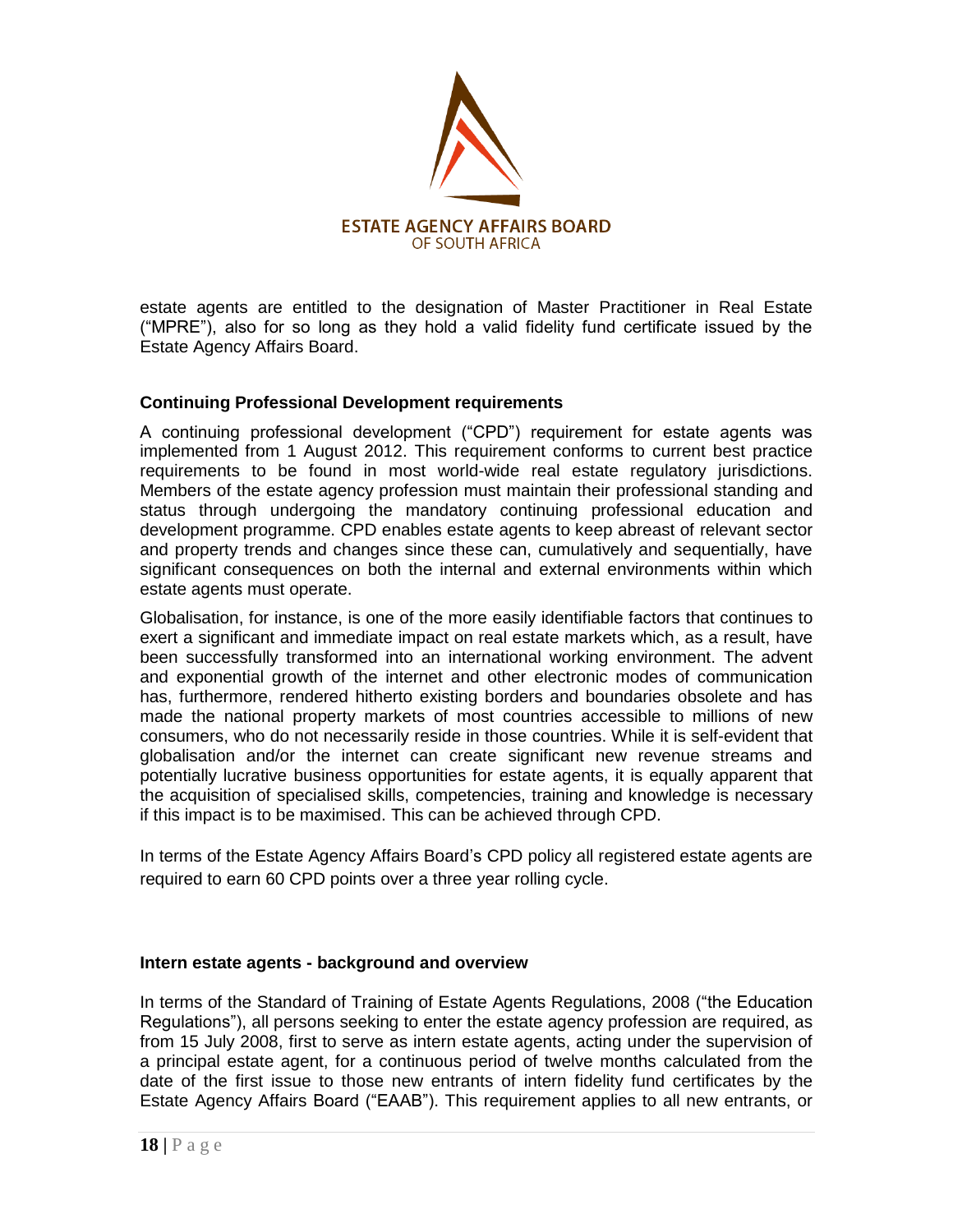estate agents are entitled to the designation of Master Practitioner in Real Estate ("MPRE"), also for so long as they hold a valid fidelity fund certificate issued by the Estate Agency Affairs Board.

**Continuing Professional Development requirements**

A continuing professional development ("CPD") requirement for estate agents was implemented from 1 August 2012. This requirement conforms to current best practice requirements to be found in most world-wide real estate regulatory jurisdictions. Members of the estate agency profession must maintain their professional standing and status through undergoing the mandatory continuing professional education and development programme. CPD enables estate agents to keep abreast of relevant sector and property trends and changes since these can, cumulatively and sequentially, have significant consequences on both the internal and external environments within which estate agents must operate.

Globalisation, for instance, is one of the more easily identifiable factors that continues to exert a significant and immediate impact on real estate markets which, as a result, have been successfully transformed into an international working environment. The advent and exponential growth of the internet and other electronic modes of communication has, furthermore, rendered hitherto existing borders and boundaries obsolete and has made the national property markets of most countries accessible to millions of new consumers, who do not necessarily reside in those countries. While it is self-evident that globalisation and/or the internet can create significant new revenue streams and potentially lucrative business opportunities for estate agents, it is equally apparent that the acquisition of specialised skills, competencies, training and knowledge is necessary if this impact is to be maximised. This can be achieved through CPD.

In terms of the Estate Agency Affairs Board's CPD policy all registered estate agents are required to earn 60 CPD points over a three year rolling cycle.

**Intern estate agents - background and overview**

In terms of the Standard of Training of Estate Agents Regulations, 2008 ("the Education Regulations"), all persons seeking to enter the estate agency profession are required, as from 15 July 2008, first to serve as intern estate agents, acting under the supervision of a principal estate agent, for a continuous period of twelve months calculated from the date of the first issue to those new entrants of intern fidelity fund certificates by the Estate Agency Affairs Board ("EAAB"). This requirement applies to all new entrants, or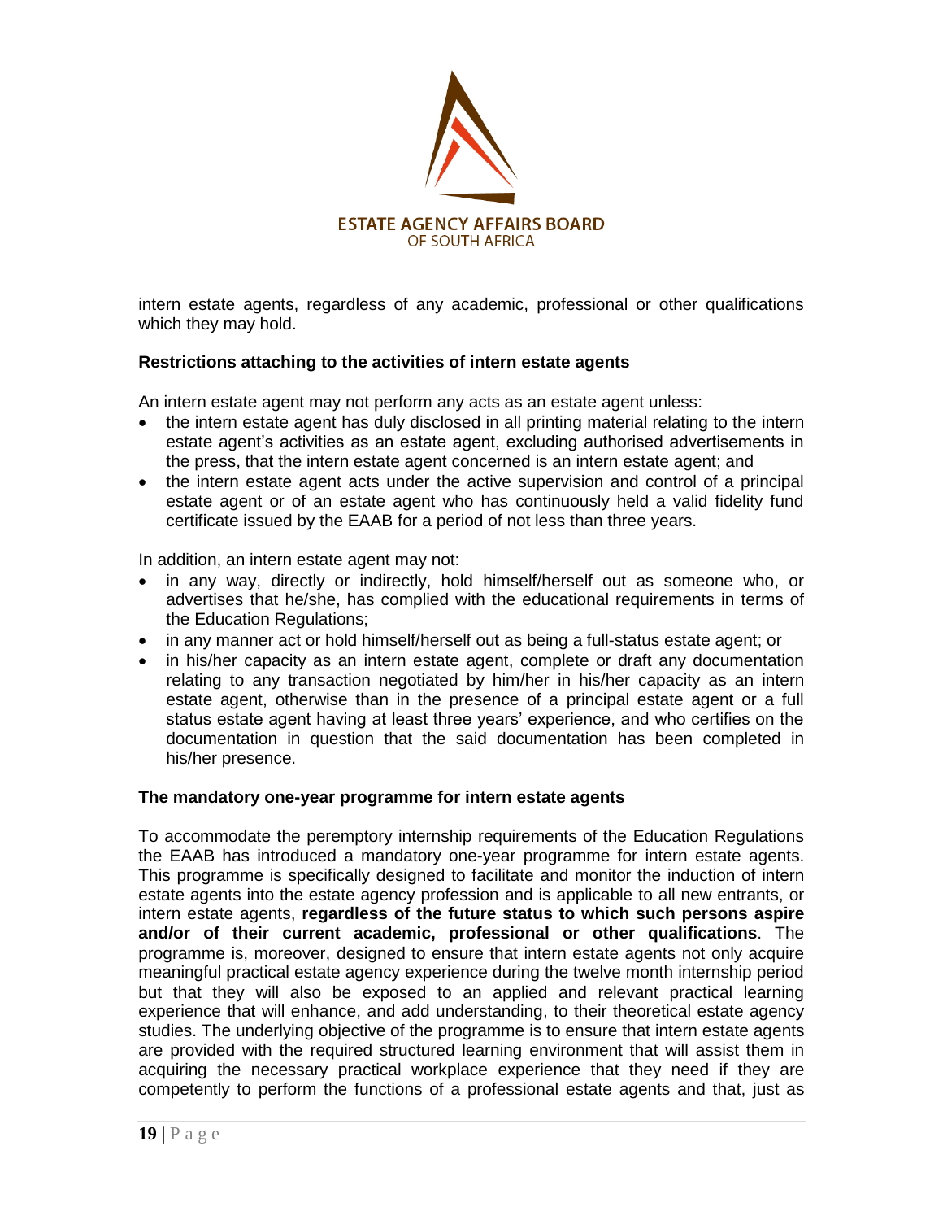intern estate agents, regardless of any academic, professional or other qualifications which they may hold.

**Restrictions attaching to the activities of intern estate agents**

An intern estate agent may not perform any acts as an estate agent unless:

- the intern estate agent has duly disclosed in all printing material relating to the intern estate agent's activities as an estate agent, excluding authorised advertisements in the press, that the intern estate agent concerned is an intern estate agent; and
- the intern estate agent acts under the active supervision and control of a principal estate agent or of an estate agent who has continuously held a valid fidelity fund certificate issued by the EAAB for a period of not less than three years.

In addition, an intern estate agent may not:

- in any way, directly or indirectly, hold himself/herself out as someone who, or advertises that he/she, has complied with the educational requirements in terms of the Education Regulations;
- in any manner act or hold himself/herself out as being a full-status estate agent; or
- in his/her capacity as an intern estate agent, complete or draft any documentation relating to any transaction negotiated by him/her in his/her capacity as an intern estate agent, otherwise than in the presence of a principal estate agent or a full status estate agent having at least three years' experience, and who certifies on the documentation in question that the said documentation has been completed in his/her presence.

**The mandatory one-year programme for intern estate agents**

To accommodate the peremptory internship requirements of the Education Regulations the EAAB has introduced a mandatory one-year programme for intern estate agents. This programme is specifically designed to facilitate and monitor the induction of intern estate agents into the estate agency profession and is applicable to all new entrants, or intern estate agents, **regardless of the future status to which such persons aspire and/or of their current academic, professional or other qualifications**. The programme is, moreover, designed to ensure that intern estate agents not only acquire meaningful practical estate agency experience during the twelve month internship period but that they will also be exposed to an applied and relevant practical learning experience that will enhance, and add understanding, to their theoretical estate agency studies. The underlying objective of the programme is to ensure that intern estate agents are provided with the required structured learning environment that will assist them in acquiring the necessary practical workplace experience that they need if they are competently to perform the functions of a professional estate agents and that, just as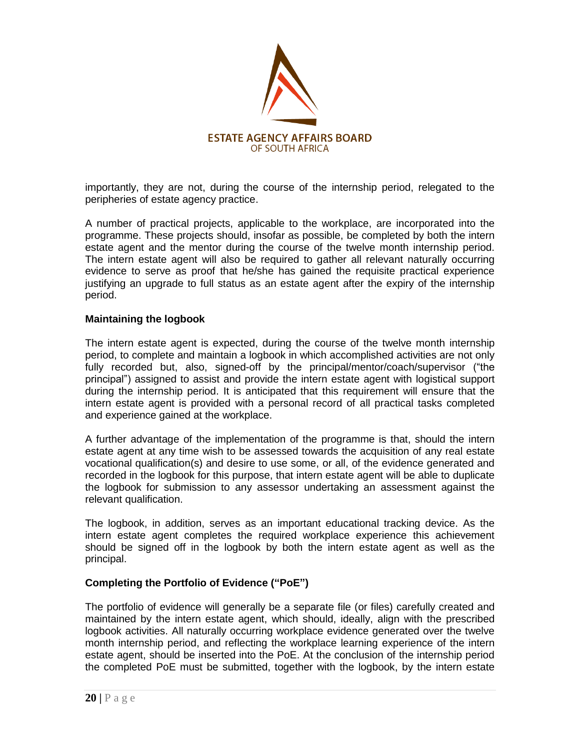importantly, they are not, during the course of the internship period, relegated to the peripheries of estate agency practice.

A number of practical projects, applicable to the workplace, are incorporated into the programme. These projects should, insofar as possible, be completed by both the intern estate agent and the mentor during the course of the twelve month internship period. The intern estate agent will also be required to gather all relevant naturally occurring evidence to serve as proof that he/she has gained the requisite practical experience justifying an upgrade to full status as an estate agent after the expiry of the internship period.

**Maintaining the logbook**

The intern estate agent is expected, during the course of the twelve month internship period, to complete and maintain a logbook in which accomplished activities are not only fully recorded but, also, signed-off by the principal/mentor/coach/supervisor ("the principal") assigned to assist and provide the intern estate agent with logistical support during the internship period. It is anticipated that this requirement will ensure that the intern estate agent is provided with a personal record of all practical tasks completed and experience gained at the workplace.

A further advantage of the implementation of the programme is that, should the intern estate agent at any time wish to be assessed towards the acquisition of any real estate vocational qualification(s) and desire to use some, or all, of the evidence generated and recorded in the logbook for this purpose, that intern estate agent will be able to duplicate the logbook for submission to any assessor undertaking an assessment against the relevant qualification.

The logbook, in addition, serves as an important educational tracking device. As the intern estate agent completes the required workplace experience this achievement should be signed off in the logbook by both the intern estate agent as well as the principal.

**Completing the Portfolio of Evidence ("PoE")**

The portfolio of evidence will generally be a separate file (or files) carefully created and maintained by the intern estate agent, which should, ideally, align with the prescribed logbook activities. All naturally occurring workplace evidence generated over the twelve month internship period, and reflecting the workplace learning experience of the intern estate agent, should be inserted into the PoE. At the conclusion of the internship period the completed PoE must be submitted, together with the logbook, by the intern estate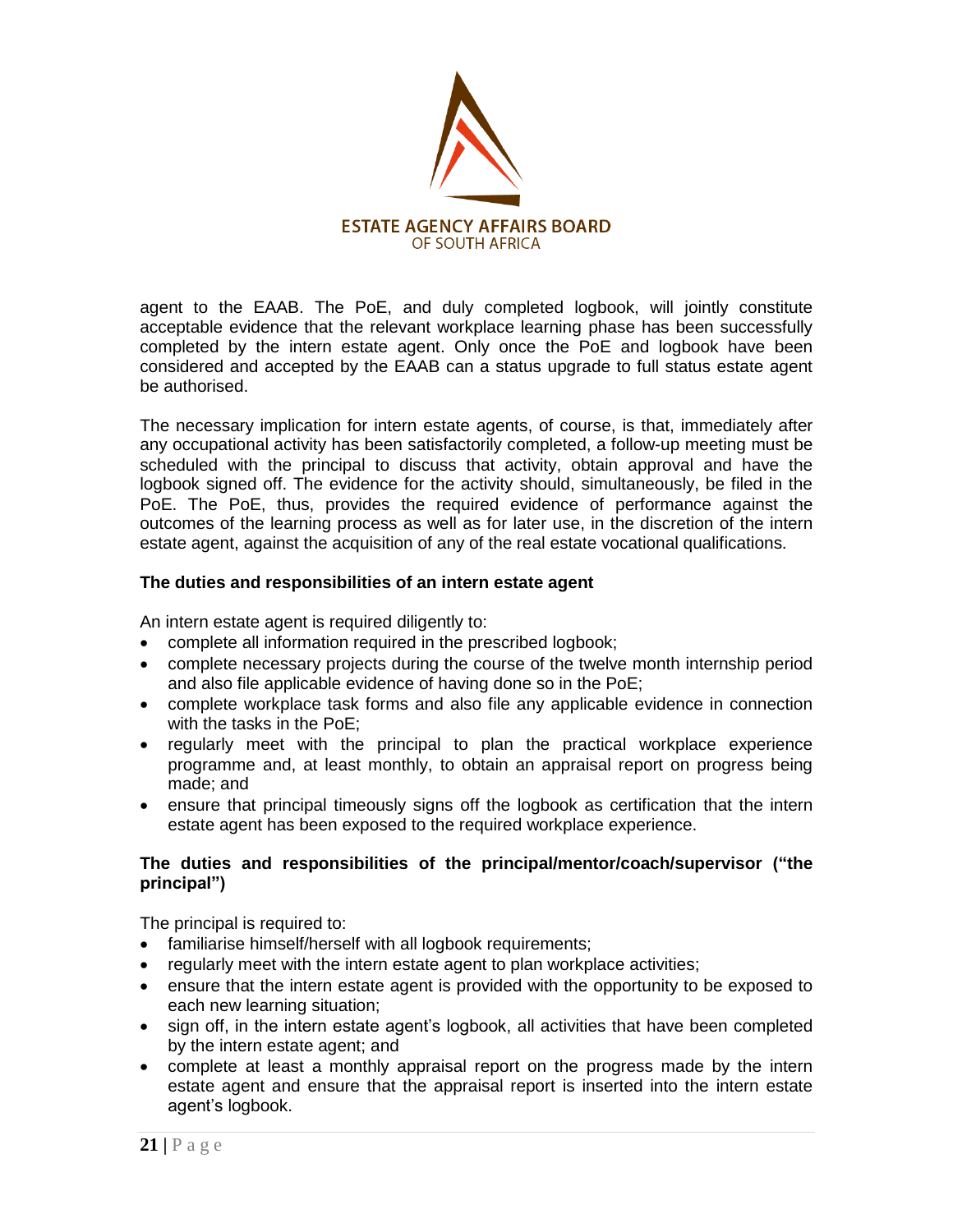agent to the EAAB. The PoE, and duly completed logbook, will jointly constitute acceptable evidence that the relevant workplace learning phase has been successfully completed by the intern estate agent. Only once the PoE and logbook have been considered and accepted by the EAAB can a status upgrade to full status estate agent be authorised.

The necessary implication for intern estate agents, of course, is that, immediately after any occupational activity has been satisfactorily completed, a follow-up meeting must be scheduled with the principal to discuss that activity, obtain approval and have the logbook signed off. The evidence for the activity should, simultaneously, be filed in the PoE. The PoE, thus, provides the required evidence of performance against the outcomes of the learning process as well as for later use, in the discretion of the intern estate agent, against the acquisition of any of the real estate vocational qualifications.

**The duties and responsibilities of an intern estate agent**

An intern estate agent is required diligently to:

- complete all information required in the prescribed logbook;
- complete necessary projects during the course of the twelve month internship period and also file applicable evidence of having done so in the PoE;
- complete workplace task forms and also file any applicable evidence in connection with the tasks in the PoE;
- regularly meet with the principal to plan the practical workplace experience programme and, at least monthly, to obtain an appraisal report on progress being made; and
- ensure that principal timeously signs off the logbook as certification that the intern estate agent has been exposed to the required workplace experience.

**The duties and responsibilities of the principal/mentor/coach/supervisor ("the principal")**

The principal is required to:

- familiarise himself/herself with all logbook requirements;
- regularly meet with the intern estate agent to plan workplace activities;
- ensure that the intern estate agent is provided with the opportunity to be exposed to each new learning situation;
- sign off, in the intern estate agent's logbook, all activities that have been completed by the intern estate agent; and
- complete at least a monthly appraisal report on the progress made by the intern estate agent and ensure that the appraisal report is inserted into the intern estate agent's logbook.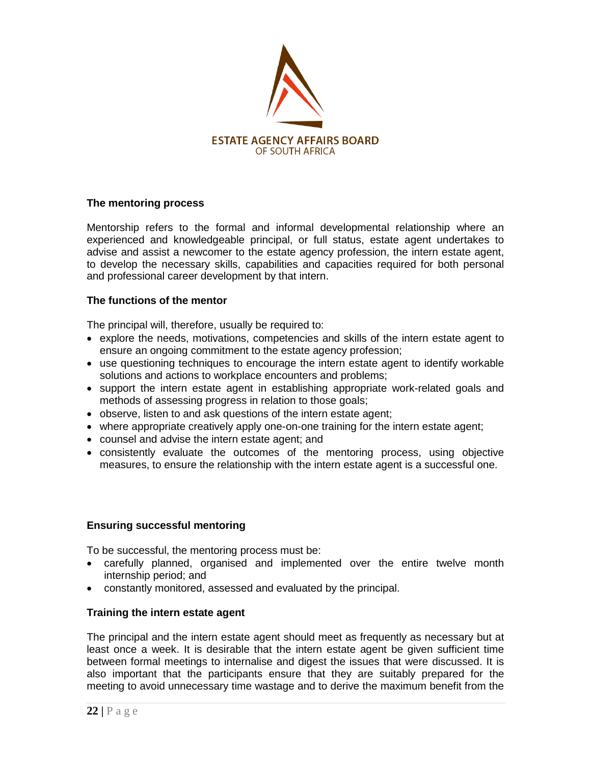## The mentoring process

Mentorship refers to the formal and informal developmental relationship where an experienced and knowledgeable principal, or full status, estate agent undertakes to advise and assist a newcomer to the estate agency profession, the intern estate agent, to develop the necessary skills, capabilities and capacities required for both personal and professional career development by that intern.

## The functions of the mentor

The principal will, therefore, usually be required to:

- explore the needs, motivations, competencies and skills of the intern estate agent to ensure an ongoing commitment to the estate agency profession;
- use questioning techniques to encourage the intern estate agent to identify workable solutions and actions to workplace encounters and problems;
- support the intern estate agent in establishing appropriate work-related goals and methods of assessing progress in relation to those goals;
- observe, listen to and ask questions of the intern estate agent;
- where appropriate creatively apply one-on-one training for the intern estate agent;
- counsel and advise the intern estate agent; and
- consistently evaluate the outcomes of the mentoring process, using objective measures, to ensure the relationship with the intern estate agent is a successful one.

## Ensuring successful mentoring

To be successful, the mentoring process must be:

- carefully planned, organised and implemented over the entire twelve month internship period; and
- constantly monitored, assessed and evaluated by the principal.

## Training the intern estate agent

The principal and the intern estate agent should meet as frequently as necessary but at least once a week. It is desirable that the intern estate agent be given sufficient time between formal meetings to internalise and digest the issues that were discussed. It is also important that the participants ensure that they are suitably prepared for the meeting to avoid unnecessary time wastage and to derive the maximum benefit from the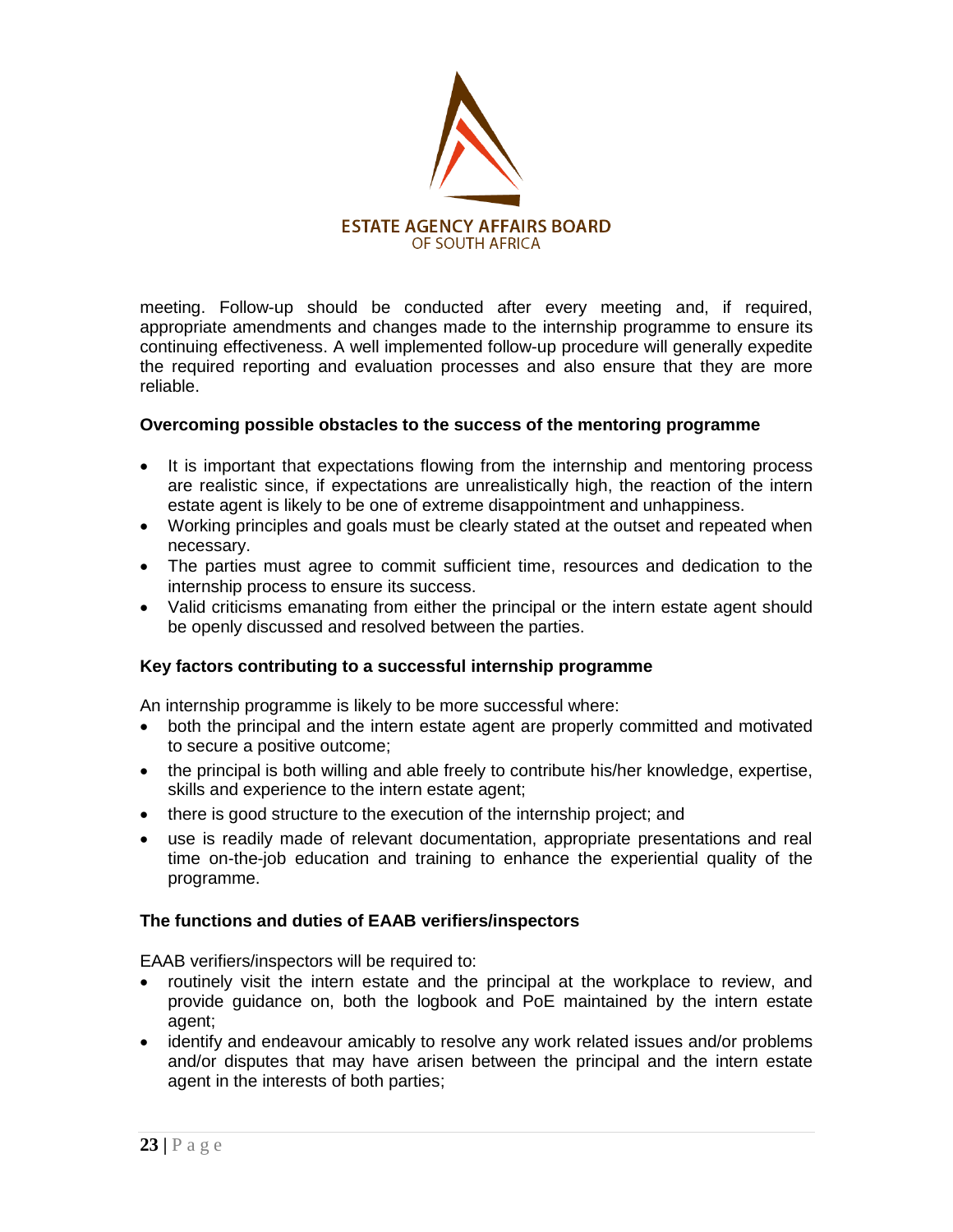meeting. Follow-up should be conducted after every meeting and, if required, appropriate amendments and changes made to the internship programme to ensure its continuing effectiveness. A well implemented follow-up procedure will generally expedite the required reporting and evaluation processes and also ensure that they are more reliable.

**Overcoming possible obstacles to the success of the mentoring programme**

- It is important that expectations flowing from the internship and mentoring process are realistic since, if expectations are unrealistically high, the reaction of the intern estate agent is likely to be one of extreme disappointment and unhappiness.
- Working principles and goals must be clearly stated at the outset and repeated when necessary.
- The parties must agree to commit sufficient time, resources and dedication to the internship process to ensure its success.
- Valid criticisms emanating from either the principal or the intern estate agent should be openly discussed and resolved between the parties.

**Key factors contributing to a successful internship programme**

An internship programme is likely to be more successful where:

- both the principal and the intern estate agent are properly committed and motivated to secure a positive outcome;
- the principal is both willing and able freely to contribute his/her knowledge, expertise, skills and experience to the intern estate agent;
- there is good structure to the execution of the internship project; and
- use is readily made of relevant documentation, appropriate presentations and real time on-the-job education and training to enhance the experiential quality of the programme.

**The functions and duties of EAAB verifiers/inspectors**

EAAB verifiers/inspectors will be required to:

- routinely visit the intern estate and the principal at the workplace to review, and provide guidance on, both the logbook and PoE maintained by the intern estate agent;
- identify and endeavour amicably to resolve any work related issues and/or problems and/or disputes that may have arisen between the principal and the intern estate agent in the interests of both parties;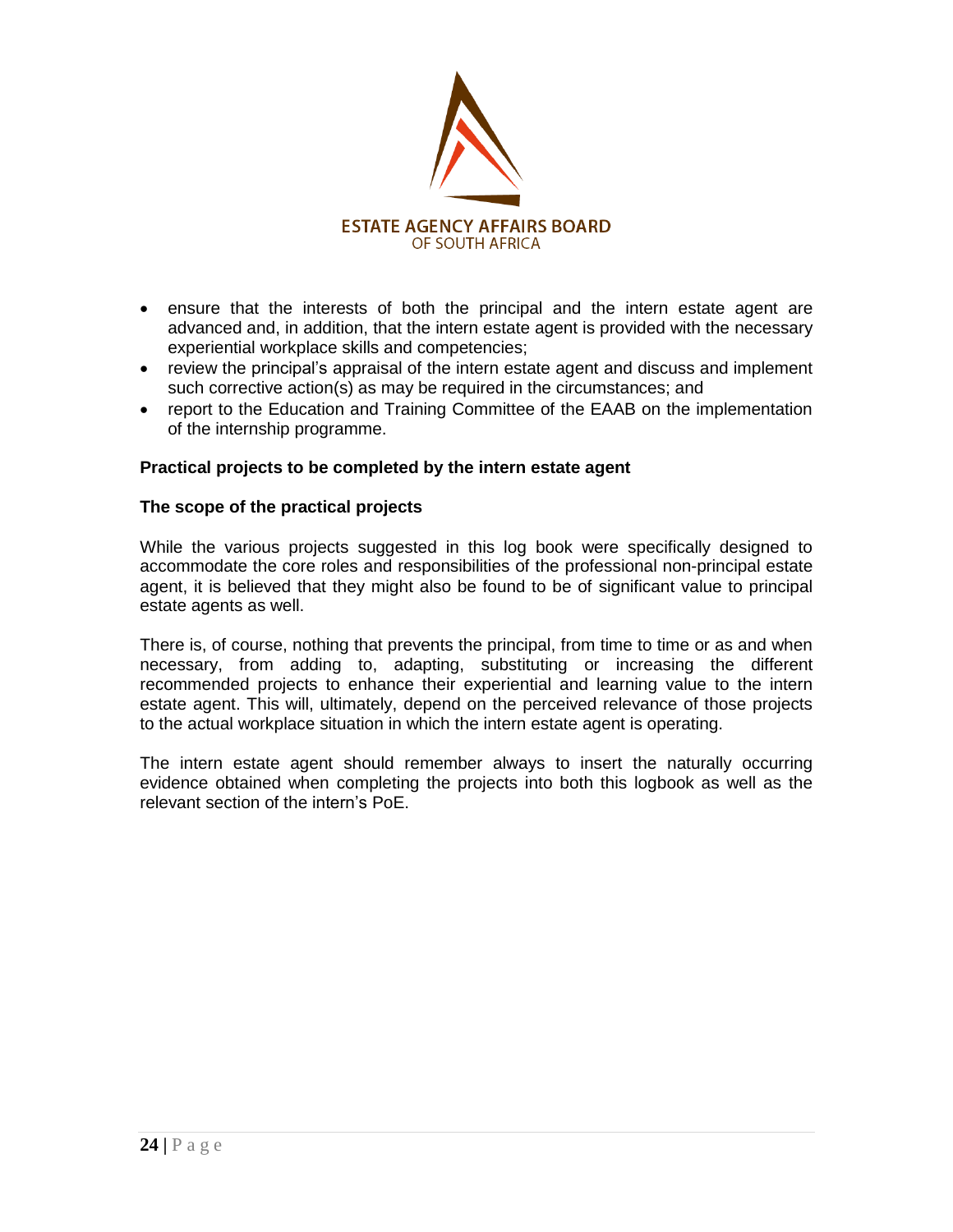- ensure that the interests of both the principal and the intern estate agent are advanced and, in addition, that the intern estate agent is provided with the necessary experiential workplace skills and competencies;
- review the principal's appraisal of the intern estate agent and discuss and implement such corrective action(s) as may be required in the circumstances; and
- report to the Education and Training Committee of the EAAB on the implementation of the internship programme.

**Practical projects to be completed by the intern estate agent**

**The scope of the practical projects**

While the various projects suggested in this log book were specifically designed to accommodate the core roles and responsibilities of the professional non-principal estate agent, it is believed that they might also be found to be of significant value to principal estate agents as well.

There is, of course, nothing that prevents the principal, from time to time or as and when necessary, from adding to, adapting, substituting or increasing the different recommended projects to enhance their experiential and learning value to the intern estate agent. This will, ultimately, depend on the perceived relevance of those projects to the actual workplace situation in which the intern estate agent is operating.

The intern estate agent should remember always to insert the naturally occurring evidence obtained when completing the projects into both this logbook as well as the relevant section of the intern's PoE.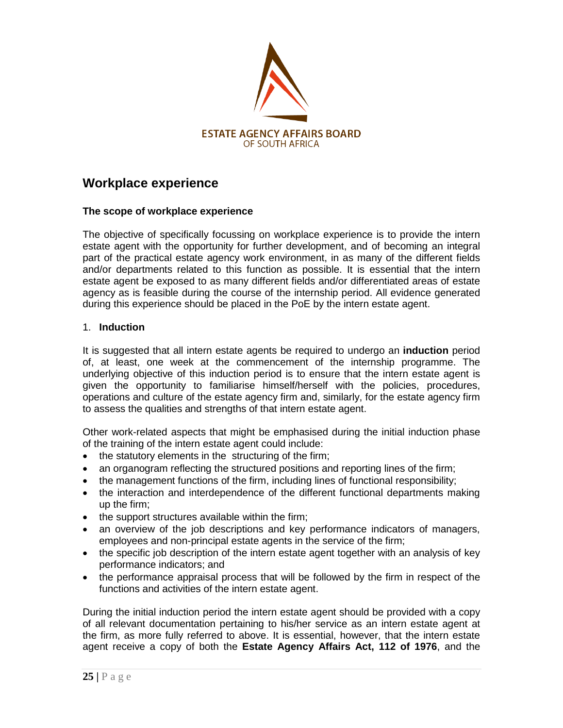## Workplace experience

### The scope of workplace experience

The objective of specifically focussing on workplace experience is to provide the intern estate agent with the opportunity for further development, and of becoming an integral part of the practical estate agency work environment, in as many of the different fields and/or departments related to this function as possible. It is essential that the intern estate agent be exposed to as many different fields and/or differentiated areas of estate agency as is feasible during the course of the internship period. All evidence generated during this experience should be placed in the PoE by the intern estate agent.

1. **Induction**

It is suggested that all intern estate agents be required to undergo an **induction** period of, at least, one week at the commencement of the internship programme. The underlying objective of this induction period is to ensure that the intern estate agent is given the opportunity to familiarise himself/herself with the policies, procedures, operations and culture of the estate agency firm and, similarly, for the estate agency firm to assess the qualities and strengths of that intern estate agent.

Other work-related aspects that might be emphasised during the initial induction phase of the training of the intern estate agent could include:

- the statutory elements in the structuring of the firm;
- an organogram reflecting the structured positions and reporting lines of the firm;
- the management functions of the firm, including lines of functional responsibility;
- the interaction and interdependence of the different functional departments making up the firm;
- the support structures available within the firm;
- an overview of the job descriptions and key performance indicators of managers, employees and non-principal estate agents in the service of the firm;
- the specific job description of the intern estate agent together with an analysis of key performance indicators; and
- the performance appraisal process that will be followed by the firm in respect of the functions and activities of the intern estate agent.

During the initial induction period the intern estate agent should be provided with a copy of all relevant documentation pertaining to his/her service as an intern estate agent at the firm, as more fully referred to above. It is essential, however, that the intern estate agent receive a copy of both the **Estate Agency Affairs Act, 112 of 1976**, and the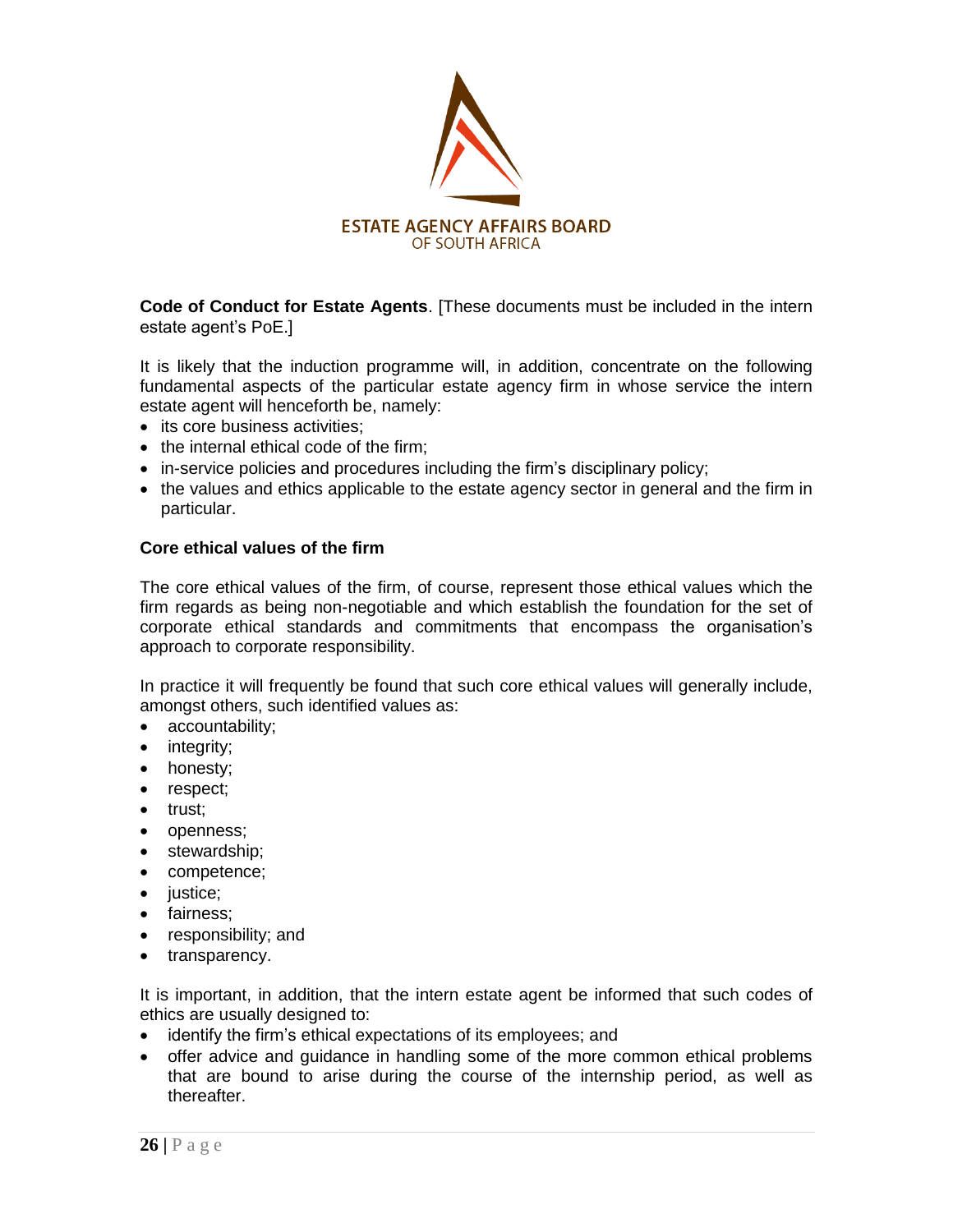**Code of Conduct for Estate Agents**. [These documents must be included in the intern estate agent's PoE.]

It is likely that the induction programme will, in addition, concentrate on the following fundamental aspects of the particular estate agency firm in whose service the intern estate agent will henceforth be, namely:

- its core business activities;
- the internal ethical code of the firm;
- in-service policies and procedures including the firm's disciplinary policy;
- the values and ethics applicable to the estate agency sector in general and the firm in particular.

**Core ethical values of the firm**

The core ethical values of the firm, of course, represent those ethical values which the firm regards as being non-negotiable and which establish the foundation for the set of corporate ethical standards and commitments that encompass the organisation's approach to corporate responsibility.

In practice it will frequently be found that such core ethical values will generally include, amongst others, such identified values as:

- accountability;
- integrity;
- honesty;
- respect;
- trust;
- openness;
- stewardship;
- competence;
- justice;
- fairness;
- responsibility; and
- transparency.

It is important, in addition, that the intern estate agent be informed that such codes of ethics are usually designed to:

- identify the firm's ethical expectations of its employees; and
- offer advice and guidance in handling some of the more common ethical problems that are bound to arise during the course of the internship period, as well as thereafter.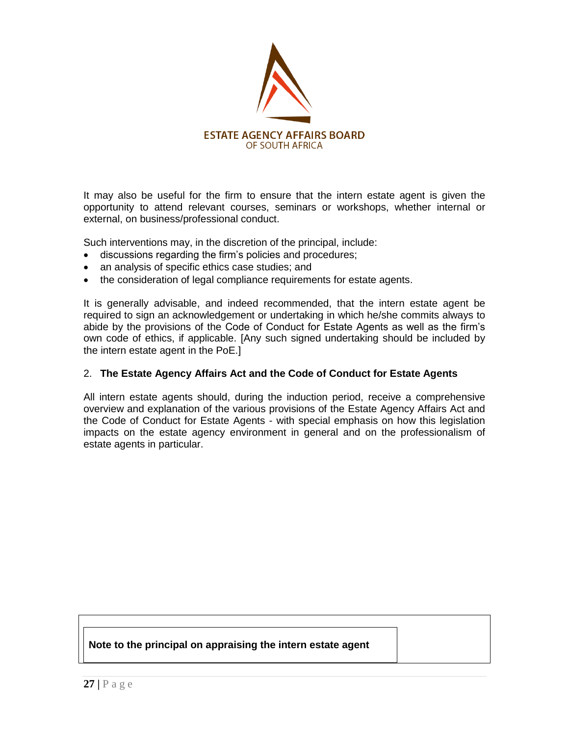It may also be useful for the firm to ensure that the intern estate agent is given the opportunity to attend relevant courses, seminars or workshops, whether internal or external, on business/professional conduct.

Such interventions may, in the discretion of the principal, include:

- discussions regarding the firm's policies and procedures;
- an analysis of specific ethics case studies; and
- the consideration of legal compliance requirements for estate agents.

It is generally advisable, and indeed recommended, that the intern estate agent be required to sign an acknowledgement or undertaking in which he/she commits always to abide by the provisions of the Code of Conduct for Estate Agents as well as the firm's own code of ethics, if applicable. [Any such signed undertaking should be included by the intern estate agent in the PoE.]

## 2. The Estate Agency Affairs Act and the Code of Conduct for Estate Agents

All intern estate agents should, during the induction period, receive a comprehensive overview and explanation of the various provisions of the Estate Agency Affairs Act and the Code of Conduct for Estate Agents - with special emphasis on how this legislation impacts on the estate agency environment in general and on the professionalism of estate agents in particular.

**Note to the principal on appraising the intern estate agent**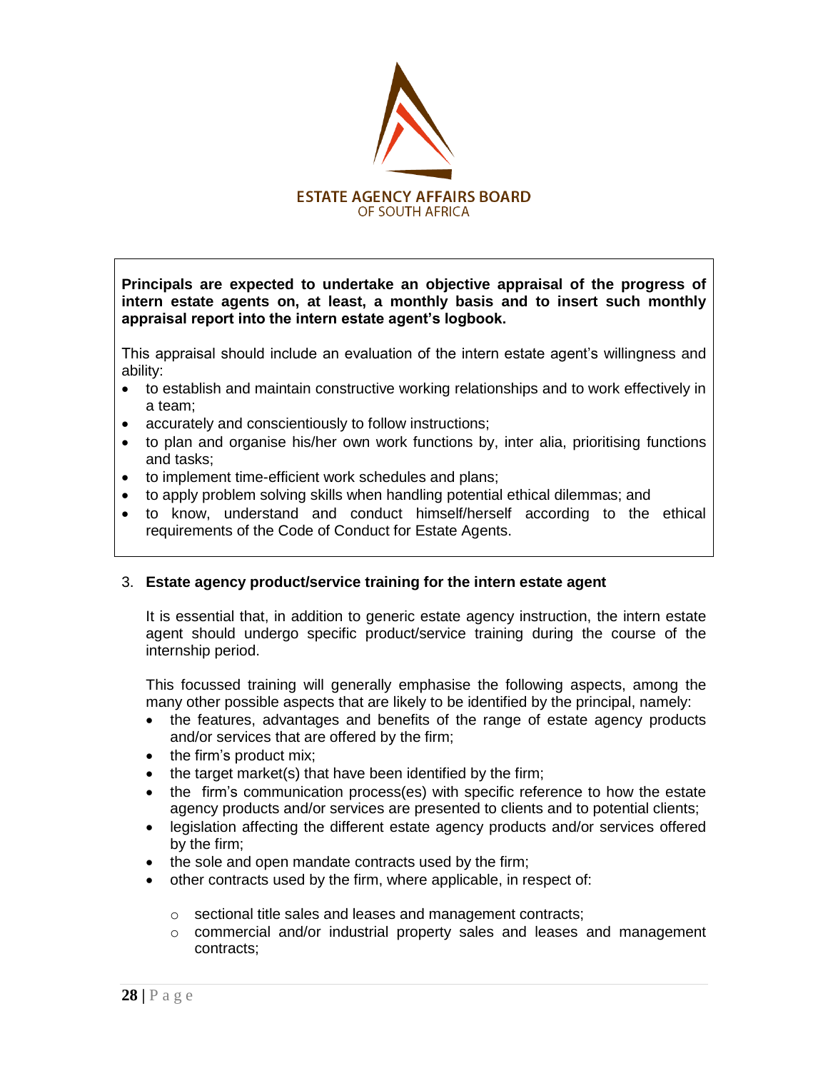**Principals are expected to undertake an objective appraisal of the progress of intern estate agents on, at least, a monthly basis and to insert such monthly appraisal report into the intern estate agent's logbook.**

This appraisal should include an evaluation of the intern estate agent's willingness and ability:

- to establish and maintain constructive working relationships and to work effectively in a team;
- accurately and conscientiously to follow instructions;
- to plan and organise his/her own work functions by, inter alia, prioritising functions and tasks;
- to implement time-efficient work schedules and plans;
- to apply problem solving skills when handling potential ethical dilemmas; and
- to know, understand and conduct himself/herself according to the ethical requirements of the Code of Conduct for Estate Agents.

3. **Estate agency product/service training for the intern estate agent**

   It is essential that, in addition to generic estate agency instruction, the intern estate agent should undergo specific product/service training during the course of the internship period.

   This focussed training will generally emphasise the following aspects, among the many other possible aspects that are likely to be identified by the principal, namely:

   - the features, advantages and benefits of the range of estate agency products and/or services that are offered by the firm;
   - the firm's product mix;
   - the target market(s) that have been identified by the firm;
   - the firm's communication process(es) with specific reference to how the estate agency products and/or services are presented to clients and to potential clients;
   - legislation affecting the different estate agency products and/or services offered by the firm;
   - the sole and open mandate contracts used by the firm;
   - other contracts used by the firm, where applicable, in respect of:
     - sectional title sales and leases and management contracts;
     - commercial and/or industrial property sales and leases and management contracts;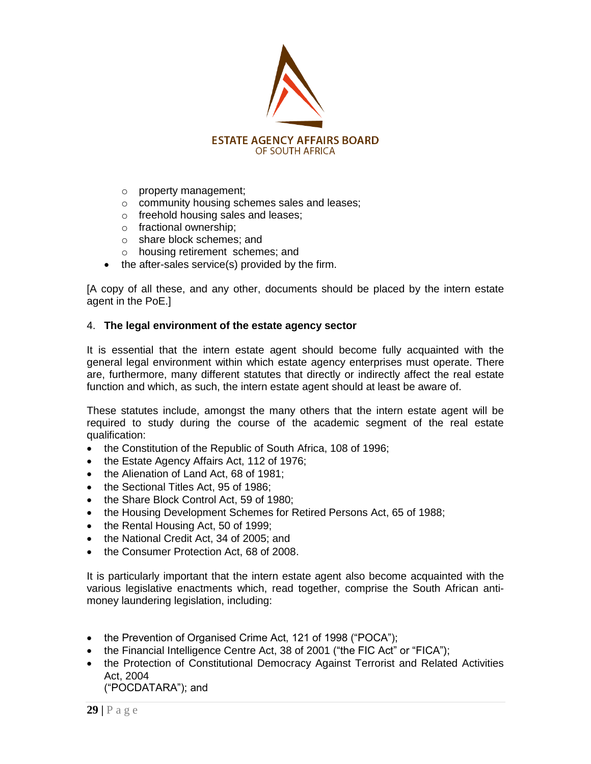- property management;
  - community housing schemes sales and leases;
  - freehold housing sales and leases;
  - fractional ownership;
  - share block schemes; and
  - housing retirement schemes; and
- the after-sales service(s) provided by the firm.

[A copy of all these, and any other, documents should be placed by the intern estate agent in the PoE.]

4. **The legal environment of the estate agency sector**

It is essential that the intern estate agent should become fully acquainted with the general legal environment within which estate agency enterprises must operate. There are, furthermore, many different statutes that directly or indirectly affect the real estate function and which, as such, the intern estate agent should at least be aware of.

These statutes include, amongst the many others that the intern estate agent will be required to study during the course of the academic segment of the real estate qualification:

- the Constitution of the Republic of South Africa, 108 of 1996;
- the Estate Agency Affairs Act, 112 of 1976;
- the Alienation of Land Act, 68 of 1981;
- the Sectional Titles Act, 95 of 1986;
- the Share Block Control Act, 59 of 1980;
- the Housing Development Schemes for Retired Persons Act, 65 of 1988;
- the Rental Housing Act, 50 of 1999;
- the National Credit Act, 34 of 2005; and
- the Consumer Protection Act, 68 of 2008.

It is particularly important that the intern estate agent also become acquainted with the various legislative enactments which, read together, comprise the South African anti-money laundering legislation, including:

- the Prevention of Organised Crime Act, 121 of 1998 ("POCA");
- the Financial Intelligence Centre Act, 38 of 2001 ("the FIC Act" or "FICA");
- the Protection of Constitutional Democracy Against Terrorist and Related Activities Act, 2004 ("POCDATARA"); and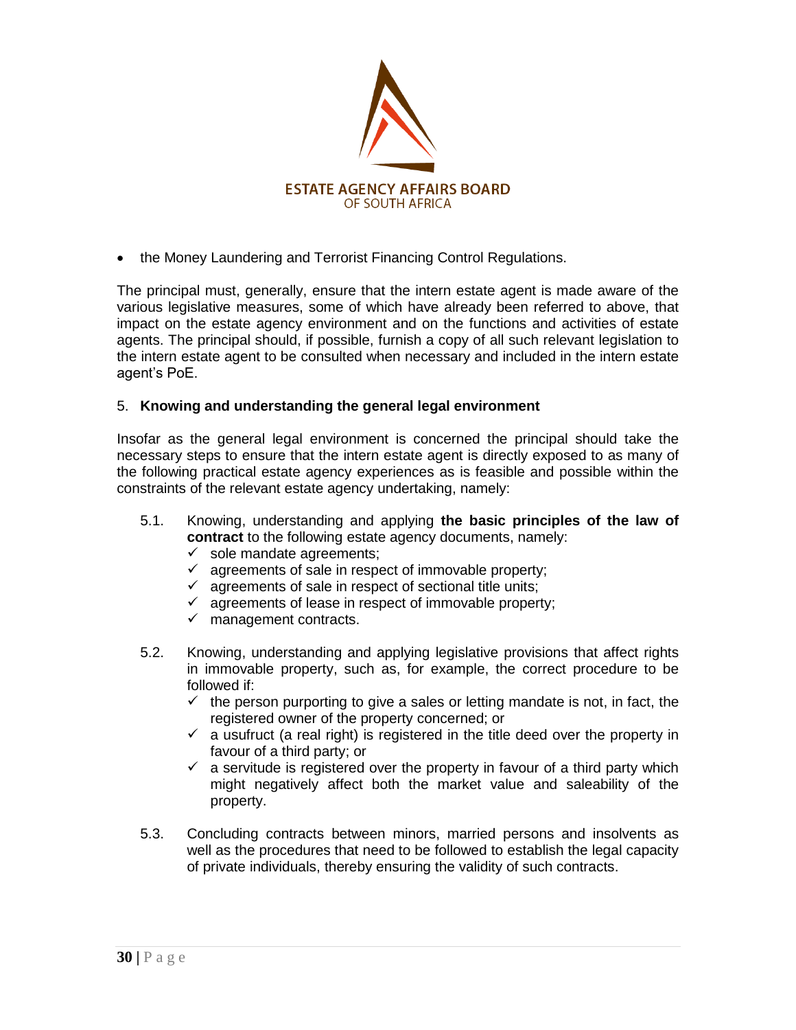- the Money Laundering and Terrorist Financing Control Regulations.

The principal must, generally, ensure that the intern estate agent is made aware of the various legislative measures, some of which have already been referred to above, that impact on the estate agency environment and on the functions and activities of estate agents. The principal should, if possible, furnish a copy of all such relevant legislation to the intern estate agent to be consulted when necessary and included in the intern estate agent's PoE.

5. **Knowing and understanding the general legal environment**

Insofar as the general legal environment is concerned the principal should take the necessary steps to ensure that the intern estate agent is directly exposed to as many of the following practical estate agency experiences as is feasible and possible within the constraints of the relevant estate agency undertaking, namely:

5.1. Knowing, understanding and applying **the basic principles of the law of contract** to the following estate agency documents, namely:
   - ✓ sole mandate agreements;
   - ✓ agreements of sale in respect of immovable property;
   - ✓ agreements of sale in respect of sectional title units;
   - ✓ agreements of lease in respect of immovable property;
   - ✓ management contracts.

5.2. Knowing, understanding and applying legislative provisions that affect rights in immovable property, such as, for example, the correct procedure to be followed if:
   - ✓ the person purporting to give a sales or letting mandate is not, in fact, the registered owner of the property concerned; or
   - ✓ a usufruct (a real right) is registered in the title deed over the property in favour of a third party; or
   - ✓ a servitude is registered over the property in favour of a third party which might negatively affect both the market value and saleability of the property.

5.3. Concluding contracts between minors, married persons and insolvents as well as the procedures that need to be followed to establish the legal capacity of private individuals, thereby ensuring the validity of such contracts.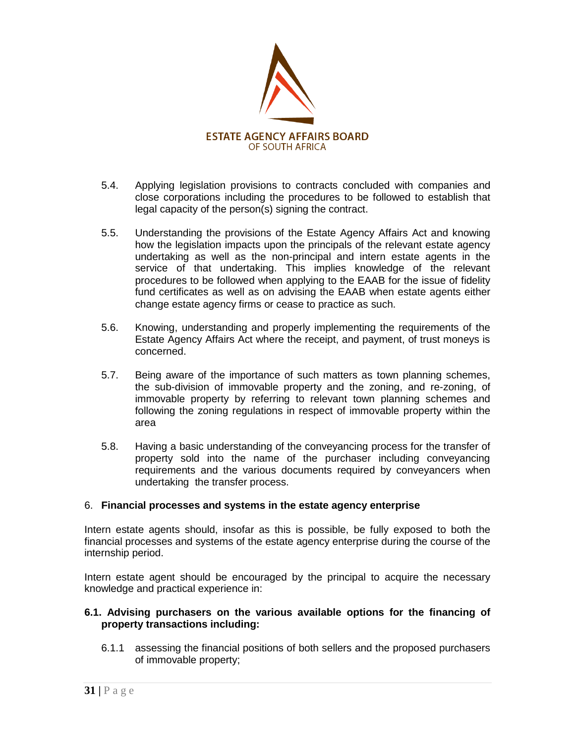5.4. Applying legislation provisions to contracts concluded with companies and close corporations including the procedures to be followed to establish that legal capacity of the person(s) signing the contract.

5.5. Understanding the provisions of the Estate Agency Affairs Act and knowing how the legislation impacts upon the principals of the relevant estate agency undertaking as well as the non-principal and intern estate agents in the service of that undertaking. This implies knowledge of the relevant procedures to be followed when applying to the EAAB for the issue of fidelity fund certificates as well as on advising the EAAB when estate agents either change estate agency firms or cease to practice as such.

5.6. Knowing, understanding and properly implementing the requirements of the Estate Agency Affairs Act where the receipt, and payment, of trust moneys is concerned.

5.7. Being aware of the importance of such matters as town planning schemes, the sub-division of immovable property and the zoning, and re-zoning, of immovable property by referring to relevant town planning schemes and following the zoning regulations in respect of immovable property within the area

5.8. Having a basic understanding of the conveyancing process for the transfer of property sold into the name of the purchaser including conveyancing requirements and the various documents required by conveyancers when undertaking the transfer process.

## 6. Financial processes and systems in the estate agency enterprise

Intern estate agents should, insofar as this is possible, be fully exposed to both the financial processes and systems of the estate agency enterprise during the course of the internship period.

Intern estate agent should be encouraged by the principal to acquire the necessary knowledge and practical experience in:

**6.1. Advising purchasers on the various available options for the financing of property transactions including:**

6.1.1 assessing the financial positions of both sellers and the proposed purchasers of immovable property;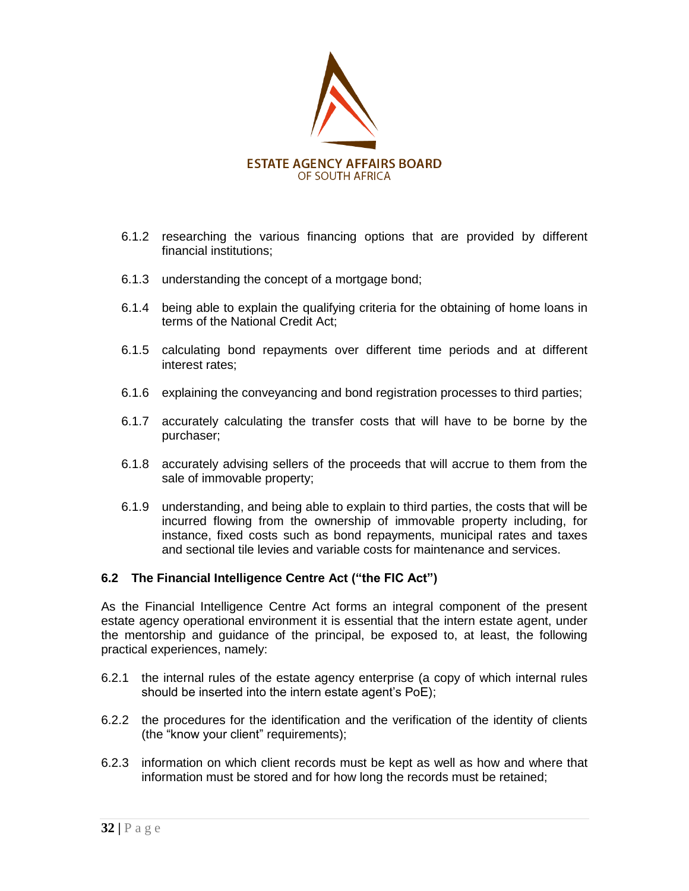6.1.2 researching the various financing options that are provided by different financial institutions;

6.1.3 understanding the concept of a mortgage bond;

6.1.4 being able to explain the qualifying criteria for the obtaining of home loans in terms of the National Credit Act;

6.1.5 calculating bond repayments over different time periods and at different interest rates;

6.1.6 explaining the conveyancing and bond registration processes to third parties;

6.1.7 accurately calculating the transfer costs that will have to be borne by the purchaser;

6.1.8 accurately advising sellers of the proceeds that will accrue to them from the sale of immovable property;

6.1.9 understanding, and being able to explain to third parties, the costs that will be incurred flowing from the ownership of immovable property including, for instance, fixed costs such as bond repayments, municipal rates and taxes and sectional tile levies and variable costs for maintenance and services.

### 6.2 The Financial Intelligence Centre Act ("the FIC Act")

As the Financial Intelligence Centre Act forms an integral component of the present estate agency operational environment it is essential that the intern estate agent, under the mentorship and guidance of the principal, be exposed to, at least, the following practical experiences, namely:

6.2.1 the internal rules of the estate agency enterprise (a copy of which internal rules should be inserted into the intern estate agent's PoE);

6.2.2 the procedures for the identification and the verification of the identity of clients (the "know your client" requirements);

6.2.3 information on which client records must be kept as well as how and where that information must be stored and for how long the records must be retained;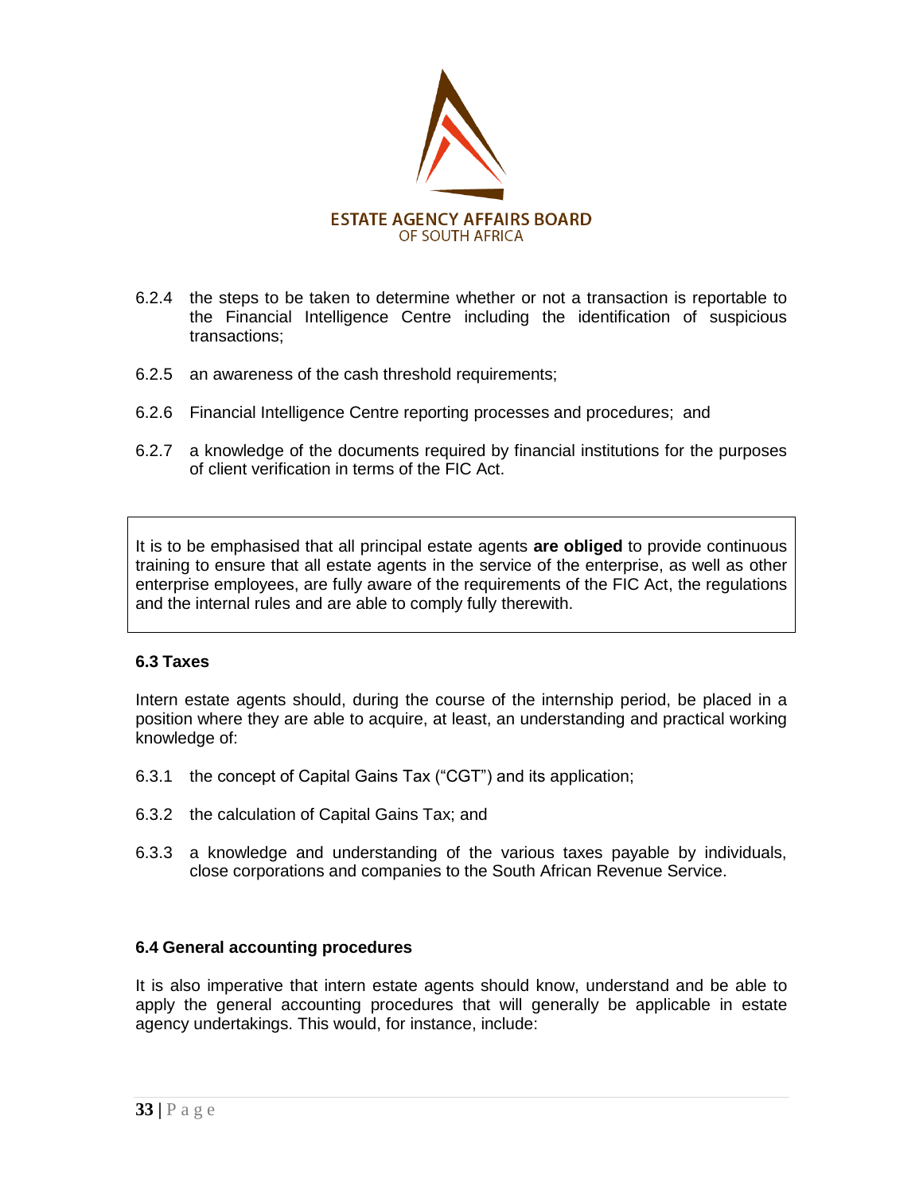6.2.4 the steps to be taken to determine whether or not a transaction is reportable to the Financial Intelligence Centre including the identification of suspicious transactions;

6.2.5 an awareness of the cash threshold requirements;

6.2.6 Financial Intelligence Centre reporting processes and procedures; and

6.2.7 a knowledge of the documents required by financial institutions for the purposes of client verification in terms of the FIC Act.

> It is to be emphasised that all principal estate agents **are obliged** to provide continuous training to ensure that all estate agents in the service of the enterprise, as well as other enterprise employees, are fully aware of the requirements of the FIC Act, the regulations and the internal rules and are able to comply fully therewith.

### 6.3 Taxes

Intern estate agents should, during the course of the internship period, be placed in a position where they are able to acquire, at least, an understanding and practical working knowledge of:

6.3.1 the concept of Capital Gains Tax ("CGT") and its application;

6.3.2 the calculation of Capital Gains Tax; and

6.3.3 a knowledge and understanding of the various taxes payable by individuals, close corporations and companies to the South African Revenue Service.

### 6.4 General accounting procedures

It is also imperative that intern estate agents should know, understand and be able to apply the general accounting procedures that will generally be applicable in estate agency undertakings. This would, for instance, include: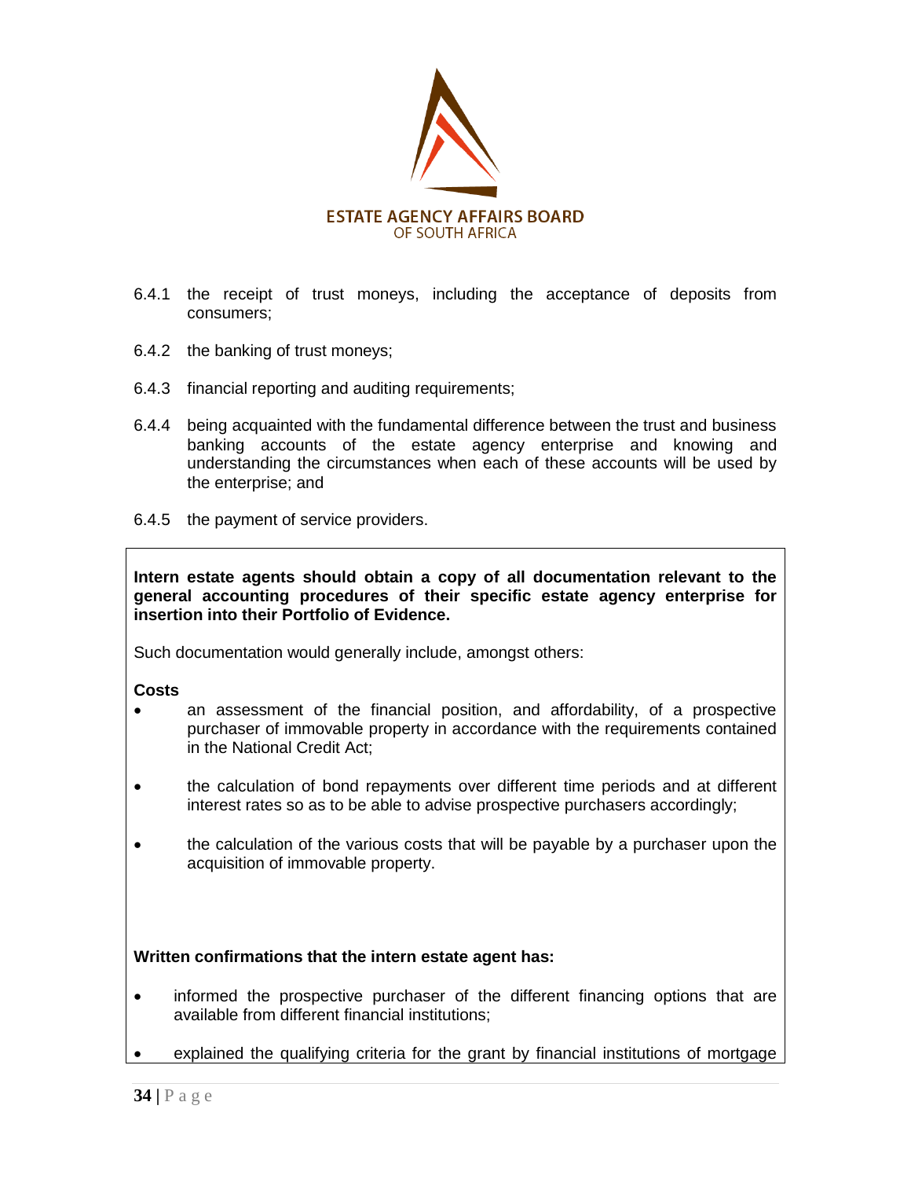6.4.1 the receipt of trust moneys, including the acceptance of deposits from consumers;

6.4.2 the banking of trust moneys;

6.4.3 financial reporting and auditing requirements;

6.4.4 being acquainted with the fundamental difference between the trust and business banking accounts of the estate agency enterprise and knowing and understanding the circumstances when each of these accounts will be used by the enterprise; and

6.4.5 the payment of service providers.

**Intern estate agents should obtain a copy of all documentation relevant to the general accounting procedures of their specific estate agency enterprise for insertion into their Portfolio of Evidence.**

Such documentation would generally include, amongst others:

**Costs**

- an assessment of the financial position, and affordability, of a prospective purchaser of immovable property in accordance with the requirements contained in the National Credit Act;
- the calculation of bond repayments over different time periods and at different interest rates so as to be able to advise prospective purchasers accordingly;
- the calculation of the various costs that will be payable by a purchaser upon the acquisition of immovable property.

**Written confirmations that the intern estate agent has:**

- informed the prospective purchaser of the different financing options that are available from different financial institutions;
- explained the qualifying criteria for the grant by financial institutions of mortgage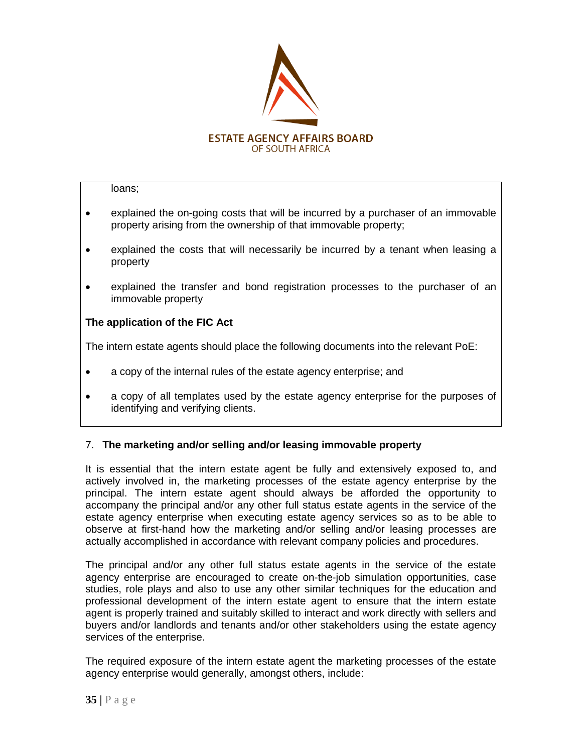loans;

- explained the on-going costs that will be incurred by a purchaser of an immovable property arising from the ownership of that immovable property;
- explained the costs that will necessarily be incurred by a tenant when leasing a property
- explained the transfer and bond registration processes to the purchaser of an immovable property

**The application of the FIC Act**

The intern estate agents should place the following documents into the relevant PoE:

- a copy of the internal rules of the estate agency enterprise; and
- a copy of all templates used by the estate agency enterprise for the purposes of identifying and verifying clients.

7. **The marketing and/or selling and/or leasing immovable property**

It is essential that the intern estate agent be fully and extensively exposed to, and actively involved in, the marketing processes of the estate agency enterprise by the principal. The intern estate agent should always be afforded the opportunity to accompany the principal and/or any other full status estate agents in the service of the estate agency enterprise when executing estate agency services so as to be able to observe at first-hand how the marketing and/or selling and/or leasing processes are actually accomplished in accordance with relevant company policies and procedures.

The principal and/or any other full status estate agents in the service of the estate agency enterprise are encouraged to create on-the-job simulation opportunities, case studies, role plays and also to use any other similar techniques for the education and professional development of the intern estate agent to ensure that the intern estate agent is properly trained and suitably skilled to interact and work directly with sellers and buyers and/or landlords and tenants and/or other stakeholders using the estate agency services of the enterprise.

The required exposure of the intern estate agent the marketing processes of the estate agency enterprise would generally, amongst others, include: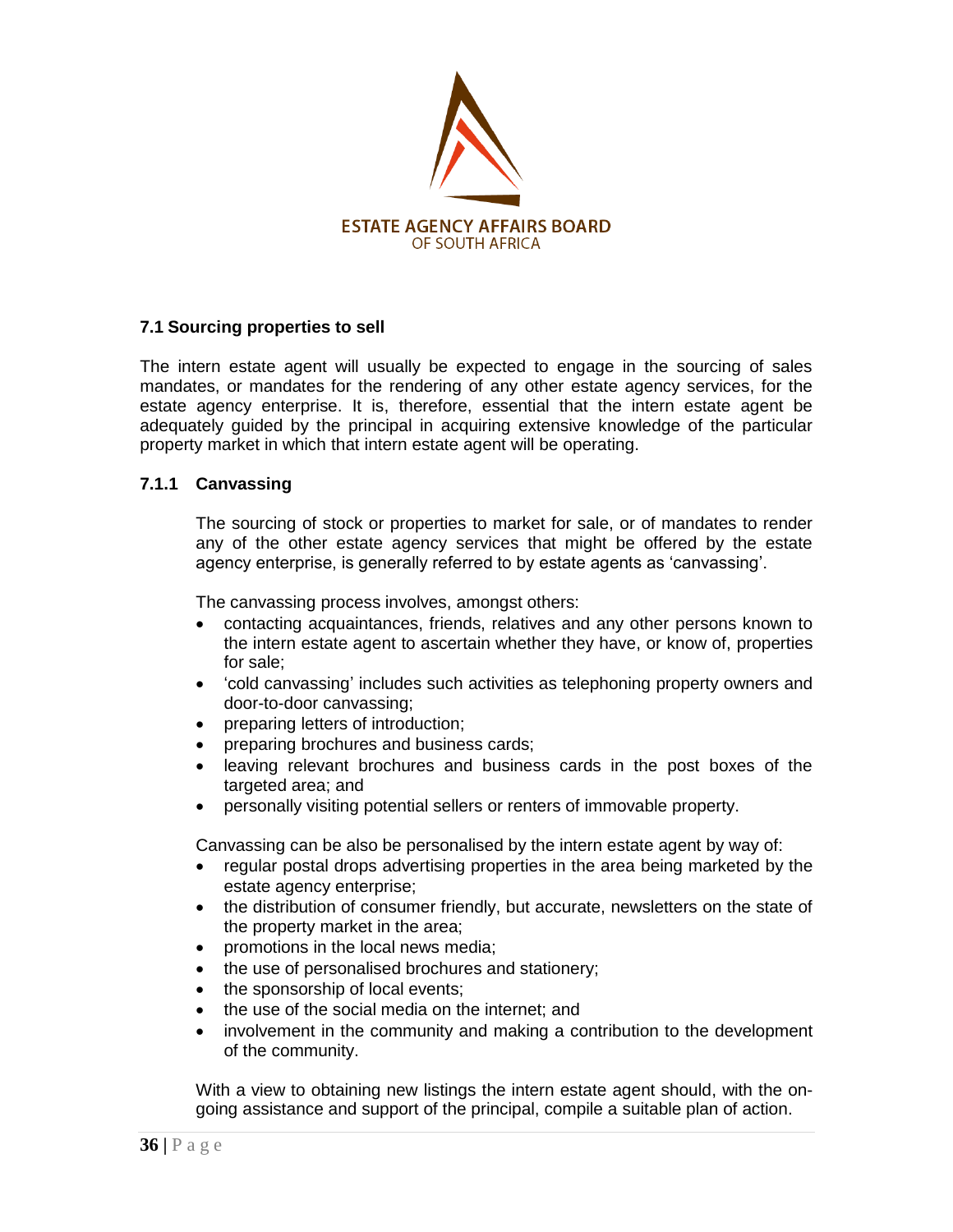### 7.1 Sourcing properties to sell

The intern estate agent will usually be expected to engage in the sourcing of sales mandates, or mandates for the rendering of any other estate agency services, for the estate agency enterprise. It is, therefore, essential that the intern estate agent be adequately guided by the principal in acquiring extensive knowledge of the particular property market in which that intern estate agent will be operating.

#### 7.1.1 Canvassing

The sourcing of stock or properties to market for sale, or of mandates to render any of the other estate agency services that might be offered by the estate agency enterprise, is generally referred to by estate agents as 'canvassing'.

The canvassing process involves, amongst others:

- contacting acquaintances, friends, relatives and any other persons known to the intern estate agent to ascertain whether they have, or know of, properties for sale;
- 'cold canvassing' includes such activities as telephoning property owners and door-to-door canvassing;
- preparing letters of introduction;
- preparing brochures and business cards;
- leaving relevant brochures and business cards in the post boxes of the targeted area; and
- personally visiting potential sellers or renters of immovable property.

Canvassing can be also be personalised by the intern estate agent by way of:

- regular postal drops advertising properties in the area being marketed by the estate agency enterprise;
- the distribution of consumer friendly, but accurate, newsletters on the state of the property market in the area;
- promotions in the local news media;
- the use of personalised brochures and stationery;
- the sponsorship of local events;
- the use of the social media on the internet; and
- involvement in the community and making a contribution to the development of the community.

With a view to obtaining new listings the intern estate agent should, with the on-going assistance and support of the principal, compile a suitable plan of action.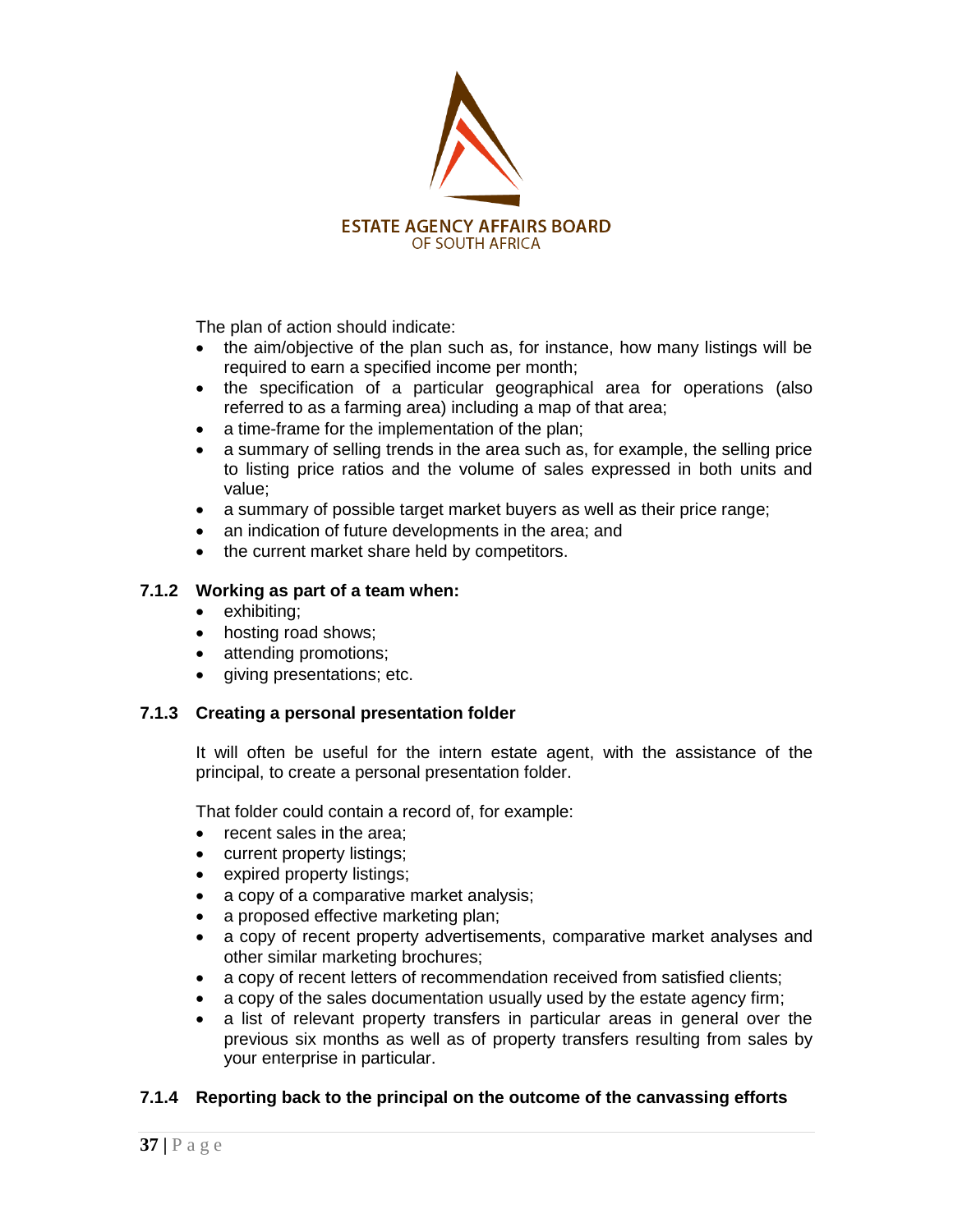The plan of action should indicate:

- the aim/objective of the plan such as, for instance, how many listings will be required to earn a specified income per month;
- the specification of a particular geographical area for operations (also referred to as a farming area) including a map of that area;
- a time-frame for the implementation of the plan;
- a summary of selling trends in the area such as, for example, the selling price to listing price ratios and the volume of sales expressed in both units and value;
- a summary of possible target market buyers as well as their price range;
- an indication of future developments in the area; and
- the current market share held by competitors.

### 7.1.2 Working as part of a team when:

- exhibiting;
- hosting road shows;
- attending promotions;
- giving presentations; etc.

### 7.1.3 Creating a personal presentation folder

It will often be useful for the intern estate agent, with the assistance of the principal, to create a personal presentation folder.

That folder could contain a record of, for example:

- recent sales in the area;
- current property listings;
- expired property listings;
- a copy of a comparative market analysis;
- a proposed effective marketing plan;
- a copy of recent property advertisements, comparative market analyses and other similar marketing brochures;
- a copy of recent letters of recommendation received from satisfied clients;
- a copy of the sales documentation usually used by the estate agency firm;
- a list of relevant property transfers in particular areas in general over the previous six months as well as of property transfers resulting from sales by your enterprise in particular.

### 7.1.4 Reporting back to the principal on the outcome of the canvassing efforts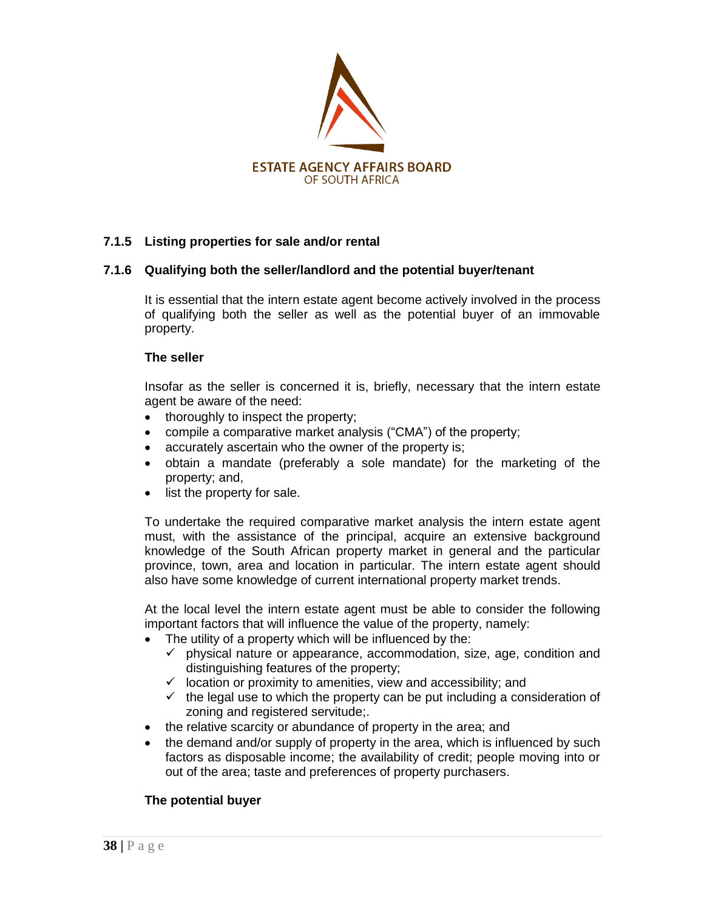#### 7.1.5 Listing properties for sale and/or rental

#### 7.1.6 Qualifying both the seller/landlord and the potential buyer/tenant

It is essential that the intern estate agent become actively involved in the process of qualifying both the seller as well as the potential buyer of an immovable property.

**The seller**

Insofar as the seller is concerned it is, briefly, necessary that the intern estate agent be aware of the need:

- thoroughly to inspect the property;
- compile a comparative market analysis ("CMA") of the property;
- accurately ascertain who the owner of the property is;
- obtain a mandate (preferably a sole mandate) for the marketing of the property; and,
- list the property for sale.

To undertake the required comparative market analysis the intern estate agent must, with the assistance of the principal, acquire an extensive background knowledge of the South African property market in general and the particular province, town, area and location in particular. The intern estate agent should also have some knowledge of current international property market trends.

At the local level the intern estate agent must be able to consider the following important factors that will influence the value of the property, namely:

- The utility of a property which will be influenced by the:
  - ✓ physical nature or appearance, accommodation, size, age, condition and distinguishing features of the property;
  - ✓ location or proximity to amenities, view and accessibility; and
  - ✓ the legal use to which the property can be put including a consideration of zoning and registered servitude;.
- the relative scarcity or abundance of property in the area; and
- the demand and/or supply of property in the area, which is influenced by such factors as disposable income; the availability of credit; people moving into or out of the area; taste and preferences of property purchasers.

**The potential buyer**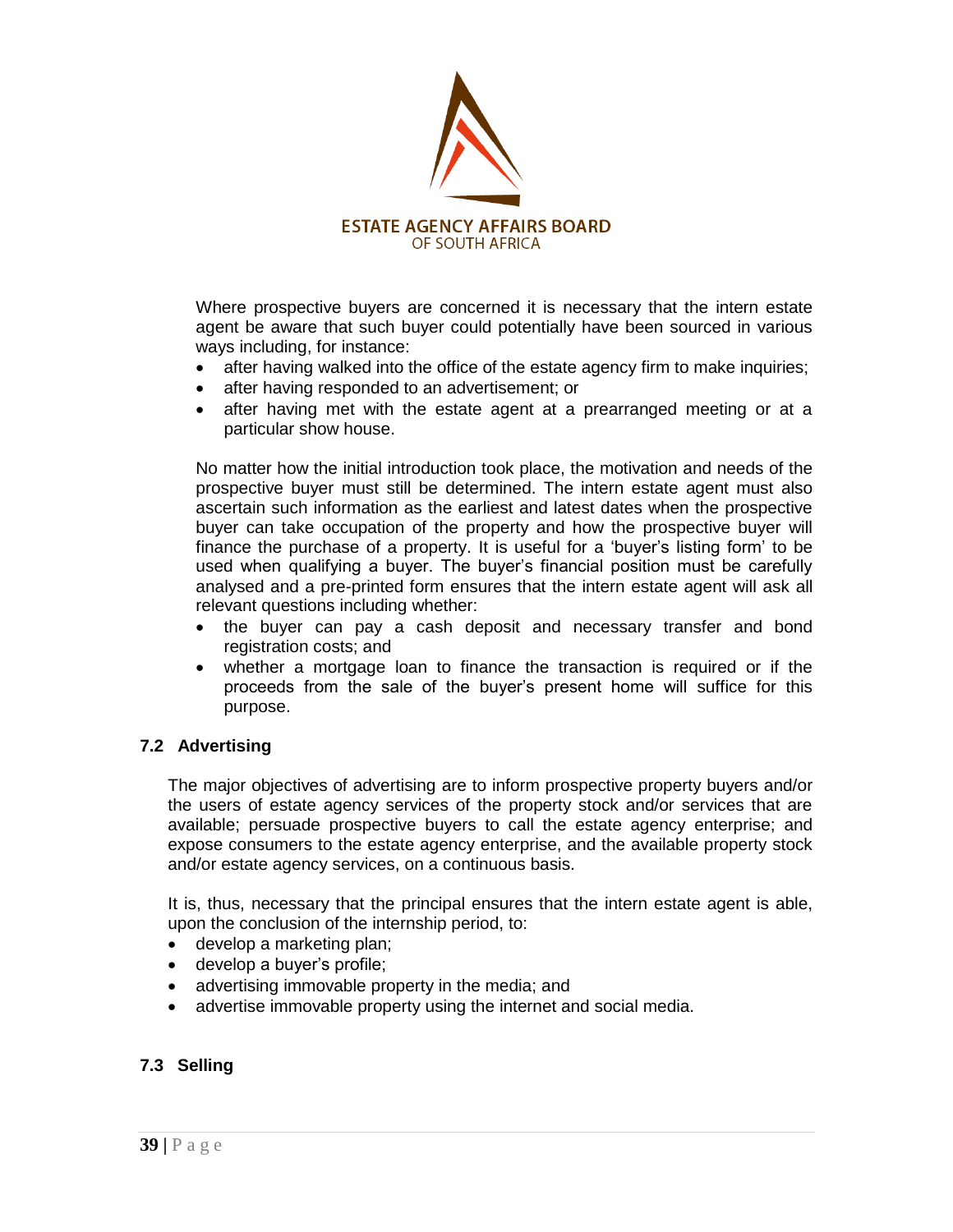Where prospective buyers are concerned it is necessary that the intern estate agent be aware that such buyer could potentially have been sourced in various ways including, for instance:

- after having walked into the office of the estate agency firm to make inquiries;
- after having responded to an advertisement; or
- after having met with the estate agent at a prearranged meeting or at a particular show house.

No matter how the initial introduction took place, the motivation and needs of the prospective buyer must still be determined. The intern estate agent must also ascertain such information as the earliest and latest dates when the prospective buyer can take occupation of the property and how the prospective buyer will finance the purchase of a property. It is useful for a 'buyer's listing form' to be used when qualifying a buyer. The buyer's financial position must be carefully analysed and a pre-printed form ensures that the intern estate agent will ask all relevant questions including whether:

- the buyer can pay a cash deposit and necessary transfer and bond registration costs; and
- whether a mortgage loan to finance the transaction is required or if the proceeds from the sale of the buyer's present home will suffice for this purpose.

### 7.2 Advertising

The major objectives of advertising are to inform prospective property buyers and/or the users of estate agency services of the property stock and/or services that are available; persuade prospective buyers to call the estate agency enterprise; and expose consumers to the estate agency enterprise, and the available property stock and/or estate agency services, on a continuous basis.

It is, thus, necessary that the principal ensures that the intern estate agent is able, upon the conclusion of the internship period, to:

- develop a marketing plan;
- develop a buyer's profile;
- advertising immovable property in the media; and
- advertise immovable property using the internet and social media.

### 7.3 Selling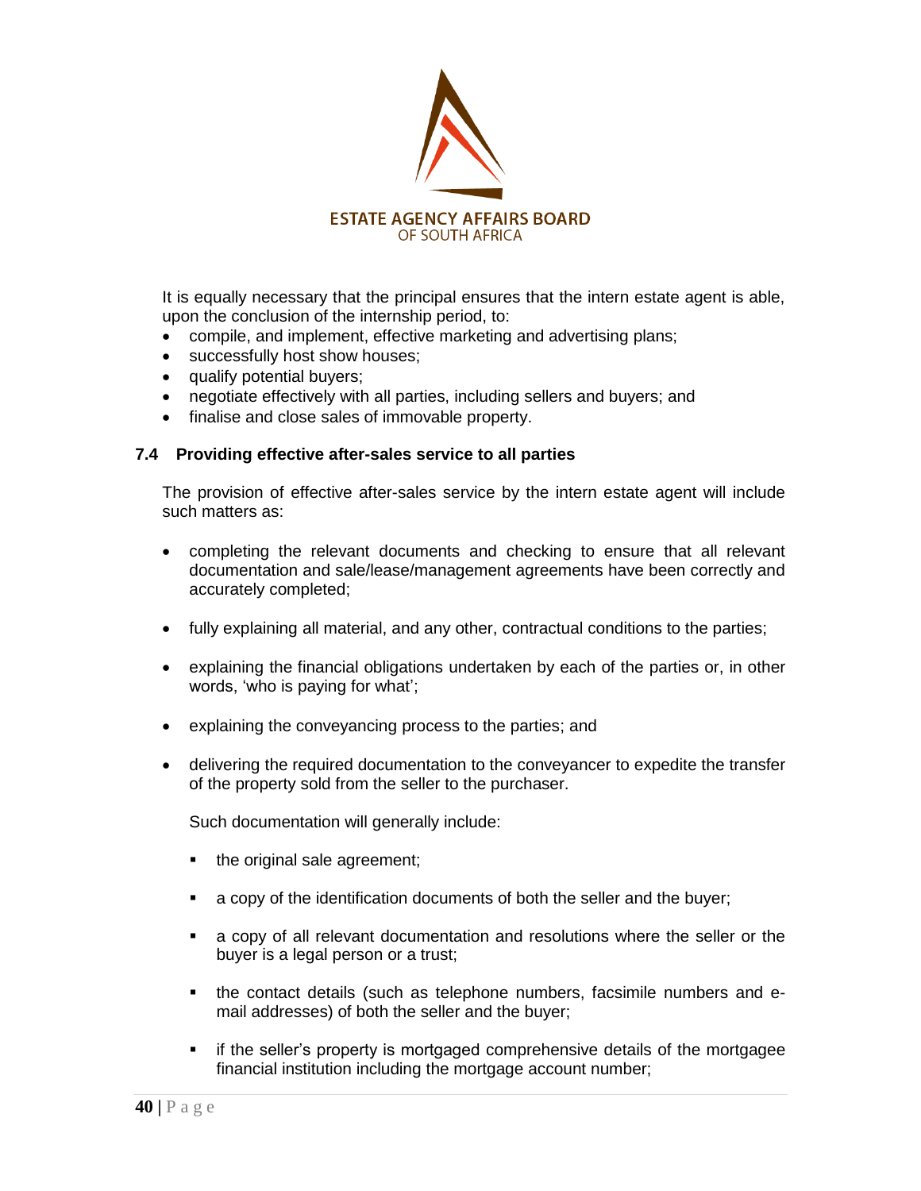It is equally necessary that the principal ensures that the intern estate agent is able, upon the conclusion of the internship period, to:

- compile, and implement, effective marketing and advertising plans;
- successfully host show houses;
- qualify potential buyers;
- negotiate effectively with all parties, including sellers and buyers; and
- finalise and close sales of immovable property.

### 7.4 Providing effective after-sales service to all parties

The provision of effective after-sales service by the intern estate agent will include such matters as:

- completing the relevant documents and checking to ensure that all relevant documentation and sale/lease/management agreements have been correctly and accurately completed;

- fully explaining all material, and any other, contractual conditions to the parties;

- explaining the financial obligations undertaken by each of the parties or, in other words, 'who is paying for what';

- explaining the conveyancing process to the parties; and

- delivering the required documentation to the conveyancer to expedite the transfer of the property sold from the seller to the purchaser.

  Such documentation will generally include:

  - the original sale agreement;

  - a copy of the identification documents of both the seller and the buyer;

  - a copy of all relevant documentation and resolutions where the seller or the buyer is a legal person or a trust;

  - the contact details (such as telephone numbers, facsimile numbers and e-mail addresses) of both the seller and the buyer;

  - if the seller's property is mortgaged comprehensive details of the mortgagee financial institution including the mortgage account number;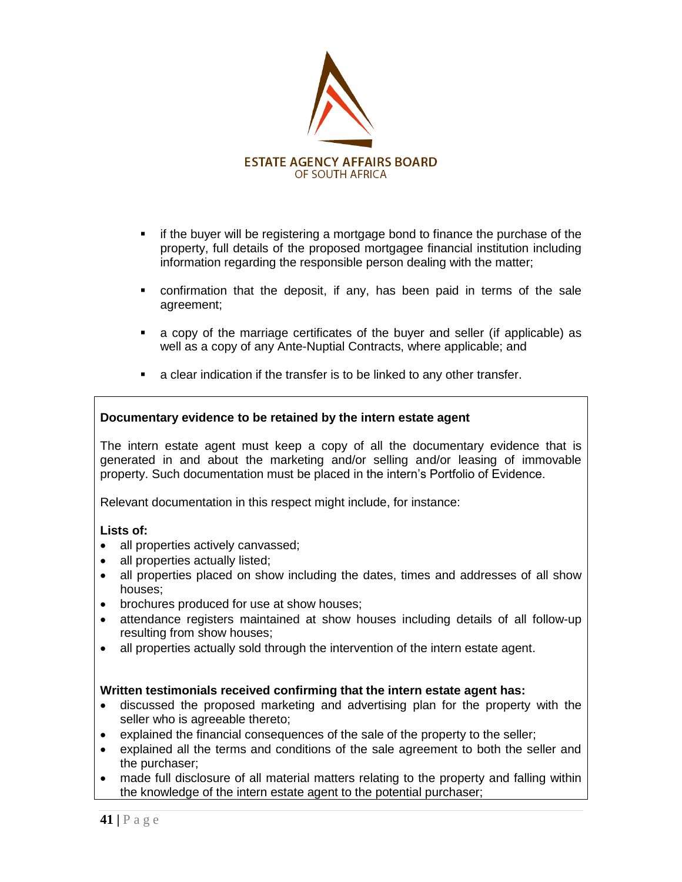- if the buyer will be registering a mortgage bond to finance the purchase of the property, full details of the proposed mortgagee financial institution including information regarding the responsible person dealing with the matter;
- confirmation that the deposit, if any, has been paid in terms of the sale agreement;
- a copy of the marriage certificates of the buyer and seller (if applicable) as well as a copy of any Ante-Nuptial Contracts, where applicable; and
- a clear indication if the transfer is to be linked to any other transfer.

**Documentary evidence to be retained by the intern estate agent**

The intern estate agent must keep a copy of all the documentary evidence that is generated in and about the marketing and/or selling and/or leasing of immovable property. Such documentation must be placed in the intern's Portfolio of Evidence.

Relevant documentation in this respect might include, for instance:

**Lists of:**

- all properties actively canvassed;
- all properties actually listed;
- all properties placed on show including the dates, times and addresses of all show houses;
- brochures produced for use at show houses;
- attendance registers maintained at show houses including details of all follow-up resulting from show houses;
- all properties actually sold through the intervention of the intern estate agent.

**Written testimonials received confirming that the intern estate agent has:**

- discussed the proposed marketing and advertising plan for the property with the seller who is agreeable thereto;
- explained the financial consequences of the sale of the property to the seller;
- explained all the terms and conditions of the sale agreement to both the seller and the purchaser;
- made full disclosure of all material matters relating to the property and falling within the knowledge of the intern estate agent to the potential purchaser;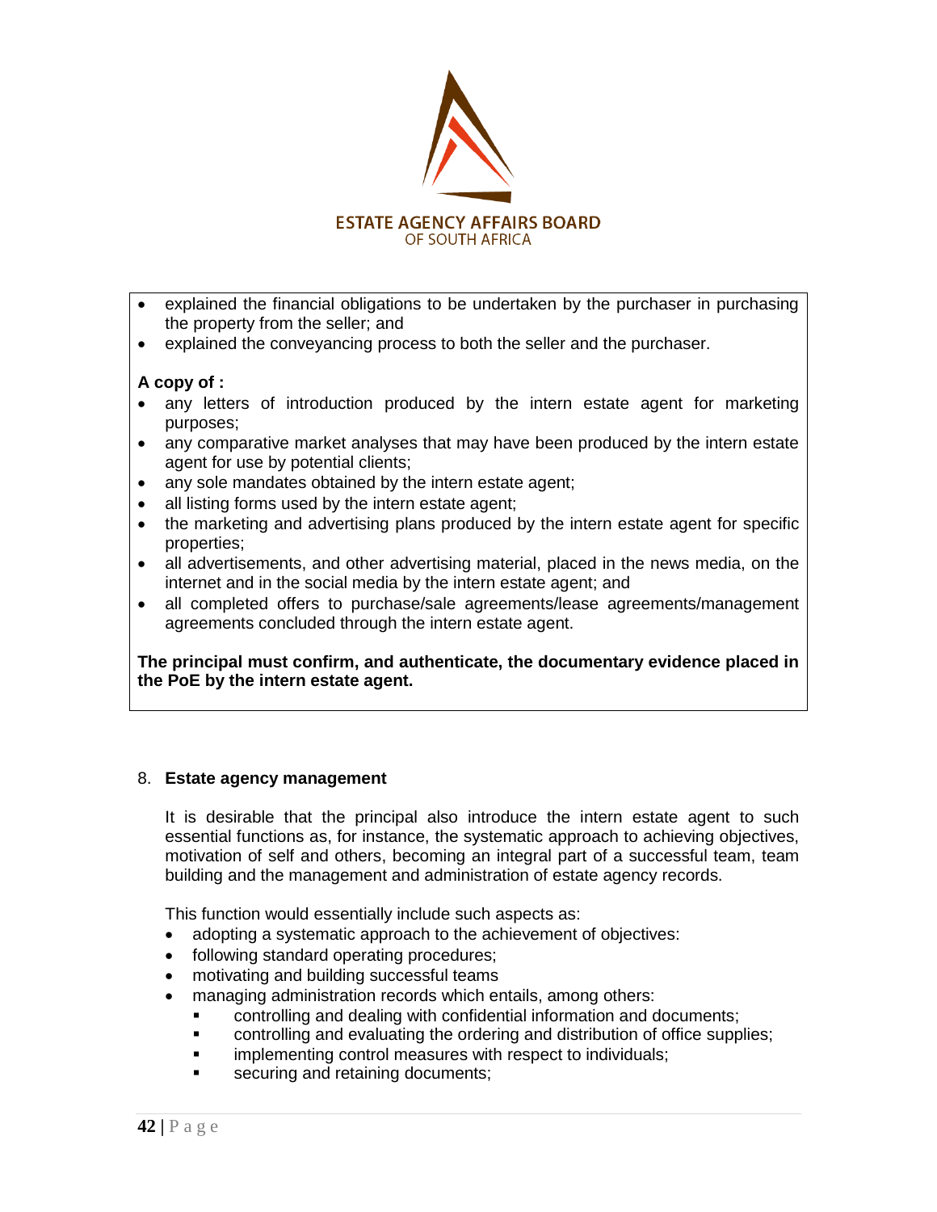- explained the financial obligations to be undertaken by the purchaser in purchasing the property from the seller; and
- explained the conveyancing process to both the seller and the purchaser.

**A copy of :**

- any letters of introduction produced by the intern estate agent for marketing purposes;
- any comparative market analyses that may have been produced by the intern estate agent for use by potential clients;
- any sole mandates obtained by the intern estate agent;
- all listing forms used by the intern estate agent;
- the marketing and advertising plans produced by the intern estate agent for specific properties;
- all advertisements, and other advertising material, placed in the news media, on the internet and in the social media by the intern estate agent; and
- all completed offers to purchase/sale agreements/lease agreements/management agreements concluded through the intern estate agent.

**The principal must confirm, and authenticate, the documentary evidence placed in the PoE by the intern estate agent.**

## 8. Estate agency management

It is desirable that the principal also introduce the intern estate agent to such essential functions as, for instance, the systematic approach to achieving objectives, motivation of self and others, becoming an integral part of a successful team, team building and the management and administration of estate agency records.

This function would essentially include such aspects as:

- adopting a systematic approach to the achievement of objectives:
- following standard operating procedures;
- motivating and building successful teams
- managing administration records which entails, among others:
  - controlling and dealing with confidential information and documents;
  - controlling and evaluating the ordering and distribution of office supplies;
  - implementing control measures with respect to individuals;
  - securing and retaining documents;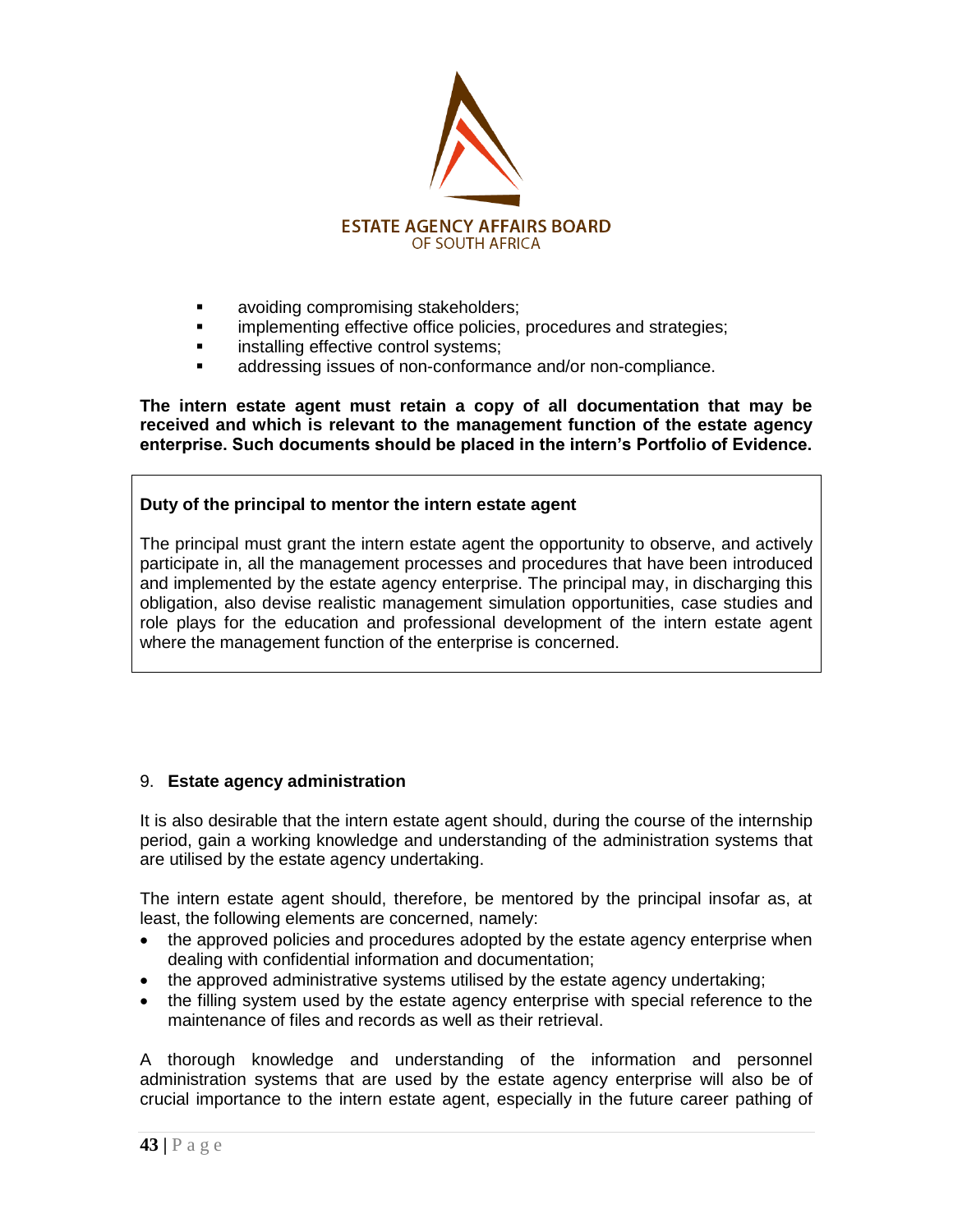- avoiding compromising stakeholders;
- implementing effective office policies, procedures and strategies;
- installing effective control systems;
- addressing issues of non-conformance and/or non-compliance.

**The intern estate agent must retain a copy of all documentation that may be received and which is relevant to the management function of the estate agency enterprise. Such documents should be placed in the intern's Portfolio of Evidence.**

**Duty of the principal to mentor the intern estate agent**

The principal must grant the intern estate agent the opportunity to observe, and actively participate in, all the management processes and procedures that have been introduced and implemented by the estate agency enterprise. The principal may, in discharging this obligation, also devise realistic management simulation opportunities, case studies and role plays for the education and professional development of the intern estate agent where the management function of the enterprise is concerned.

## 9. **Estate agency administration**

It is also desirable that the intern estate agent should, during the course of the internship period, gain a working knowledge and understanding of the administration systems that are utilised by the estate agency undertaking.

The intern estate agent should, therefore, be mentored by the principal insofar as, at least, the following elements are concerned, namely:

- the approved policies and procedures adopted by the estate agency enterprise when dealing with confidential information and documentation;
- the approved administrative systems utilised by the estate agency undertaking;
- the filling system used by the estate agency enterprise with special reference to the maintenance of files and records as well as their retrieval.

A thorough knowledge and understanding of the information and personnel administration systems that are used by the estate agency enterprise will also be of crucial importance to the intern estate agent, especially in the future career pathing of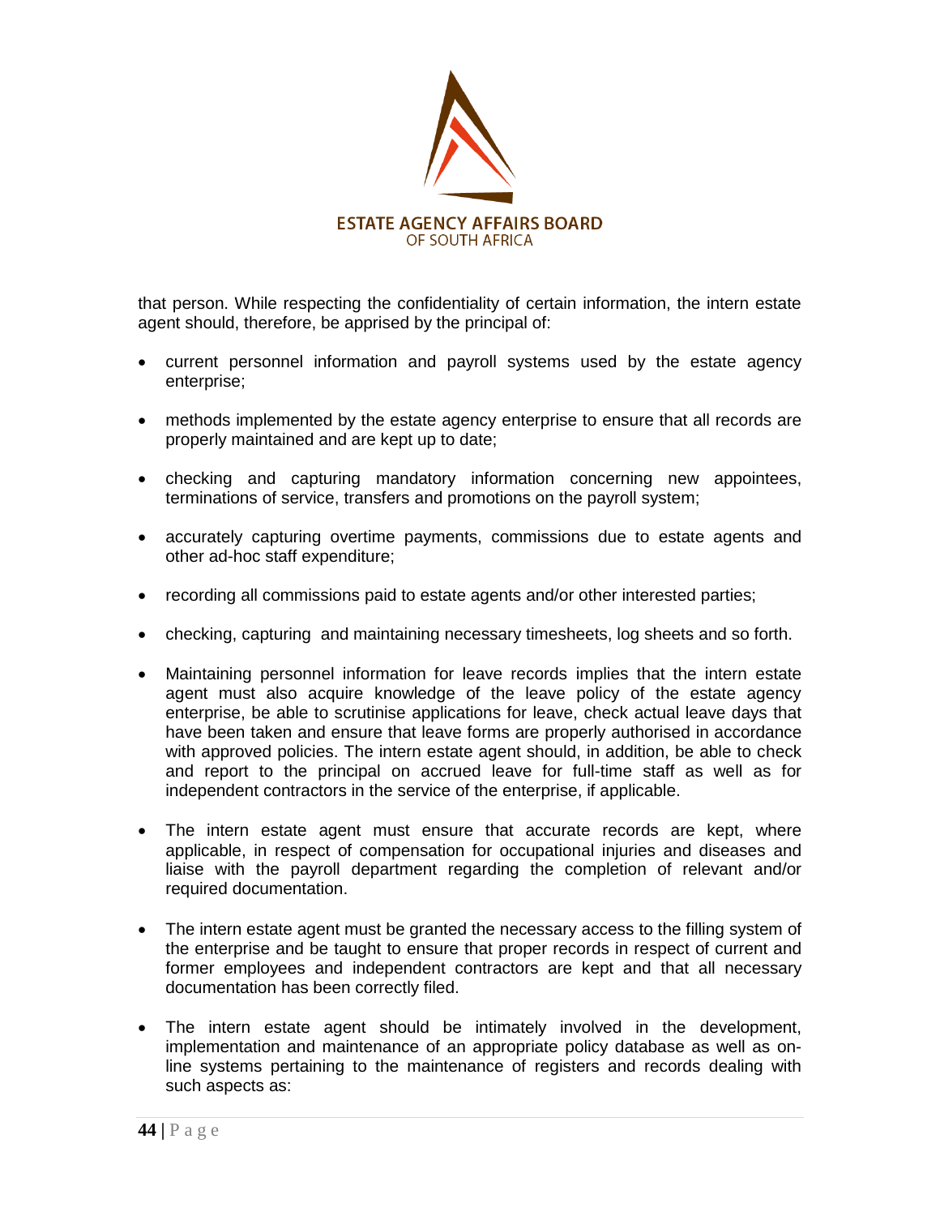that person. While respecting the confidentiality of certain information, the intern estate agent should, therefore, be apprised by the principal of:

- current personnel information and payroll systems used by the estate agency enterprise;
- methods implemented by the estate agency enterprise to ensure that all records are properly maintained and are kept up to date;
- checking and capturing mandatory information concerning new appointees, terminations of service, transfers and promotions on the payroll system;
- accurately capturing overtime payments, commissions due to estate agents and other ad-hoc staff expenditure;
- recording all commissions paid to estate agents and/or other interested parties;
- checking, capturing and maintaining necessary timesheets, log sheets and so forth.
- Maintaining personnel information for leave records implies that the intern estate agent must also acquire knowledge of the leave policy of the estate agency enterprise, be able to scrutinise applications for leave, check actual leave days that have been taken and ensure that leave forms are properly authorised in accordance with approved policies. The intern estate agent should, in addition, be able to check and report to the principal on accrued leave for full-time staff as well as for independent contractors in the service of the enterprise, if applicable.
- The intern estate agent must ensure that accurate records are kept, where applicable, in respect of compensation for occupational injuries and diseases and liaise with the payroll department regarding the completion of relevant and/or required documentation.
- The intern estate agent must be granted the necessary access to the filling system of the enterprise and be taught to ensure that proper records in respect of current and former employees and independent contractors are kept and that all necessary documentation has been correctly filed.
- The intern estate agent should be intimately involved in the development, implementation and maintenance of an appropriate policy database as well as on-line systems pertaining to the maintenance of registers and records dealing with such aspects as: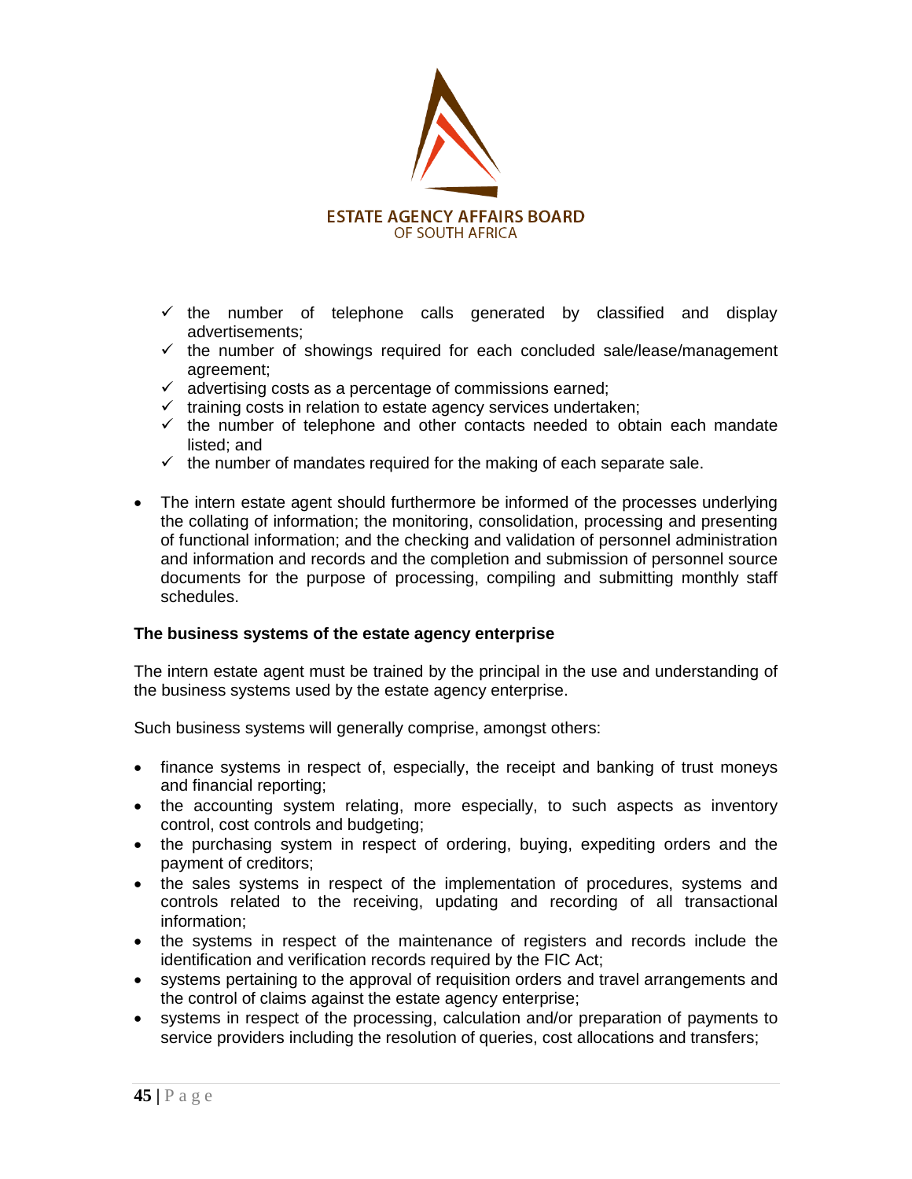- ✓ the number of telephone calls generated by classified and display advertisements;
- ✓ the number of showings required for each concluded sale/lease/management agreement;
- ✓ advertising costs as a percentage of commissions earned;
- ✓ training costs in relation to estate agency services undertaken;
- ✓ the number of telephone and other contacts needed to obtain each mandate listed; and
- ✓ the number of mandates required for the making of each separate sale.

- The intern estate agent should furthermore be informed of the processes underlying the collating of information; the monitoring, consolidation, processing and presenting of functional information; and the checking and validation of personnel administration and information and records and the completion and submission of personnel source documents for the purpose of processing, compiling and submitting monthly staff schedules.

**The business systems of the estate agency enterprise**

The intern estate agent must be trained by the principal in the use and understanding of the business systems used by the estate agency enterprise.

Such business systems will generally comprise, amongst others:

- finance systems in respect of, especially, the receipt and banking of trust moneys and financial reporting;
- the accounting system relating, more especially, to such aspects as inventory control, cost controls and budgeting;
- the purchasing system in respect of ordering, buying, expediting orders and the payment of creditors;
- the sales systems in respect of the implementation of procedures, systems and controls related to the receiving, updating and recording of all transactional information;
- the systems in respect of the maintenance of registers and records include the identification and verification records required by the FIC Act;
- systems pertaining to the approval of requisition orders and travel arrangements and the control of claims against the estate agency enterprise;
- systems in respect of the processing, calculation and/or preparation of payments to service providers including the resolution of queries, cost allocations and transfers;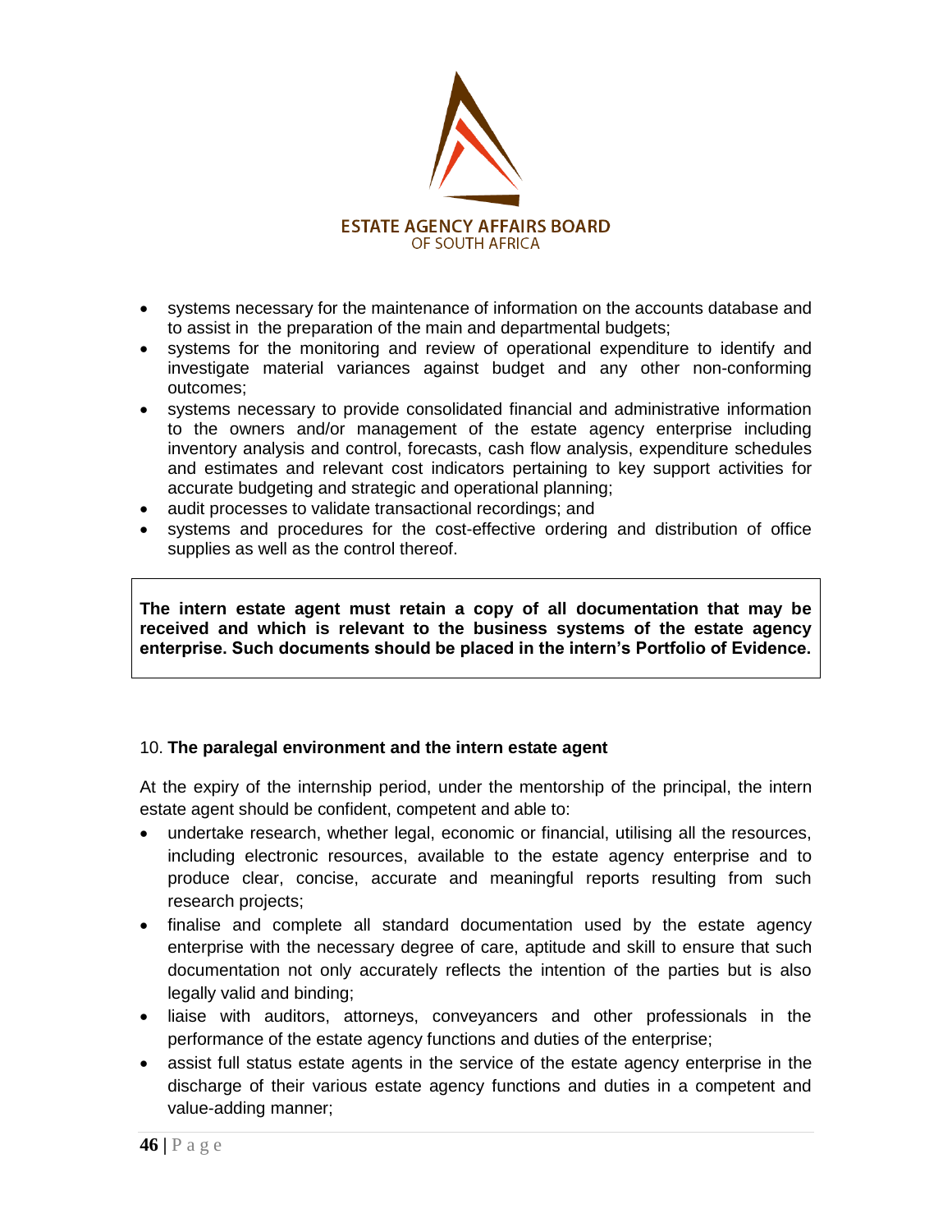- systems necessary for the maintenance of information on the accounts database and to assist in the preparation of the main and departmental budgets;
- systems for the monitoring and review of operational expenditure to identify and investigate material variances against budget and any other non-conforming outcomes;
- systems necessary to provide consolidated financial and administrative information to the owners and/or management of the estate agency enterprise including inventory analysis and control, forecasts, cash flow analysis, expenditure schedules and estimates and relevant cost indicators pertaining to key support activities for accurate budgeting and strategic and operational planning;
- audit processes to validate transactional recordings; and
- systems and procedures for the cost-effective ordering and distribution of office supplies as well as the control thereof.

**The intern estate agent must retain a copy of all documentation that may be received and which is relevant to the business systems of the estate agency enterprise. Such documents should be placed in the intern's Portfolio of Evidence.**

## 10. **The paralegal environment and the intern estate agent**

At the expiry of the internship period, under the mentorship of the principal, the intern estate agent should be confident, competent and able to:

- undertake research, whether legal, economic or financial, utilising all the resources, including electronic resources, available to the estate agency enterprise and to produce clear, concise, accurate and meaningful reports resulting from such research projects;
- finalise and complete all standard documentation used by the estate agency enterprise with the necessary degree of care, aptitude and skill to ensure that such documentation not only accurately reflects the intention of the parties but is also legally valid and binding;
- liaise with auditors, attorneys, conveyancers and other professionals in the performance of the estate agency functions and duties of the enterprise;
- assist full status estate agents in the service of the estate agency enterprise in the discharge of their various estate agency functions and duties in a competent and value-adding manner;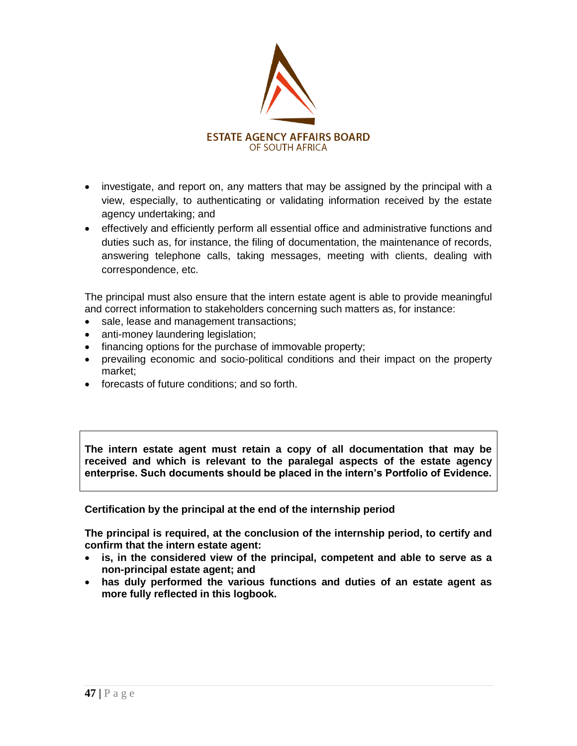- investigate, and report on, any matters that may be assigned by the principal with a view, especially, to authenticating or validating information received by the estate agency undertaking; and
- effectively and efficiently perform all essential office and administrative functions and duties such as, for instance, the filing of documentation, the maintenance of records, answering telephone calls, taking messages, meeting with clients, dealing with correspondence, etc.

The principal must also ensure that the intern estate agent is able to provide meaningful and correct information to stakeholders concerning such matters as, for instance:

- sale, lease and management transactions;
- anti-money laundering legislation;
- financing options for the purchase of immovable property;
- prevailing economic and socio-political conditions and their impact on the property market;
- forecasts of future conditions; and so forth.

**The intern estate agent must retain a copy of all documentation that may be received and which is relevant to the paralegal aspects of the estate agency enterprise. Such documents should be placed in the intern's Portfolio of Evidence.**

**Certification by the principal at the end of the internship period**

**The principal is required, at the conclusion of the internship period, to certify and confirm that the intern estate agent:**

- **is, in the considered view of the principal, competent and able to serve as a non-principal estate agent; and**
- **has duly performed the various functions and duties of an estate agent as more fully reflected in this logbook.**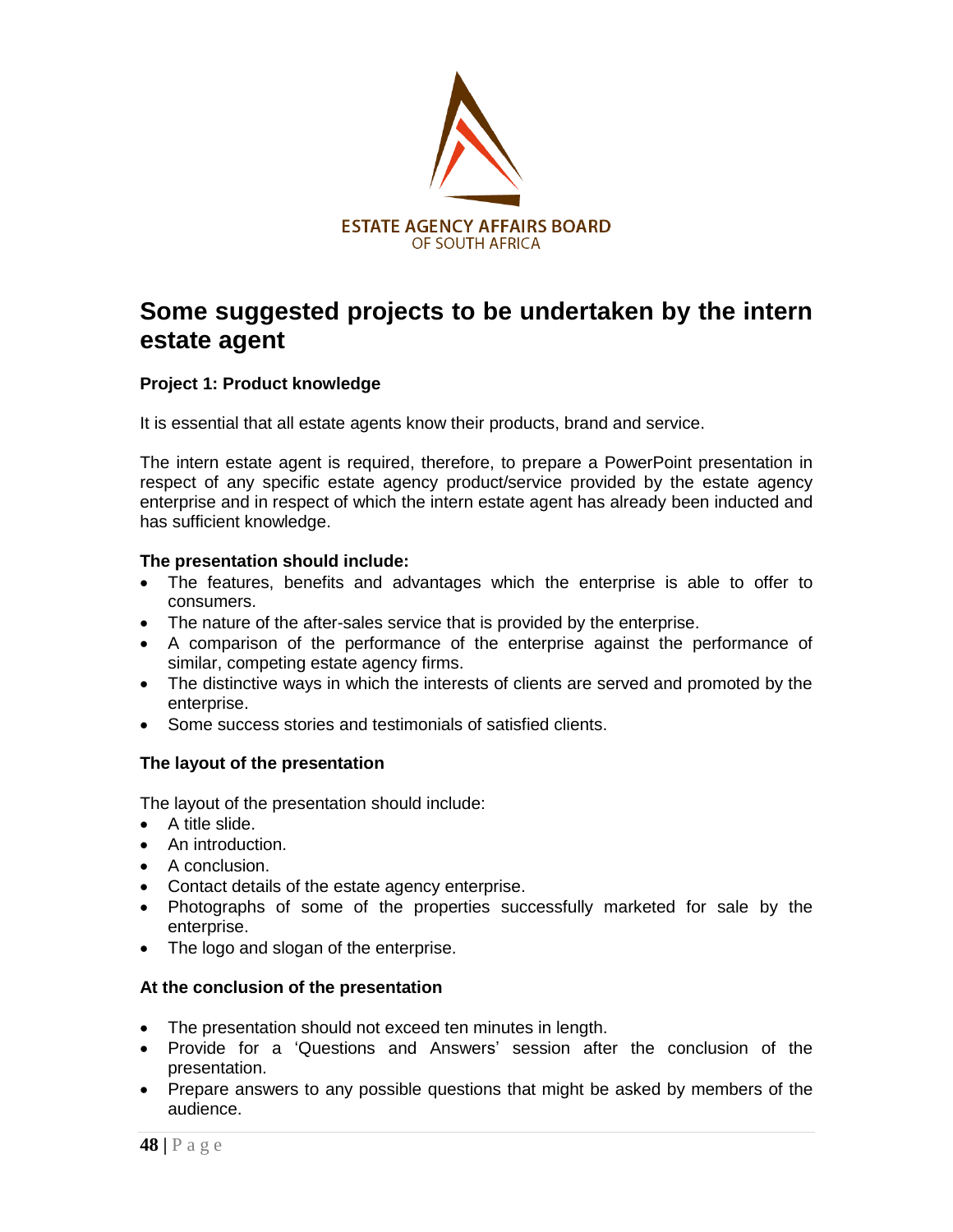# Some suggested projects to be undertaken by the intern estate agent

**Project 1: Product knowledge**

It is essential that all estate agents know their products, brand and service.

The intern estate agent is required, therefore, to prepare a PowerPoint presentation in respect of any specific estate agency product/service provided by the estate agency enterprise and in respect of which the intern estate agent has already been inducted and has sufficient knowledge.

**The presentation should include:**

- The features, benefits and advantages which the enterprise is able to offer to consumers.
- The nature of the after-sales service that is provided by the enterprise.
- A comparison of the performance of the enterprise against the performance of similar, competing estate agency firms.
- The distinctive ways in which the interests of clients are served and promoted by the enterprise.
- Some success stories and testimonials of satisfied clients.

**The layout of the presentation**

The layout of the presentation should include:

- A title slide.
- An introduction.
- A conclusion.
- Contact details of the estate agency enterprise.
- Photographs of some of the properties successfully marketed for sale by the enterprise.
- The logo and slogan of the enterprise.

**At the conclusion of the presentation**

- The presentation should not exceed ten minutes in length.
- Provide for a 'Questions and Answers' session after the conclusion of the presentation.
- Prepare answers to any possible questions that might be asked by members of the audience.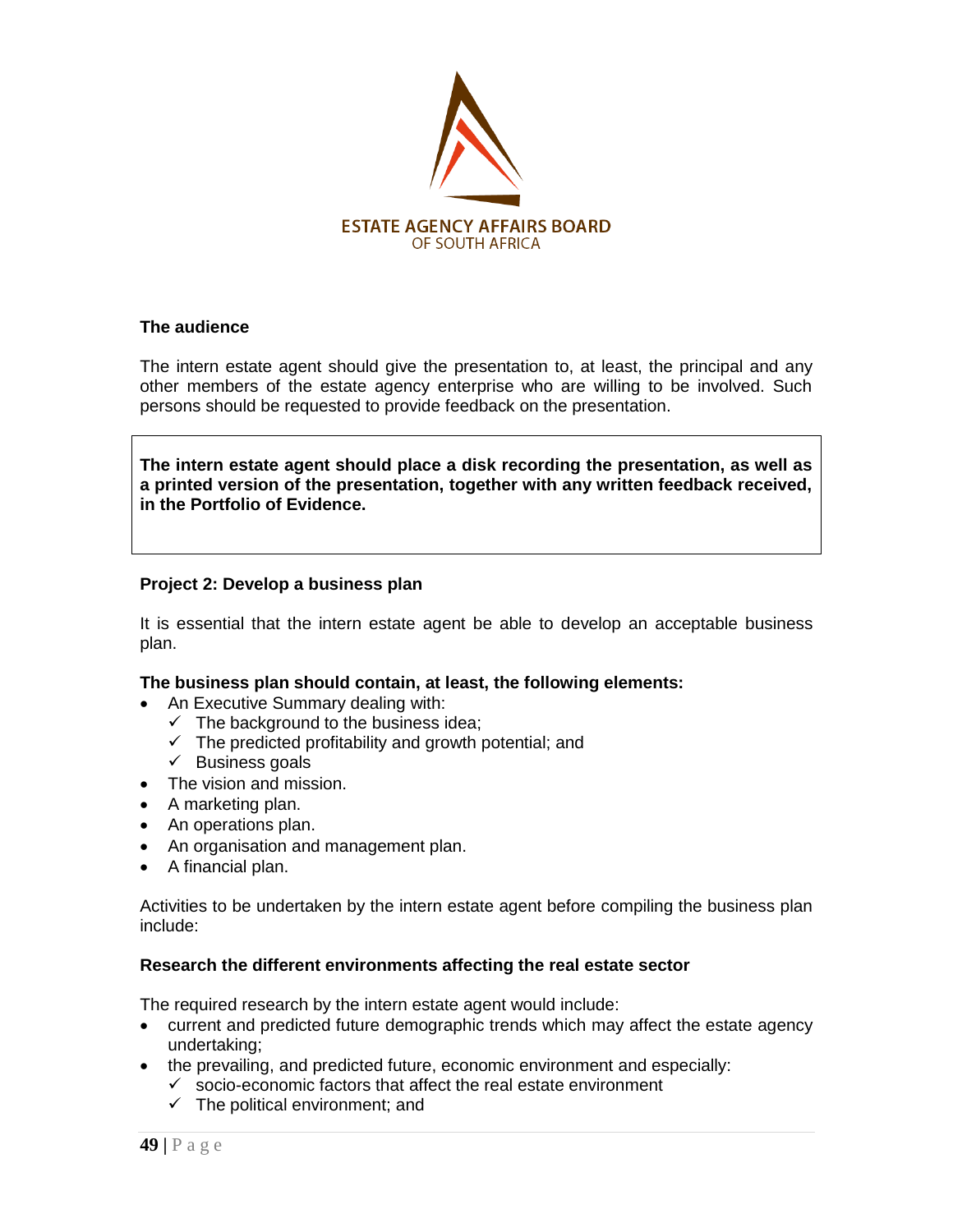**The audience**

The intern estate agent should give the presentation to, at least, the principal and any other members of the estate agency enterprise who are willing to be involved. Such persons should be requested to provide feedback on the presentation.

**The intern estate agent should place a disk recording the presentation, as well as a printed version of the presentation, together with any written feedback received, in the Portfolio of Evidence.**

**Project 2: Develop a business plan**

It is essential that the intern estate agent be able to develop an acceptable business plan.

**The business plan should contain, at least, the following elements:**

- An Executive Summary dealing with:
  - ✓ The background to the business idea;
  - ✓ The predicted profitability and growth potential; and
  - ✓ Business goals
- The vision and mission.
- A marketing plan.
- An operations plan.
- An organisation and management plan.
- A financial plan.

Activities to be undertaken by the intern estate agent before compiling the business plan include:

**Research the different environments affecting the real estate sector**

The required research by the intern estate agent would include:

- current and predicted future demographic trends which may affect the estate agency undertaking;
- the prevailing, and predicted future, economic environment and especially:
  - ✓ socio-economic factors that affect the real estate environment
  - ✓ The political environment; and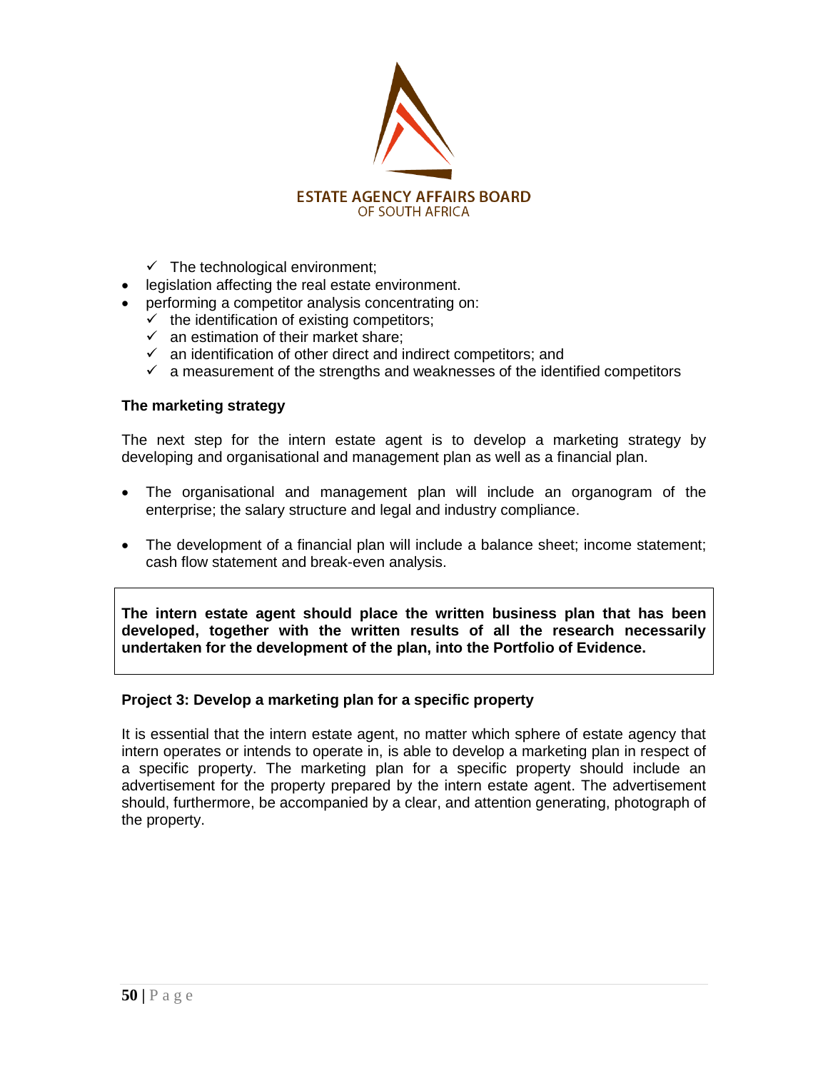- ✓ The technological environment;
- legislation affecting the real estate environment.
- performing a competitor analysis concentrating on:
  - ✓ the identification of existing competitors;
  - ✓ an estimation of their market share;
  - ✓ an identification of other direct and indirect competitors; and
  - ✓ a measurement of the strengths and weaknesses of the identified competitors

**The marketing strategy**

The next step for the intern estate agent is to develop a marketing strategy by developing and organisational and management plan as well as a financial plan.

- The organisational and management plan will include an organogram of the enterprise; the salary structure and legal and industry compliance.

- The development of a financial plan will include a balance sheet; income statement; cash flow statement and break-even analysis.

**The intern estate agent should place the written business plan that has been developed, together with the written results of all the research necessarily undertaken for the development of the plan, into the Portfolio of Evidence.**

**Project 3: Develop a marketing plan for a specific property**

It is essential that the intern estate agent, no matter which sphere of estate agency that intern operates or intends to operate in, is able to develop a marketing plan in respect of a specific property. The marketing plan for a specific property should include an advertisement for the property prepared by the intern estate agent. The advertisement should, furthermore, be accompanied by a clear, and attention generating, photograph of the property.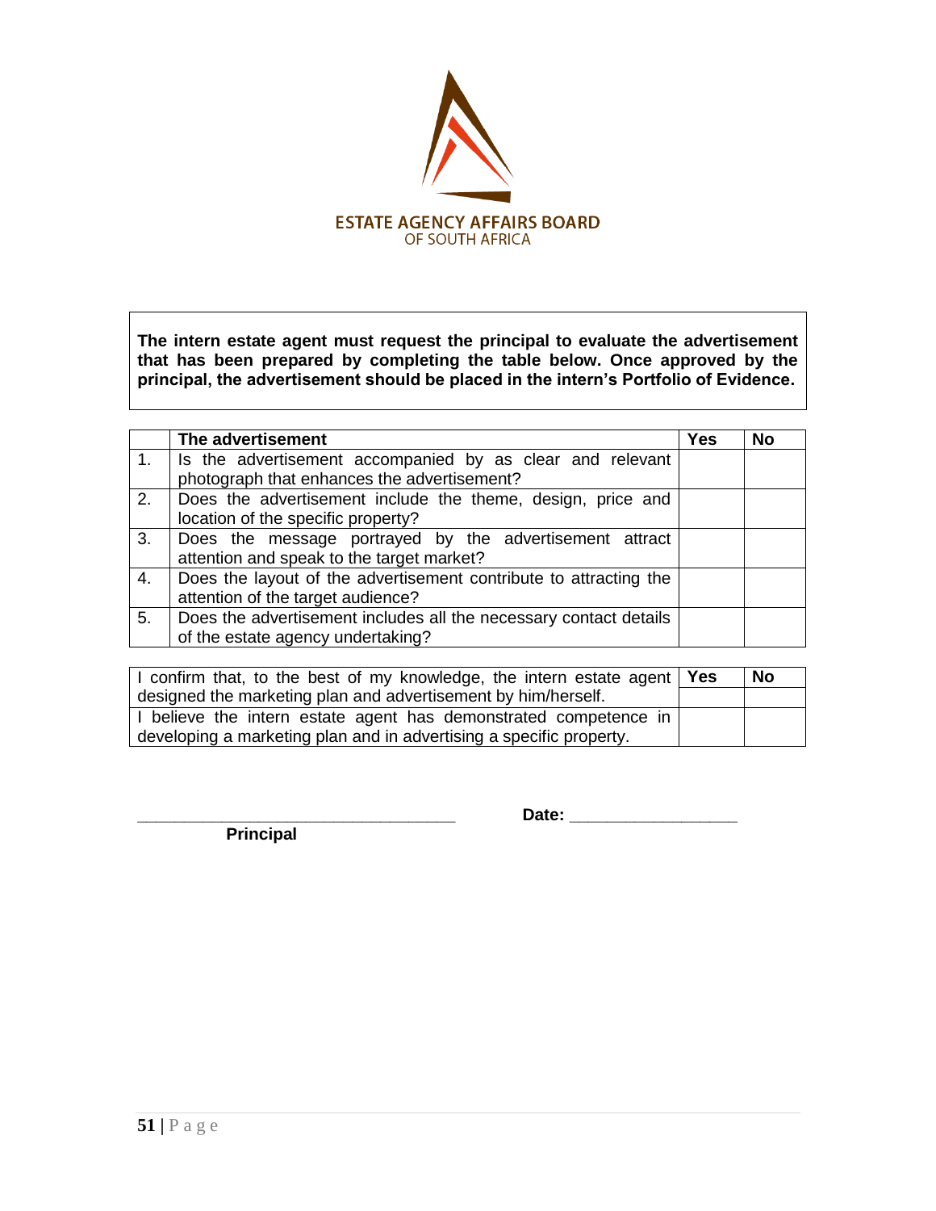ESTATE AGENCY AFFAIRS BOARD
OF SOUTH AFRICA

**The intern estate agent must request the principal to evaluate the advertisement that has been prepared by completing the table below. Once approved by the principal, the advertisement should be placed in the intern's Portfolio of Evidence.**

| | **The advertisement** | **Yes** | **No** |
|---|---|---|---|
| 1. | Is the advertisement accompanied by as clear and relevant photograph that enhances the advertisement? | | |
| 2. | Does the advertisement include the theme, design, price and location of the specific property? | | |
| 3. | Does the message portrayed by the advertisement attract attention and speak to the target market? | | |
| 4. | Does the layout of the advertisement contribute to attracting the attention of the target audience? | | |
| 5. | Does the advertisement includes all the necessary contact details of the estate agency undertaking? | | |

| | **Yes** | **No** |
|---|---|---|
| I confirm that, to the best of my knowledge, the intern estate agent designed the marketing plan and advertisement by him/herself. | | |
| I believe the intern estate agent has demonstrated competence in developing a marketing plan and in advertising a specific property. | | |

_________________________________ **Date:** _________________

**Principal**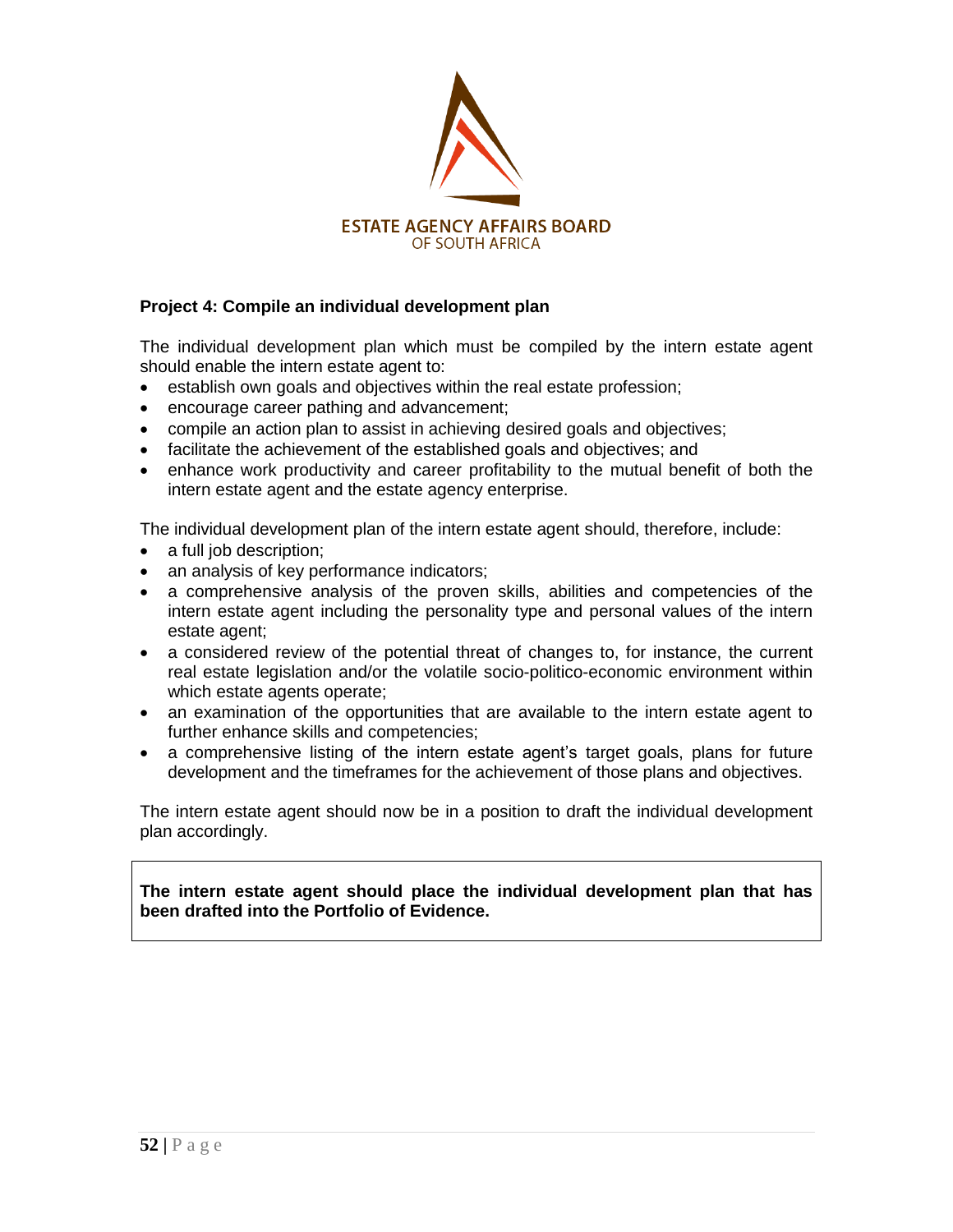**Project 4: Compile an individual development plan**

The individual development plan which must be compiled by the intern estate agent should enable the intern estate agent to:

- establish own goals and objectives within the real estate profession;
- encourage career pathing and advancement;
- compile an action plan to assist in achieving desired goals and objectives;
- facilitate the achievement of the established goals and objectives; and
- enhance work productivity and career profitability to the mutual benefit of both the intern estate agent and the estate agency enterprise.

The individual development plan of the intern estate agent should, therefore, include:

- a full job description;
- an analysis of key performance indicators;
- a comprehensive analysis of the proven skills, abilities and competencies of the intern estate agent including the personality type and personal values of the intern estate agent;
- a considered review of the potential threat of changes to, for instance, the current real estate legislation and/or the volatile socio-politico-economic environment within which estate agents operate;
- an examination of the opportunities that are available to the intern estate agent to further enhance skills and competencies;
- a comprehensive listing of the intern estate agent's target goals, plans for future development and the timeframes for the achievement of those plans and objectives.

The intern estate agent should now be in a position to draft the individual development plan accordingly.

**The intern estate agent should place the individual development plan that has been drafted into the Portfolio of Evidence.**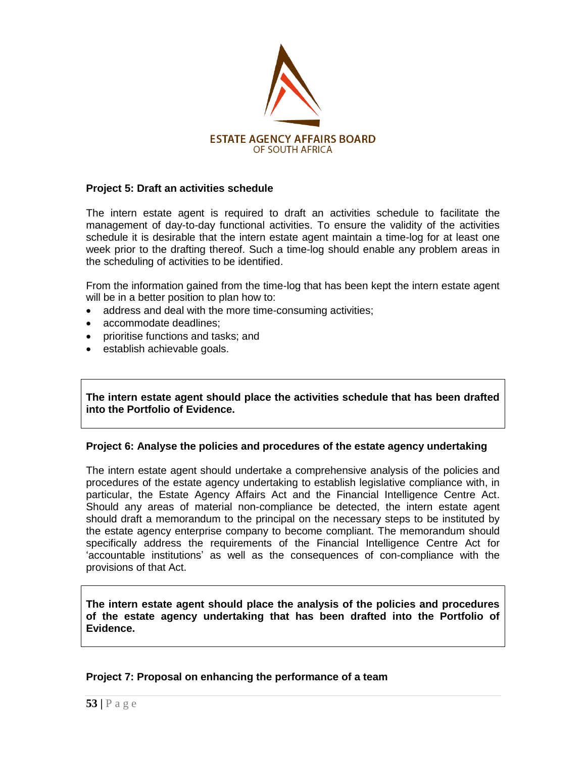### Project 5: Draft an activities schedule

The intern estate agent is required to draft an activities schedule to facilitate the management of day-to-day functional activities. To ensure the validity of the activities schedule it is desirable that the intern estate agent maintain a time-log for at least one week prior to the drafting thereof. Such a time-log should enable any problem areas in the scheduling of activities to be identified.

From the information gained from the time-log that has been kept the intern estate agent will be in a better position to plan how to:

- address and deal with the more time-consuming activities;
- accommodate deadlines;
- prioritise functions and tasks; and
- establish achievable goals.

**The intern estate agent should place the activities schedule that has been drafted into the Portfolio of Evidence.**

### Project 6: Analyse the policies and procedures of the estate agency undertaking

The intern estate agent should undertake a comprehensive analysis of the policies and procedures of the estate agency undertaking to establish legislative compliance with, in particular, the Estate Agency Affairs Act and the Financial Intelligence Centre Act. Should any areas of material non-compliance be detected, the intern estate agent should draft a memorandum to the principal on the necessary steps to be instituted by the estate agency enterprise company to become compliant. The memorandum should specifically address the requirements of the Financial Intelligence Centre Act for 'accountable institutions' as well as the consequences of con-compliance with the provisions of that Act.

**The intern estate agent should place the analysis of the policies and procedures of the estate agency undertaking that has been drafted into the Portfolio of Evidence.**

### Project 7: Proposal on enhancing the performance of a team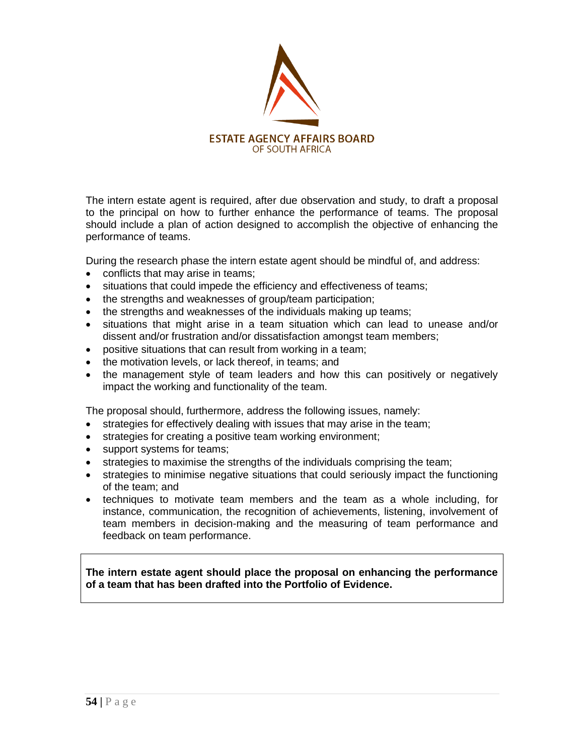The intern estate agent is required, after due observation and study, to draft a proposal to the principal on how to further enhance the performance of teams. The proposal should include a plan of action designed to accomplish the objective of enhancing the performance of teams.

During the research phase the intern estate agent should be mindful of, and address:

- conflicts that may arise in teams;
- situations that could impede the efficiency and effectiveness of teams;
- the strengths and weaknesses of group/team participation;
- the strengths and weaknesses of the individuals making up teams;
- situations that might arise in a team situation which can lead to unease and/or dissent and/or frustration and/or dissatisfaction amongst team members;
- positive situations that can result from working in a team;
- the motivation levels, or lack thereof, in teams; and
- the management style of team leaders and how this can positively or negatively impact the working and functionality of the team.

The proposal should, furthermore, address the following issues, namely:

- strategies for effectively dealing with issues that may arise in the team;
- strategies for creating a positive team working environment;
- support systems for teams;
- strategies to maximise the strengths of the individuals comprising the team;
- strategies to minimise negative situations that could seriously impact the functioning of the team; and
- techniques to motivate team members and the team as a whole including, for instance, communication, the recognition of achievements, listening, involvement of team members in decision-making and the measuring of team performance and feedback on team performance.

**The intern estate agent should place the proposal on enhancing the performance of a team that has been drafted into the Portfolio of Evidence.**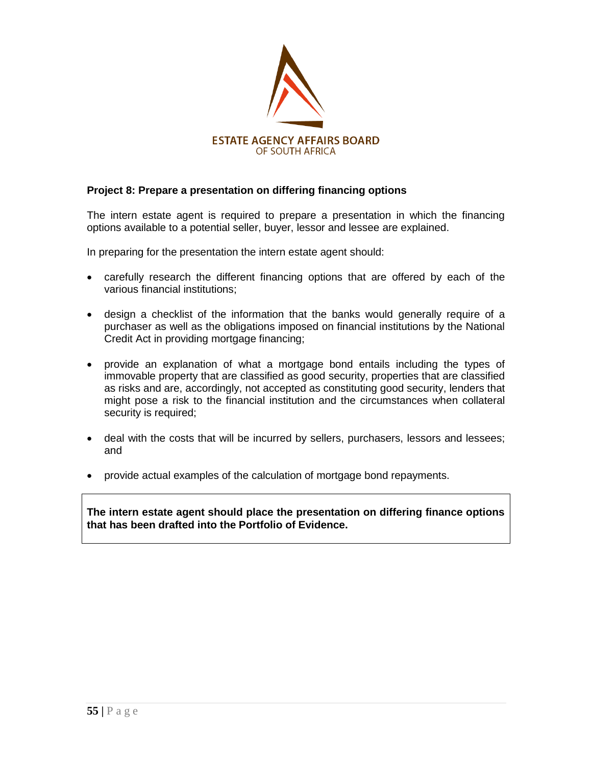ESTATE AGENCY AFFAIRS BOARD
OF SOUTH AFRICA

**Project 8: Prepare a presentation on differing financing options**

The intern estate agent is required to prepare a presentation in which the financing options available to a potential seller, buyer, lessor and lessee are explained.

In preparing for the presentation the intern estate agent should:

- carefully research the different financing options that are offered by each of the various financial institutions;
- design a checklist of the information that the banks would generally require of a purchaser as well as the obligations imposed on financial institutions by the National Credit Act in providing mortgage financing;
- provide an explanation of what a mortgage bond entails including the types of immovable property that are classified as good security, properties that are classified as risks and are, accordingly, not accepted as constituting good security, lenders that might pose a risk to the financial institution and the circumstances when collateral security is required;
- deal with the costs that will be incurred by sellers, purchasers, lessors and lessees; and
- provide actual examples of the calculation of mortgage bond repayments.

**The intern estate agent should place the presentation on differing finance options that has been drafted into the Portfolio of Evidence.**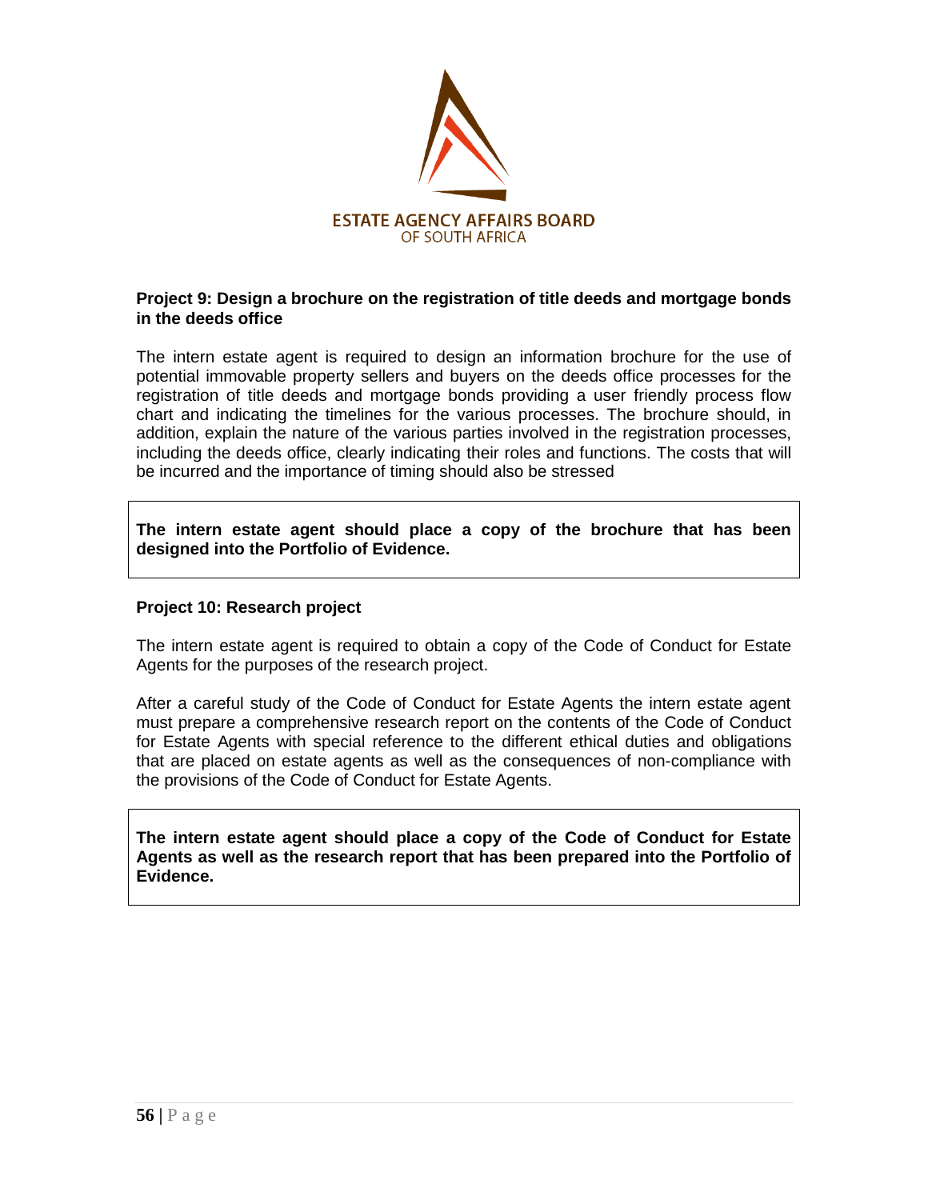**ESTATE AGENCY AFFAIRS BOARD**
OF SOUTH AFRICA

### Project 9: Design a brochure on the registration of title deeds and mortgage bonds in the deeds office

The intern estate agent is required to design an information brochure for the use of potential immovable property sellers and buyers on the deeds office processes for the registration of title deeds and mortgage bonds providing a user friendly process flow chart and indicating the timelines for the various processes. The brochure should, in addition, explain the nature of the various parties involved in the registration processes, including the deeds office, clearly indicating their roles and functions. The costs that will be incurred and the importance of timing should also be stressed

> **The intern estate agent should place a copy of the brochure that has been designed into the Portfolio of Evidence.**

### Project 10: Research project

The intern estate agent is required to obtain a copy of the Code of Conduct for Estate Agents for the purposes of the research project.

After a careful study of the Code of Conduct for Estate Agents the intern estate agent must prepare a comprehensive research report on the contents of the Code of Conduct for Estate Agents with special reference to the different ethical duties and obligations that are placed on estate agents as well as the consequences of non-compliance with the provisions of the Code of Conduct for Estate Agents.

> **The intern estate agent should place a copy of the Code of Conduct for Estate Agents as well as the research report that has been prepared into the Portfolio of Evidence.**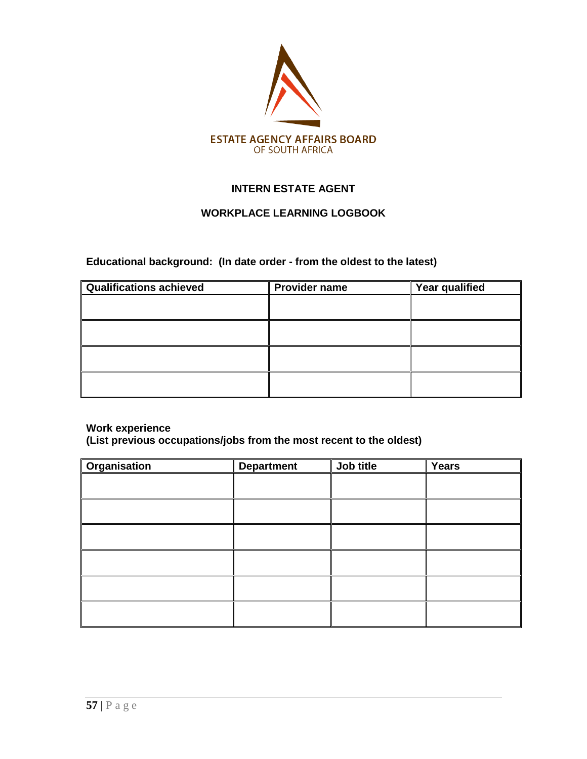ESTATE AGENCY AFFAIRS BOARD
OF SOUTH AFRICA

# INTERN ESTATE AGENT

## WORKPLACE LEARNING LOGBOOK

**Educational background: (In date order - from the oldest to the latest)**

| Qualifications achieved | Provider name | Year qualified |
|---|---|---|
| | | |
| | | |
| | | |
| | | |

**Work experience**
**(List previous occupations/jobs from the most recent to the oldest)**

| Organisation | Department | Job title | Years |
|---|---|---|---|
| | | | |
| | | | |
| | | | |
| | | | |
| | | | |
| | | | |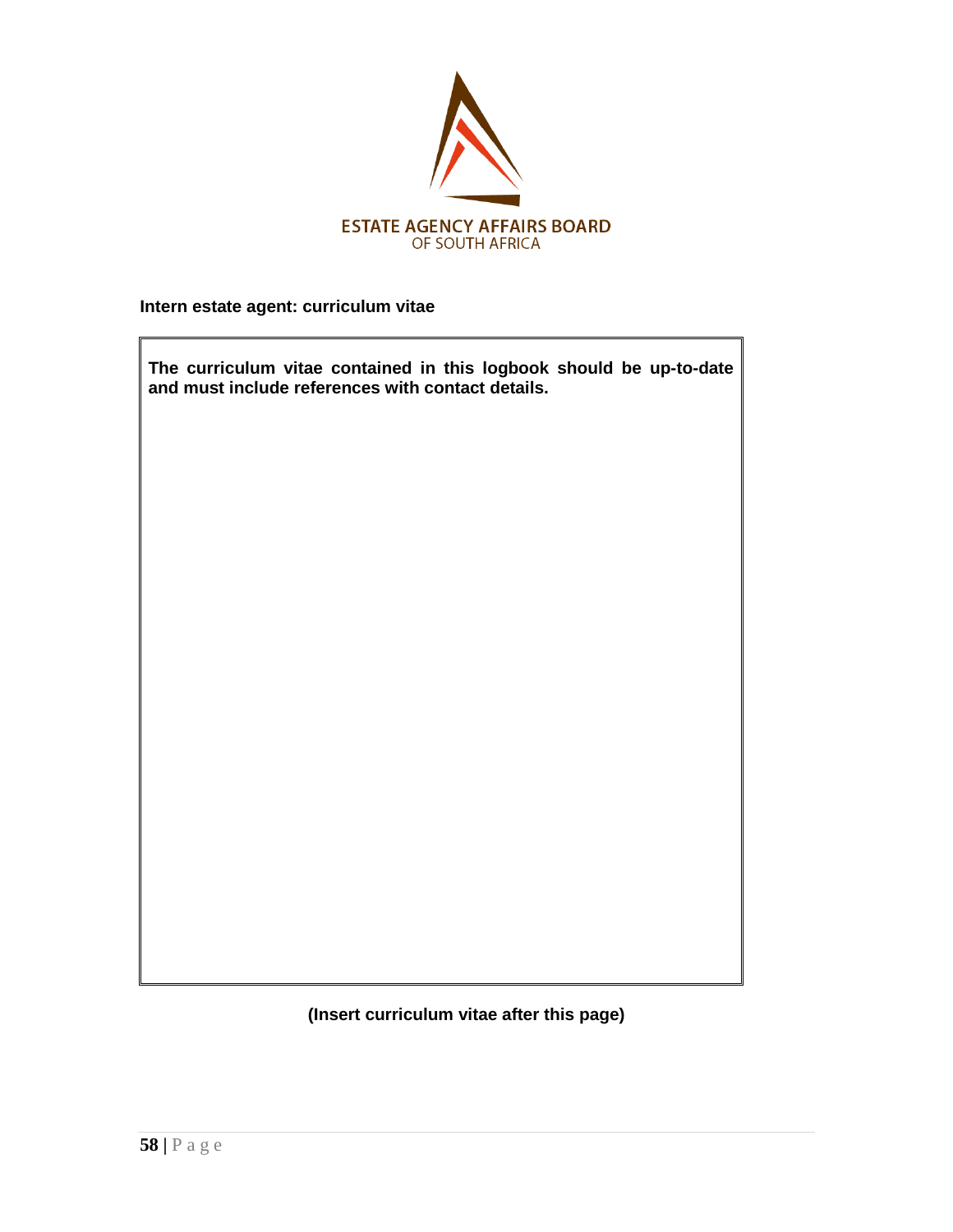ESTATE AGENCY AFFAIRS BOARD
OF SOUTH AFRICA

**Intern estate agent: curriculum vitae**

**The curriculum vitae contained in this logbook should be up-to-date and must include references with contact details.**

**(Insert curriculum vitae after this page)**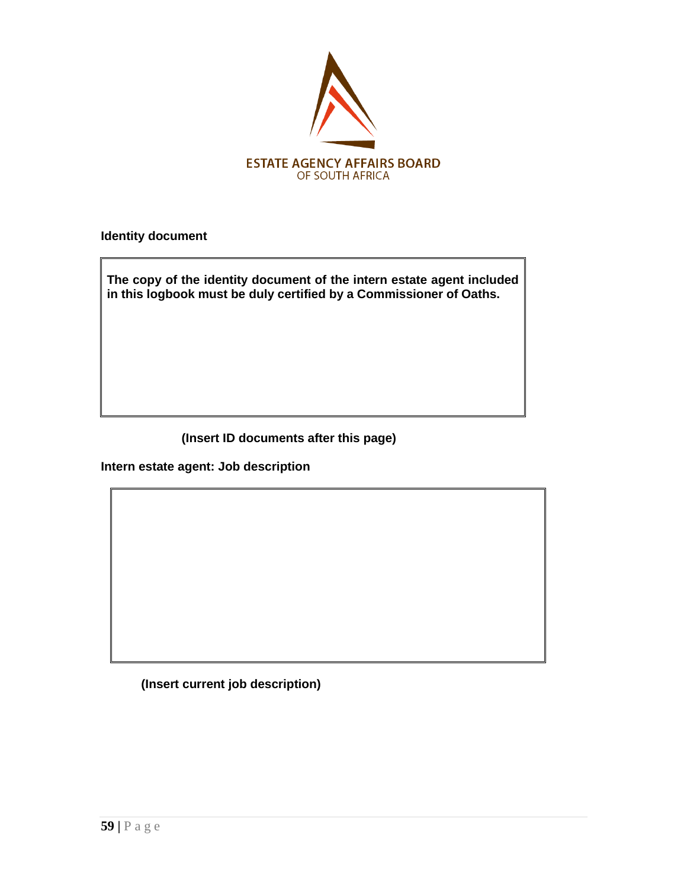ESTATE AGENCY AFFAIRS BOARD
OF SOUTH AFRICA

**Identity document**

| **The copy of the identity document of the intern estate agent included in this logbook must be duly certified by a Commissioner of Oaths.** |
|---|

**(Insert ID documents after this page)**

**Intern estate agent: Job description**

| |
|---|
| |

**(Insert current job description)**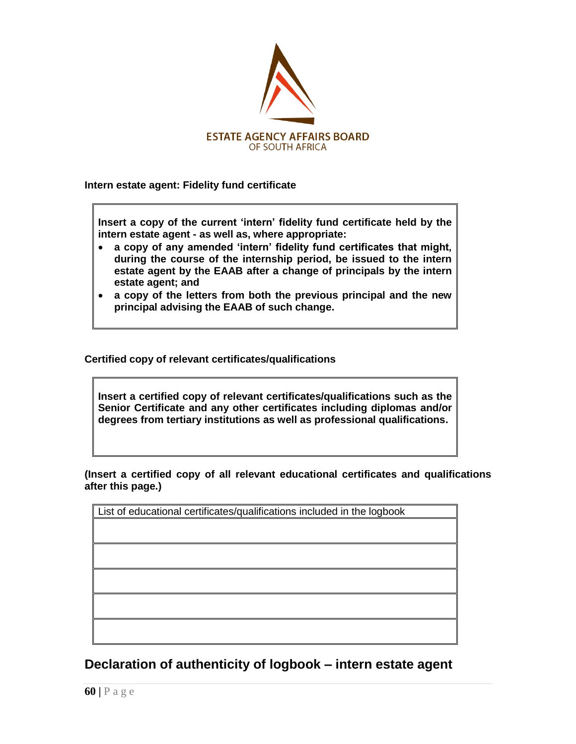**Intern estate agent: Fidelity fund certificate**

> **Insert a copy of the current 'intern' fidelity fund certificate held by the intern estate agent - as well as, where appropriate:**
>
> - **a copy of any amended 'intern' fidelity fund certificates that might, during the course of the internship period, be issued to the intern estate agent by the EAAB after a change of principals by the intern estate agent; and**
> - **a copy of the letters from both the previous principal and the new principal advising the EAAB of such change.**

**Certified copy of relevant certificates/qualifications**

> **Insert a certified copy of relevant certificates/qualifications such as the Senior Certificate and any other certificates including diplomas and/or degrees from tertiary institutions as well as professional qualifications.**

**(Insert a certified copy of all relevant educational certificates and qualifications after this page.)**

| List of educational certificates/qualifications included in the logbook |
|---|
| |
| |
| |
| |
| |

## Declaration of authenticity of logbook – intern estate agent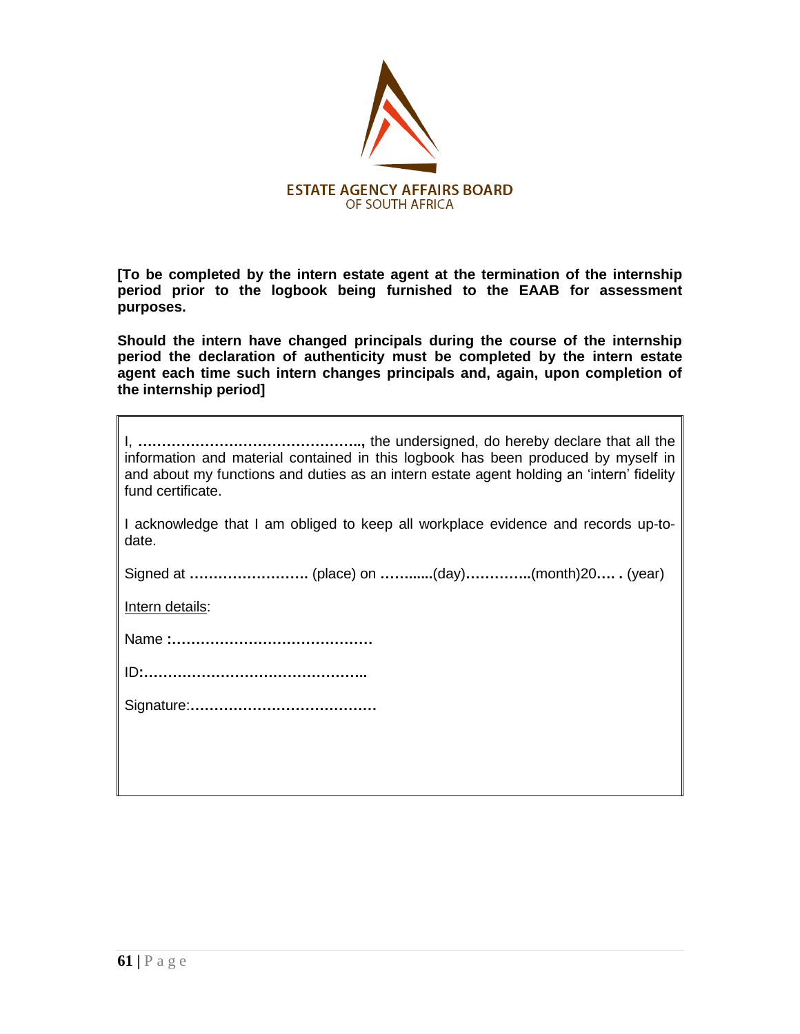ESTATE AGENCY AFFAIRS BOARD
OF SOUTH AFRICA

**[To be completed by the intern estate agent at the termination of the internship period prior to the logbook being furnished to the EAAB for assessment purposes.**

**Should the intern have changed principals during the course of the internship period the declaration of authenticity must be completed by the intern estate agent each time such intern changes principals and, again, upon completion of the internship period]**

I, **………………………………………..,** the undersigned, do hereby declare that all the information and material contained in this logbook has been produced by myself in and about my functions and duties as an intern estate agent holding an 'intern' fidelity fund certificate.

I acknowledge that I am obliged to keep all workplace evidence and records up-to-date.

Signed at **…………………….** (place) on **……......**(day)**…………..**(month)20**…. .** (year)

Intern details:

Name **:……………………………………**

ID**:………………………………………..**

Signature:**…………………………………**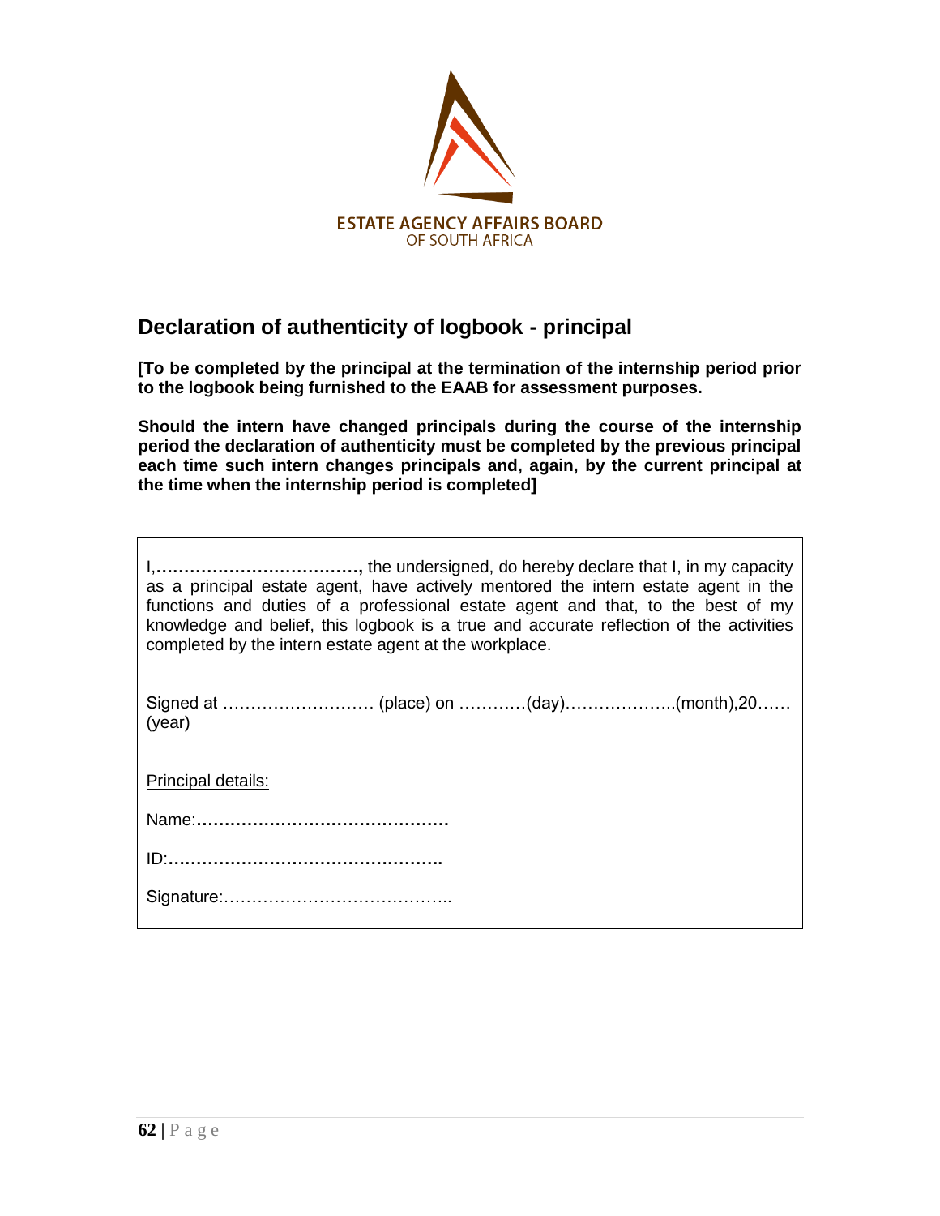ESTATE AGENCY AFFAIRS BOARD
OF SOUTH AFRICA

## Declaration of authenticity of logbook - principal

**[To be completed by the principal at the termination of the internship period prior to the logbook being furnished to the EAAB for assessment purposes.**

**Should the intern have changed principals during the course of the internship period the declaration of authenticity must be completed by the previous principal each time such intern changes principals and, again, by the current principal at the time when the internship period is completed]**

I,**………………………………,** the undersigned, do hereby declare that I, in my capacity as a principal estate agent, have actively mentored the intern estate agent in the functions and duties of a professional estate agent and that, to the best of my knowledge and belief, this logbook is a true and accurate reflection of the activities completed by the intern estate agent at the workplace.

Signed at ……………………… (place) on …………(day)………………..(month),20…… (year)

Principal details:

Name:**………………………………………**

ID:**…………………………………………..**

Signature:…………………………………..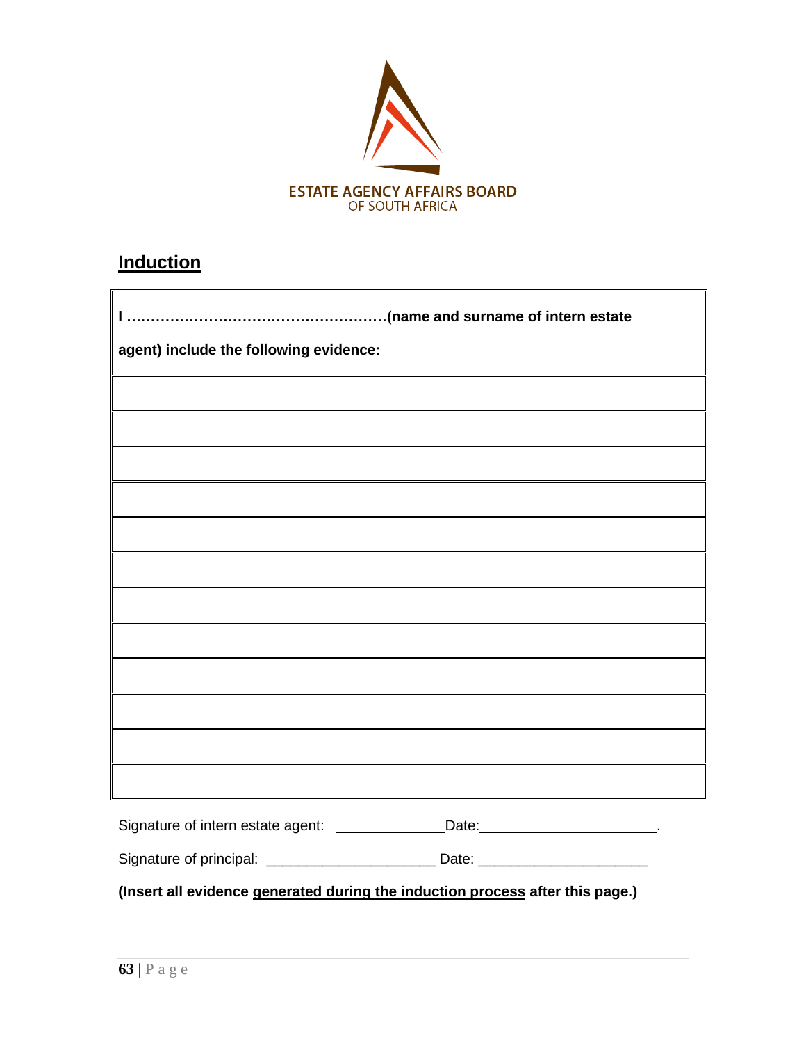ESTATE AGENCY AFFAIRS BOARD
OF SOUTH AFRICA

## Induction

| **I ………………………………………………(name and surname of intern estate agent) include the following evidence:** |
|---|
| |
| |
| |
| |
| |
| |
| |
| |
| |
| |
| |
| |

Signature of intern estate agent: _____________Date:_____________________.

Signature of principal: ____________________ Date: ____________________

**(Insert all evidence generated during the induction process after this page.)**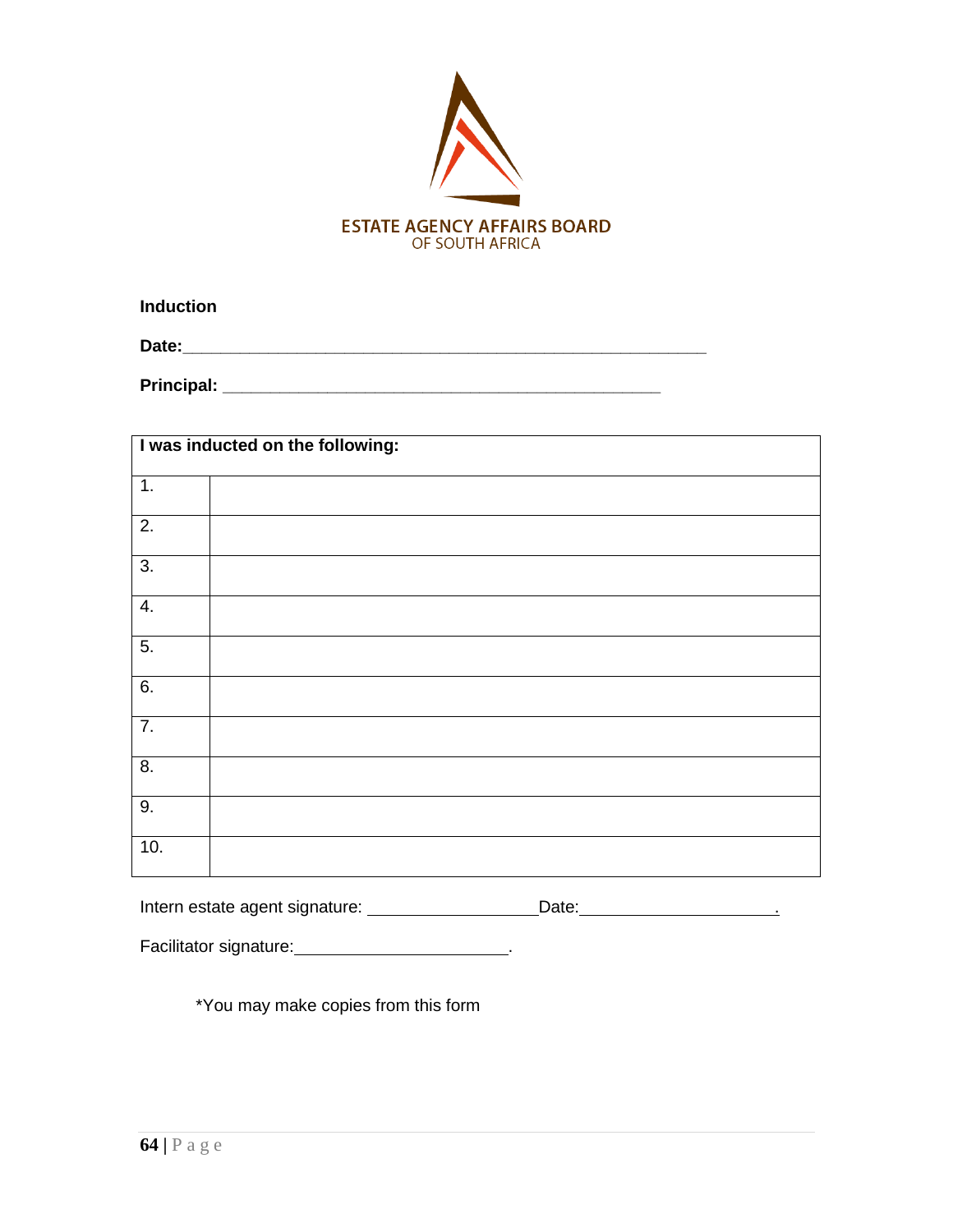ESTATE AGENCY AFFAIRS BOARD
OF SOUTH AFRICA

**Induction**

**Date:**\_\_\_\_\_\_\_\_\_\_\_\_\_\_\_\_\_\_\_\_\_\_\_\_\_\_\_\_\_\_\_\_\_\_\_\_\_\_\_\_\_\_\_\_\_\_\_\_\_\_\_\_\_\_\_\_\_

**Principal:** \_\_\_\_\_\_\_\_\_\_\_\_\_\_\_\_\_\_\_\_\_\_\_\_\_\_\_\_\_\_\_\_\_\_\_\_\_\_\_\_\_\_\_\_\_\_\_\_

| **I was inducted on the following:** | |
|---|---|
| 1. | |
| 2. | |
| 3. | |
| 4. | |
| 5. | |
| 6. | |
| 7. | |
| 8. | |
| 9. | |
| 10. | |

Intern estate agent signature: \_\_\_\_\_\_\_\_\_\_\_\_\_\_\_\_\_\_Date:\_\_\_\_\_\_\_\_\_\_\_\_\_\_\_\_\_\_\_\_\_\_.

Facilitator signature:\_\_\_\_\_\_\_\_\_\_\_\_\_\_\_\_\_\_\_\_\_\_\_\_.

*You may make copies from this form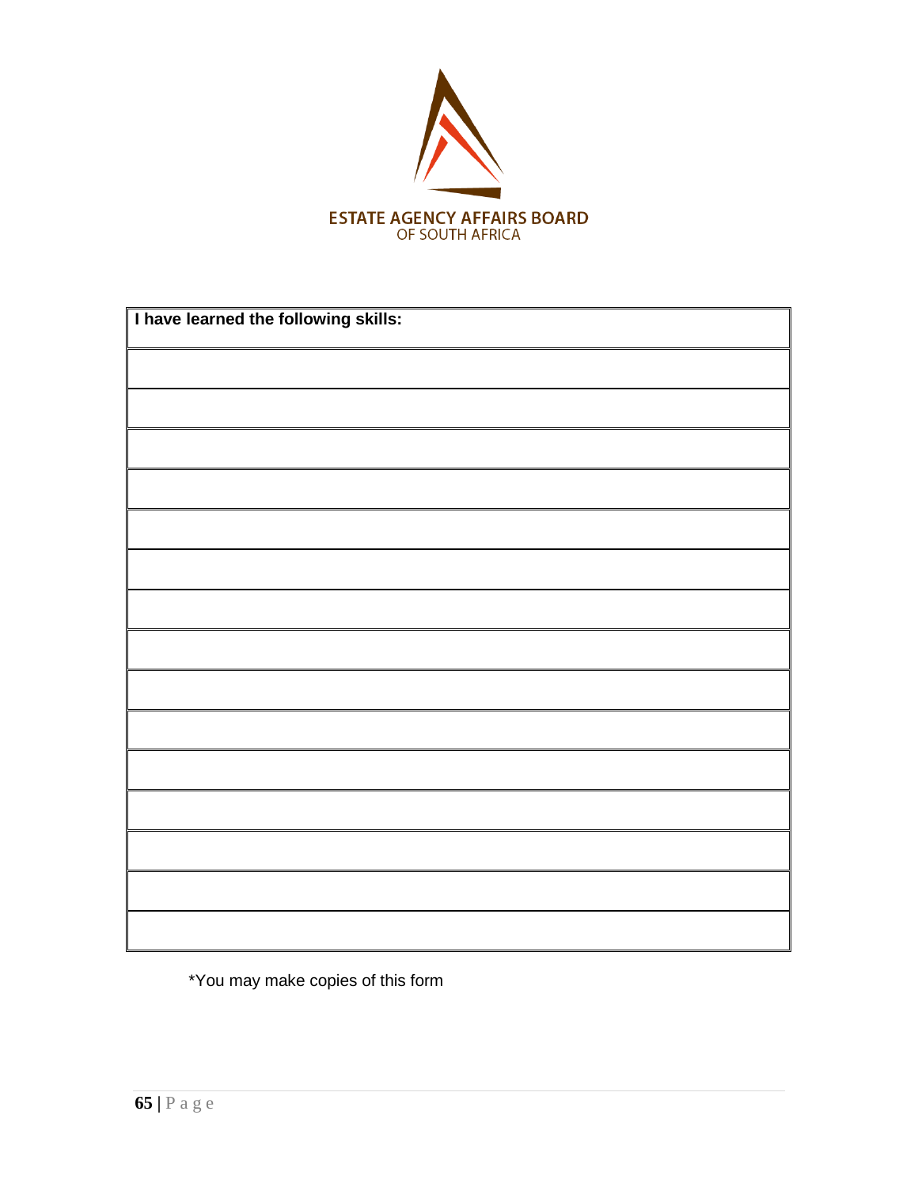ESTATE AGENCY AFFAIRS BOARD
OF SOUTH AFRICA

| **I have learned the following skills:** |
|---|
| |
| |
| |
| |
| |
| |
| |
| |
| |
| |
| |
| |
| |
| |
| |

*You may make copies of this form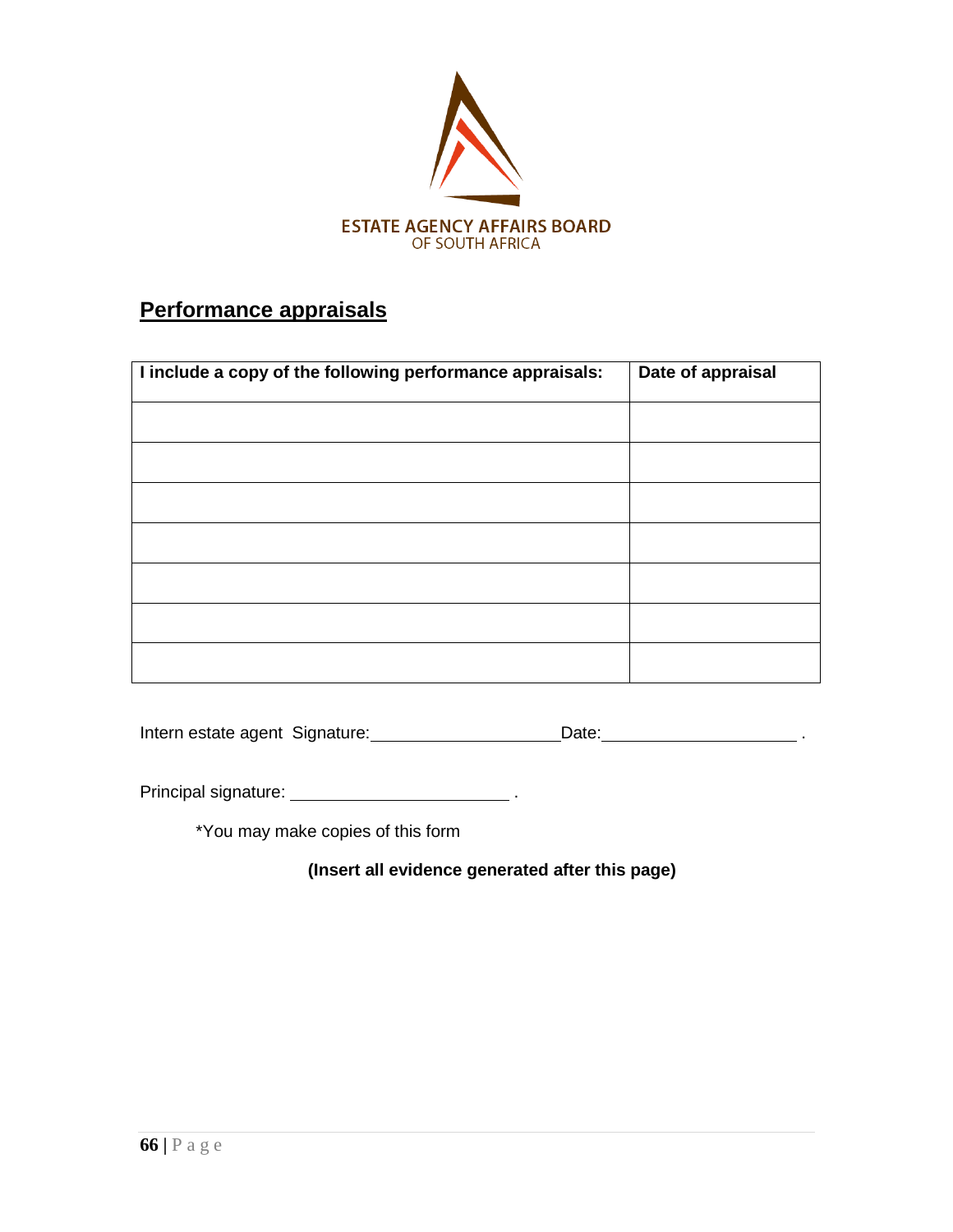ESTATE AGENCY AFFAIRS BOARD
OF SOUTH AFRICA

## Performance appraisals

| I include a copy of the following performance appraisals: | Date of appraisal |
|---|---|
| | |
| | |
| | |
| | |
| | |
| | |
| | |

Intern estate agent Signature:____________________Date:____________________ .

Principal signature: ______________________ .

*You may make copies of this form

**(Insert all evidence generated after this page)**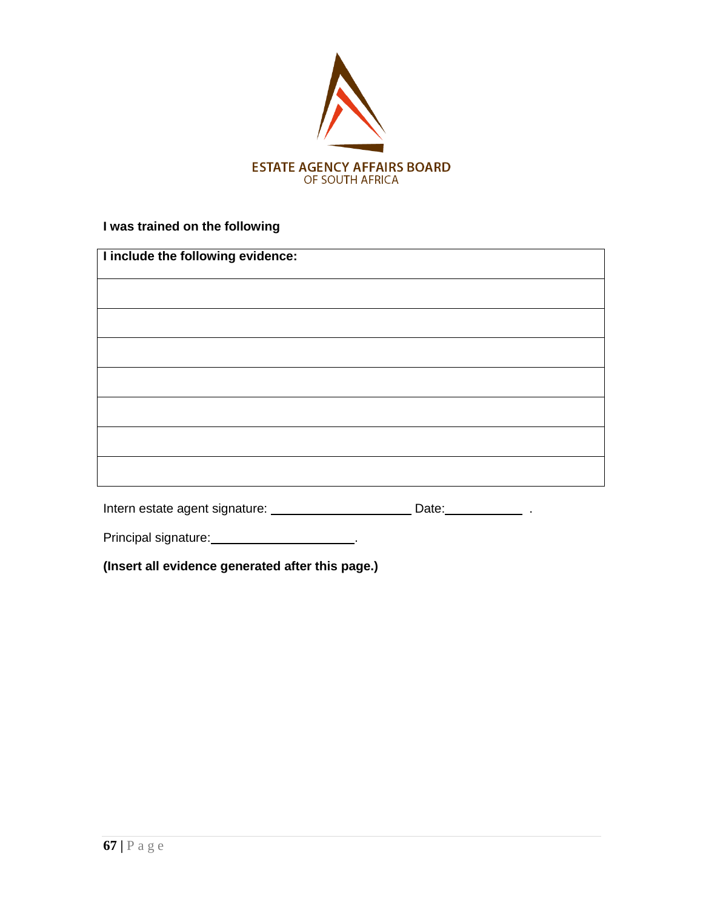ESTATE AGENCY AFFAIRS BOARD
OF SOUTH AFRICA

**I was trained on the following**

| **I include the following evidence:** |
|---|
| |
| |
| |
| |
| |
| |
| |

Intern estate agent signature: ____________________ Date:__________ .

Principal signature:____________________.

**(Insert all evidence generated after this page.)**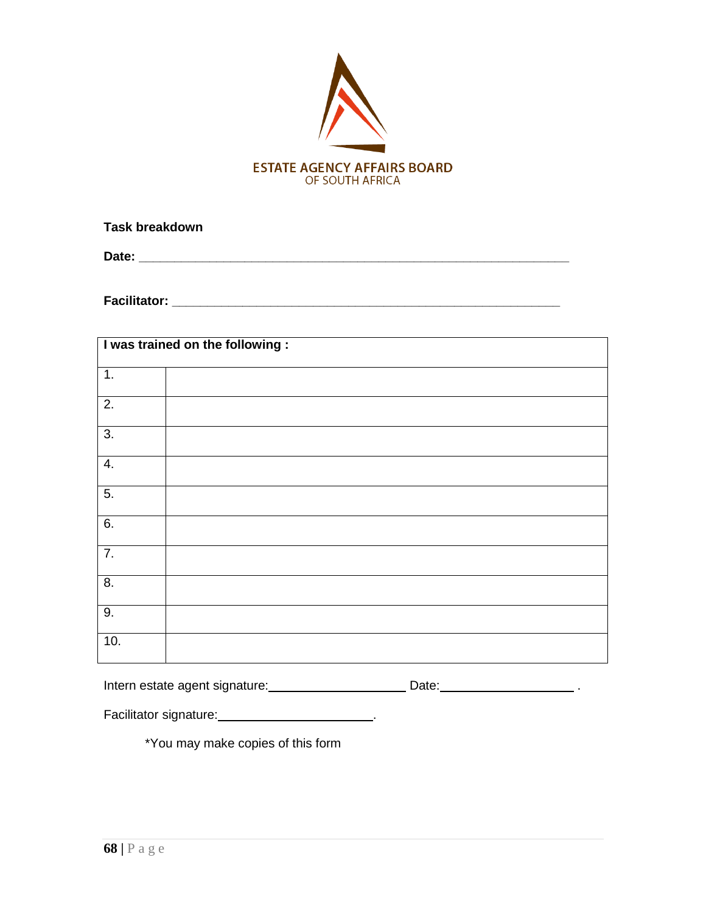ESTATE AGENCY AFFAIRS BOARD
OF SOUTH AFRICA

**Task breakdown**

**Date: _______________________________________________________________**

**Facilitator: _________________________________________________________**

| **I was trained on the following :** | |
|---|---|
| 1. | |
| 2. | |
| 3. | |
| 4. | |
| 5. | |
| 6. | |
| 7. | |
| 8. | |
| 9. | |
| 10. | |

Intern estate agent signature:____________________ Date:____________________ .

Facilitator signature:______________________.

*You may make copies of this form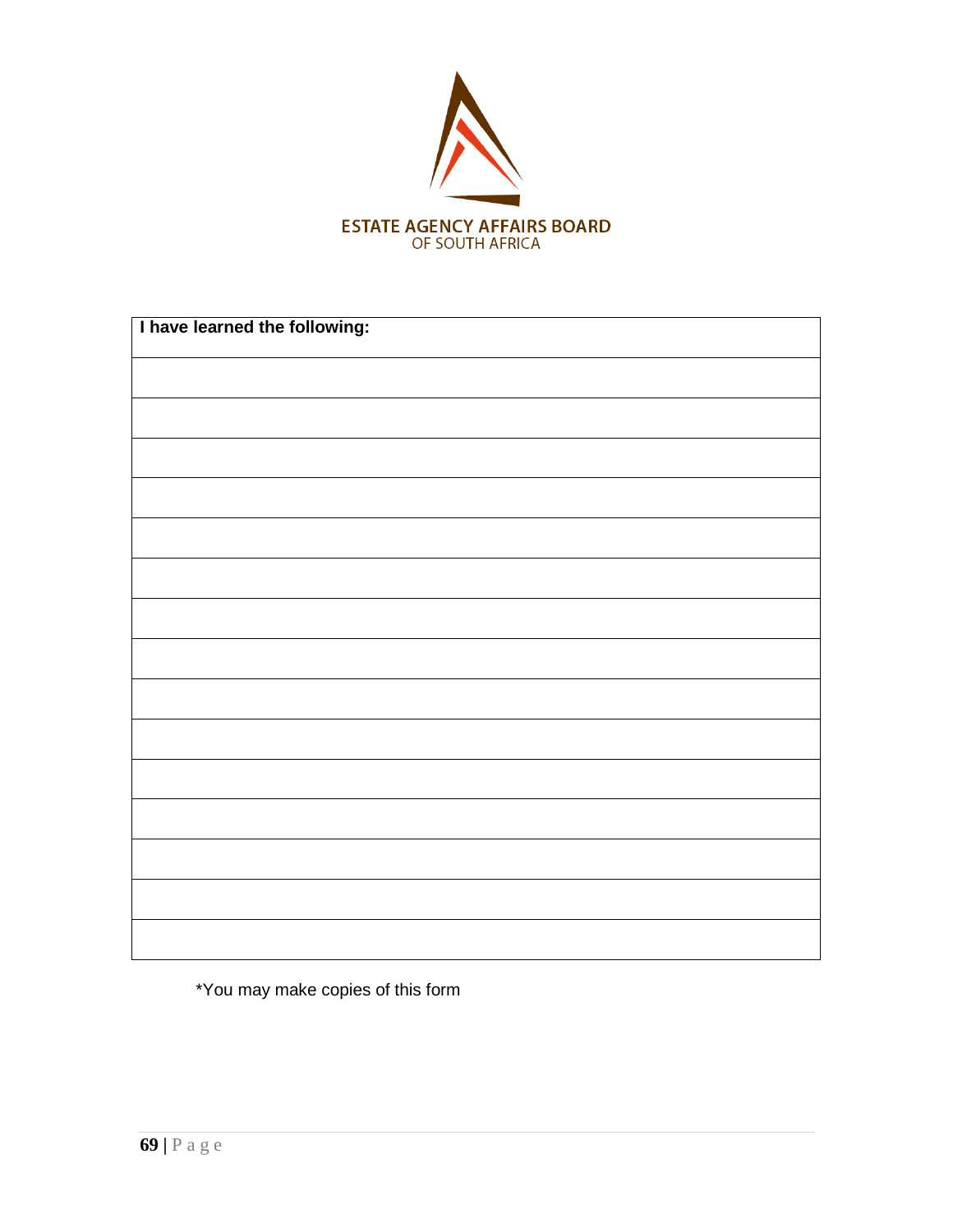ESTATE AGENCY AFFAIRS BOARD
OF SOUTH AFRICA

| **I have learned the following:** |
| --- |
| |
| |
| |
| |
| |
| |
| |
| |
| |
| |
| |
| |
| |
| |
| |

*You may make copies of this form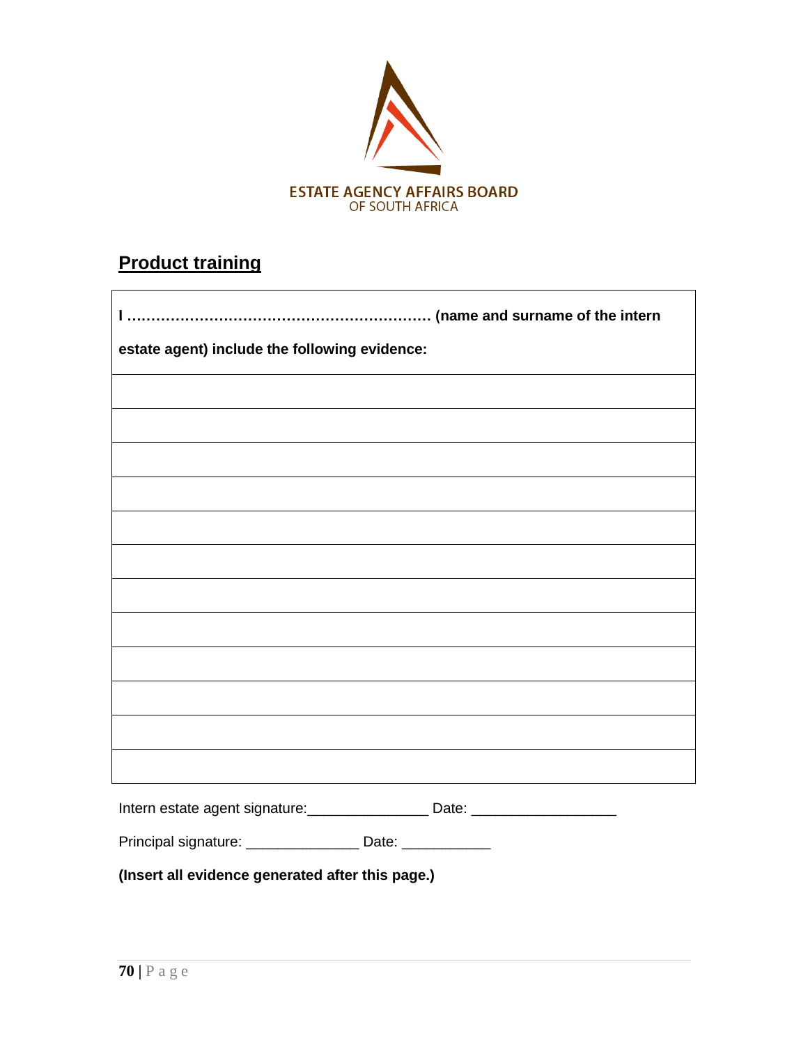ESTATE AGENCY AFFAIRS BOARD
OF SOUTH AFRICA

## Product training

| **I ……………………………………………………… (name and surname of the intern estate agent) include the following evidence:** |
|---|
| |
| |
| |
| |
| |
| |
| |
| |
| |
| |
| |
| |

Intern estate agent signature:_______________ Date: __________________

Principal signature: ______________ Date: ___________

**(Insert all evidence generated after this page.)**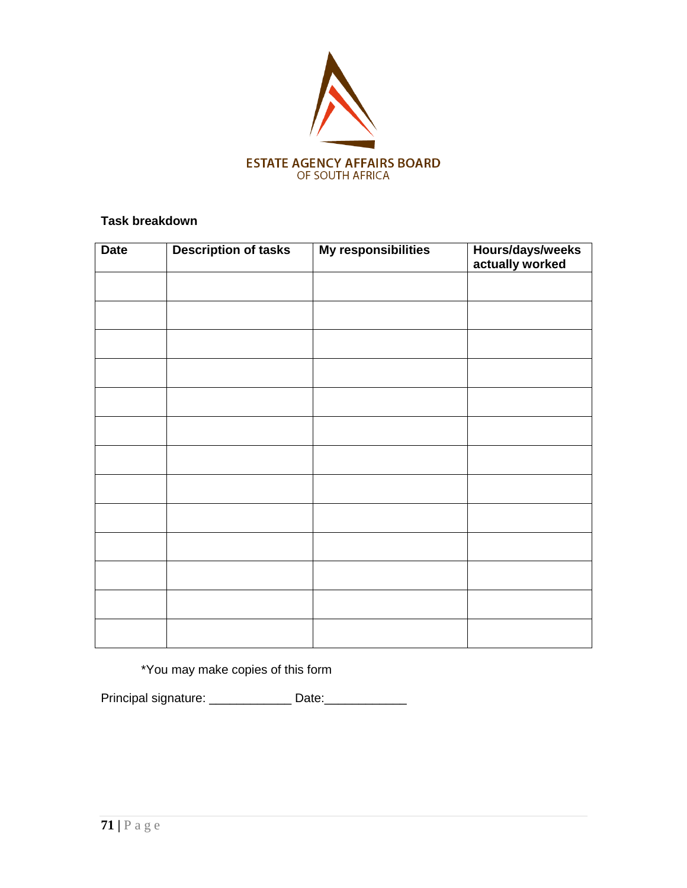ESTATE AGENCY AFFAIRS BOARD
OF SOUTH AFRICA

**Task breakdown**

| Date | Description of tasks | My responsibilities | Hours/days/weeks actually worked |
|---|---|---|---|
| | | | |
| | | | |
| | | | |
| | | | |
| | | | |
| | | | |
| | | | |
| | | | |
| | | | |
| | | | |
| | | | |
| | | | |
| | | | |

*You may make copies of this form

Principal signature: ____________ Date:____________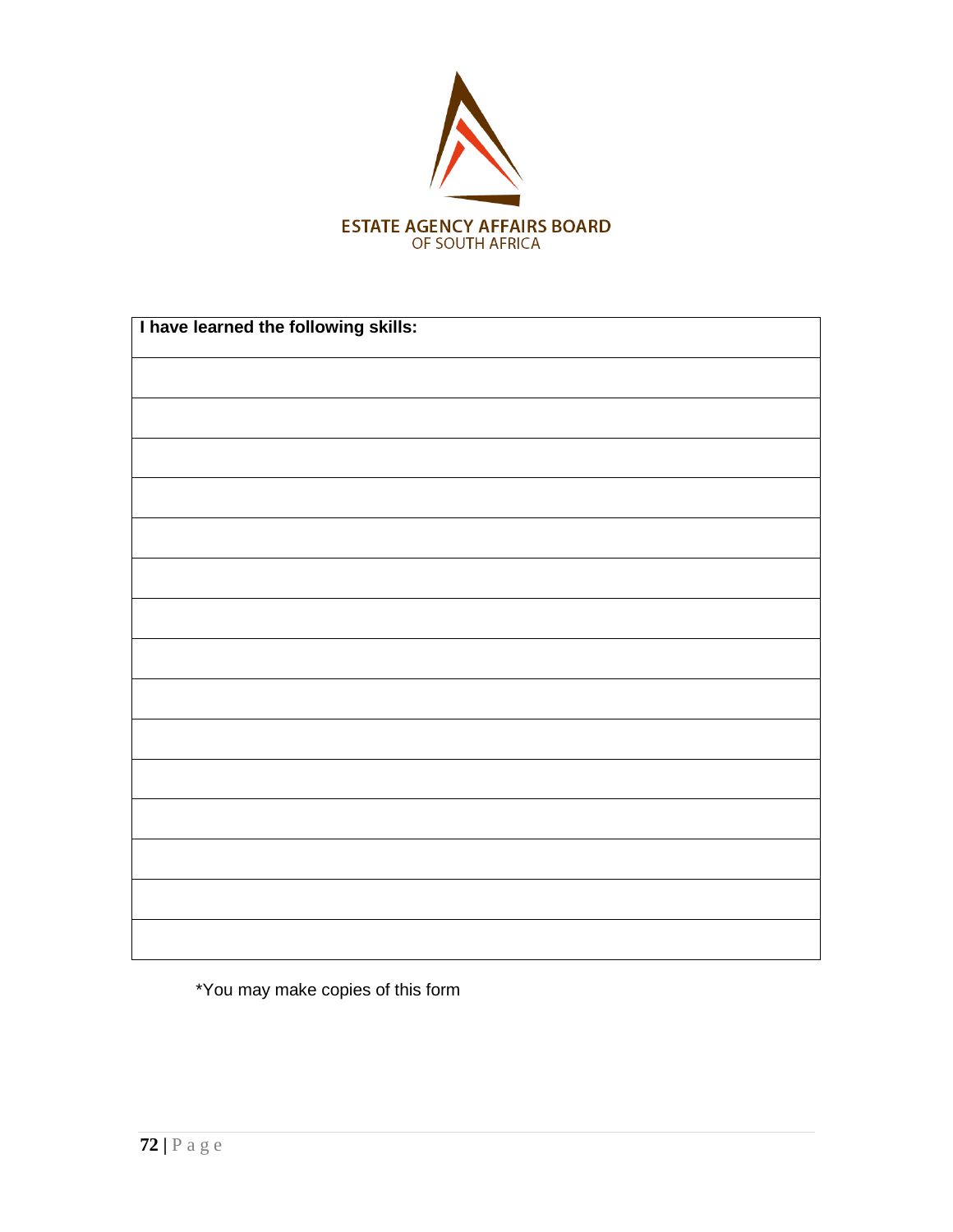ESTATE AGENCY AFFAIRS BOARD
OF SOUTH AFRICA

| I have learned the following skills: |
| --- |
| |
| |
| |
| |
| |
| |
| |
| |
| |
| |
| |
| |
| |
| |
| |

*You may make copies of this form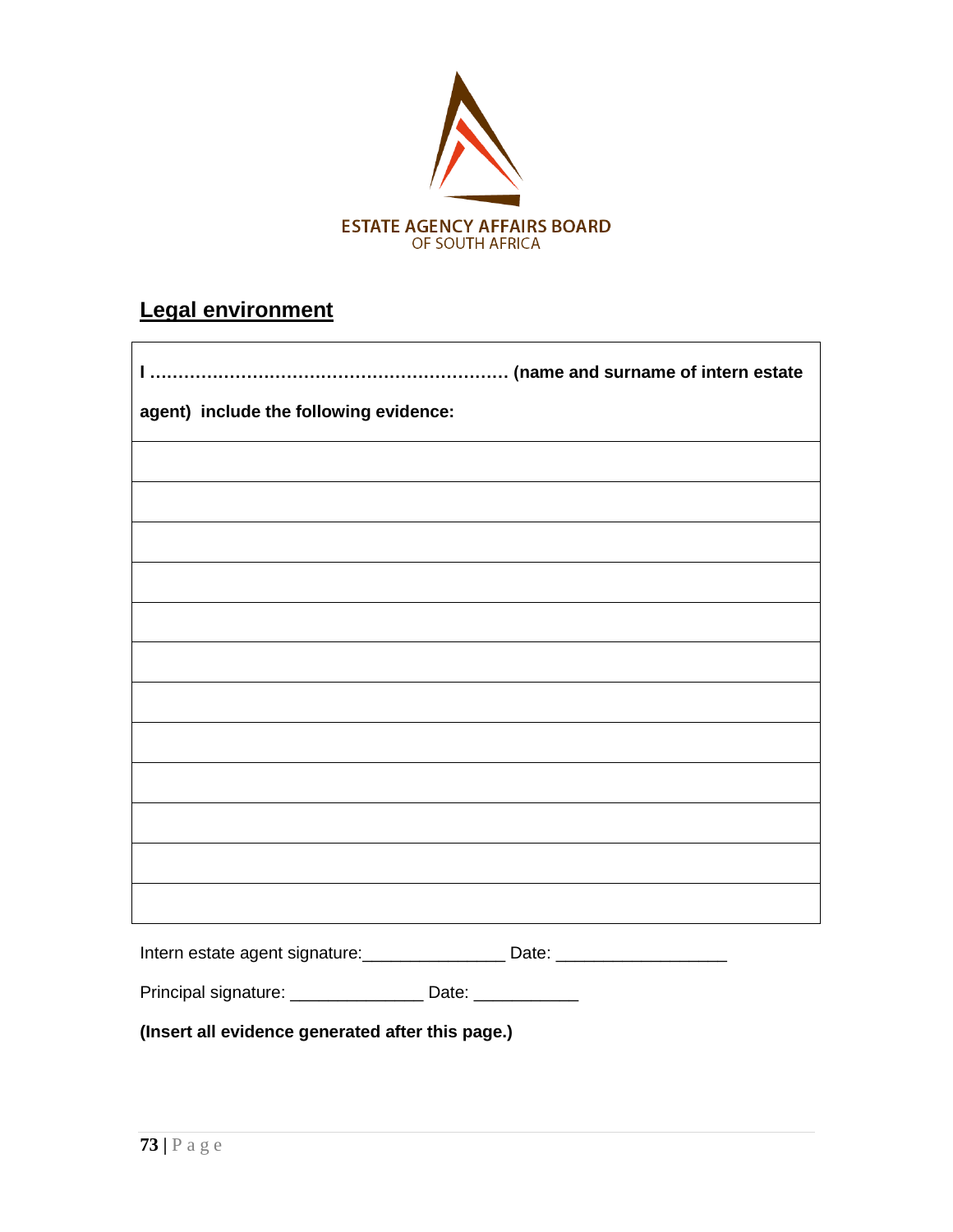ESTATE AGENCY AFFAIRS BOARD
OF SOUTH AFRICA

## Legal environment

| **I …………………………………………………… (name and surname of intern estate agent) include the following evidence:** |
|---|
| |
| |
| |
| |
| |
| |
| |
| |
| |
| |
| |
| |

Intern estate agent signature:_______________ Date: __________________

Principal signature: ______________ Date: ___________

**(Insert all evidence generated after this page.)**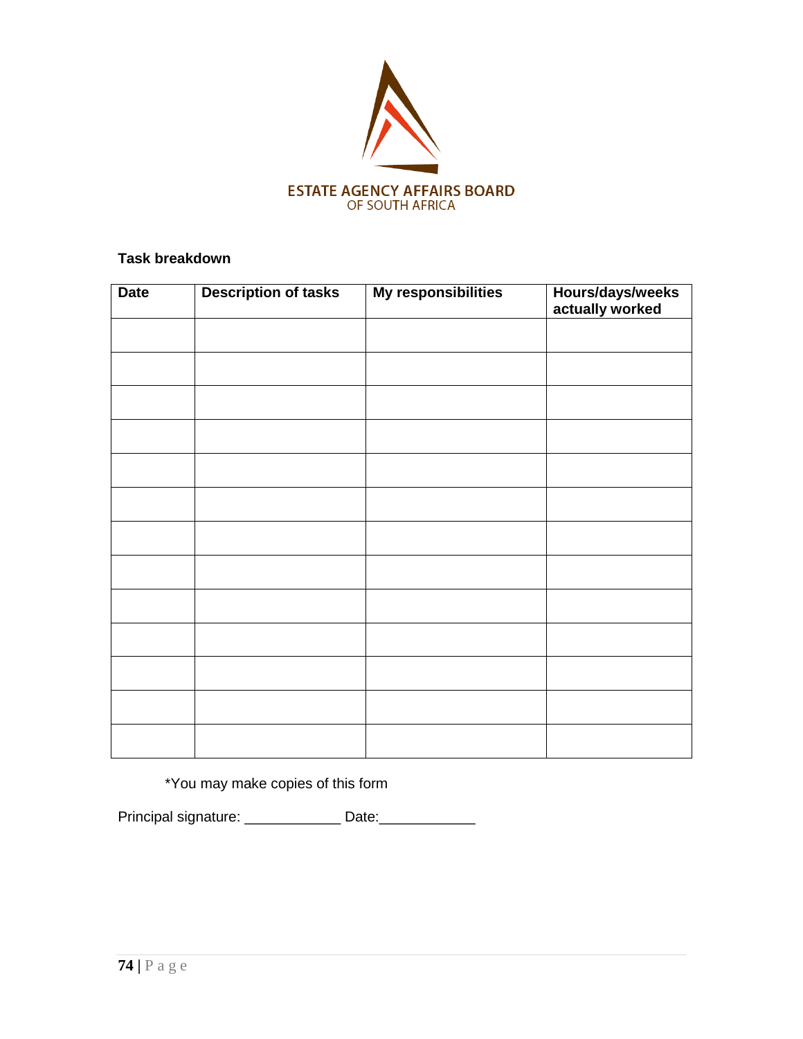ESTATE AGENCY AFFAIRS BOARD
OF SOUTH AFRICA

**Task breakdown**

| Date | Description of tasks | My responsibilities | Hours/days/weeks actually worked |
|---|---|---|---|
| | | | |
| | | | |
| | | | |
| | | | |
| | | | |
| | | | |
| | | | |
| | | | |
| | | | |
| | | | |
| | | | |
| | | | |
| | | | |

*You may make copies of this form

Principal signature: ____________ Date:____________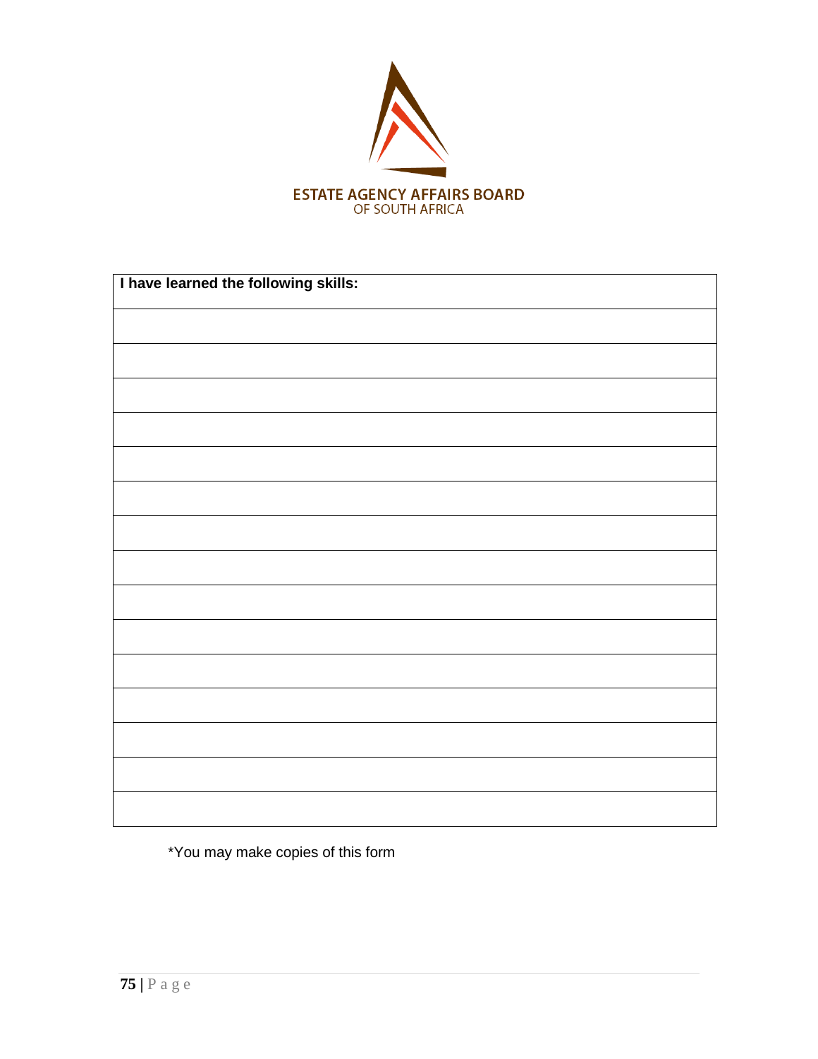ESTATE AGENCY AFFAIRS BOARD
OF SOUTH AFRICA

| I have learned the following skills: |
| --- |
| |
| |
| |
| |
| |
| |
| |
| |
| |
| |
| |
| |
| |
| |
| |

*You may make copies of this form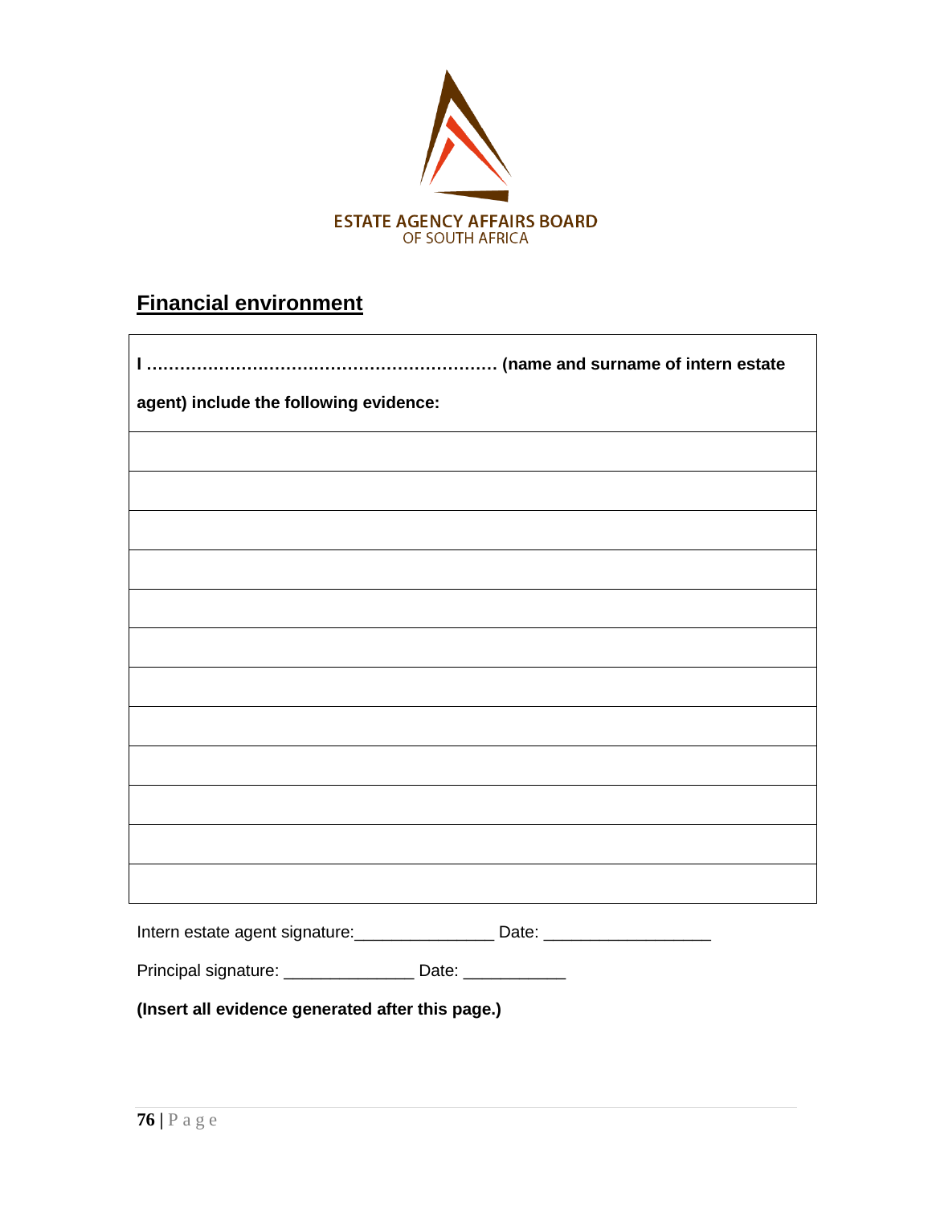ESTATE AGENCY AFFAIRS BOARD
OF SOUTH AFRICA

## Financial environment

| I ……………………………………………………… (name and surname of intern estate agent) include the following evidence: |
| --- |
| |
| |
| |
| |
| |
| |
| |
| |
| |
| |
| |
| |

Intern estate agent signature:_______________ Date: __________________

Principal signature: ______________ Date: ___________

**(Insert all evidence generated after this page.)**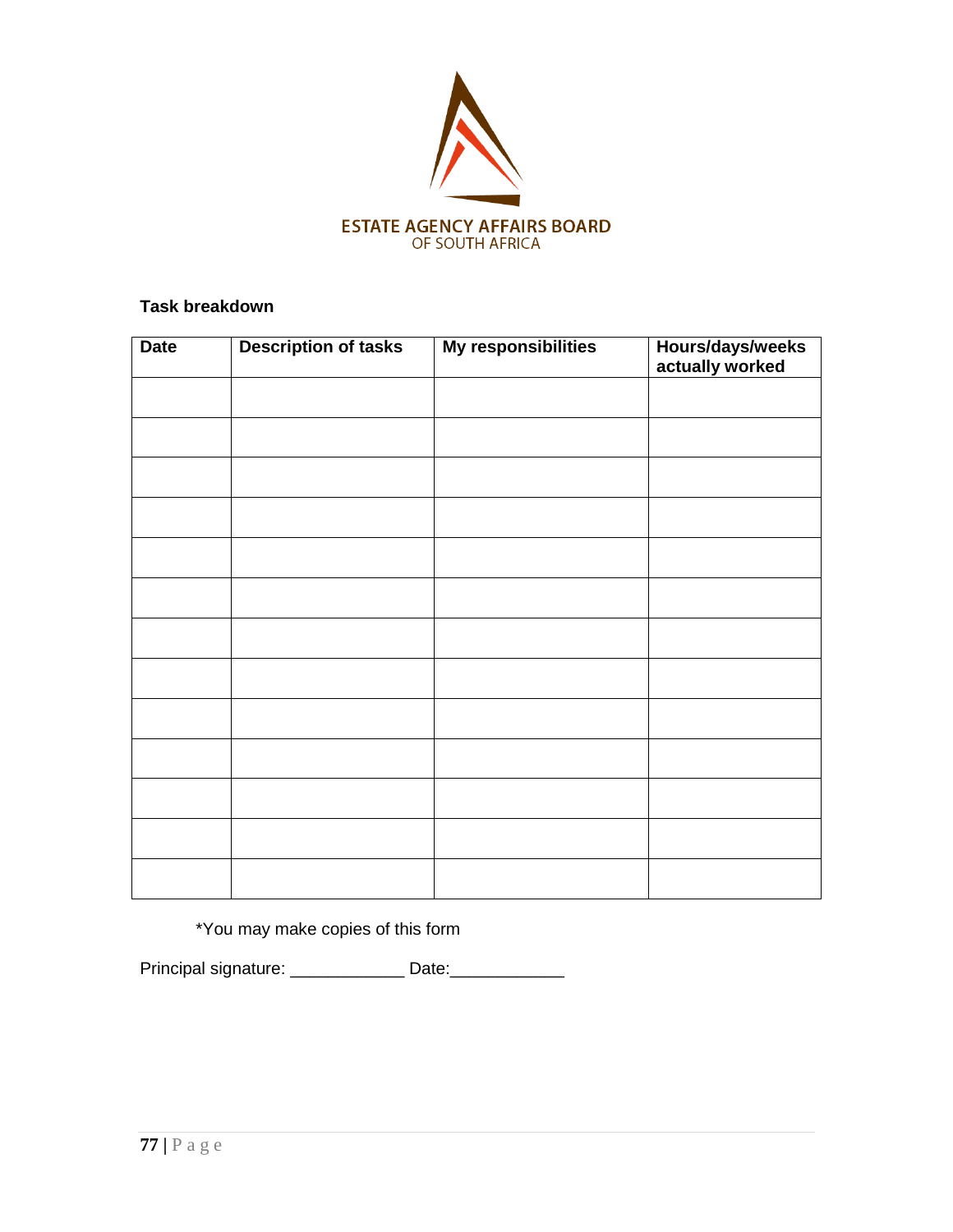ESTATE AGENCY AFFAIRS BOARD
OF SOUTH AFRICA

**Task breakdown**

| Date | Description of tasks | My responsibilities | Hours/days/weeks actually worked |
|---|---|---|---|
| | | | |
| | | | |
| | | | |
| | | | |
| | | | |
| | | | |
| | | | |
| | | | |
| | | | |
| | | | |
| | | | |
| | | | |
| | | | |

*You may make copies of this form

Principal signature: ____________ Date:____________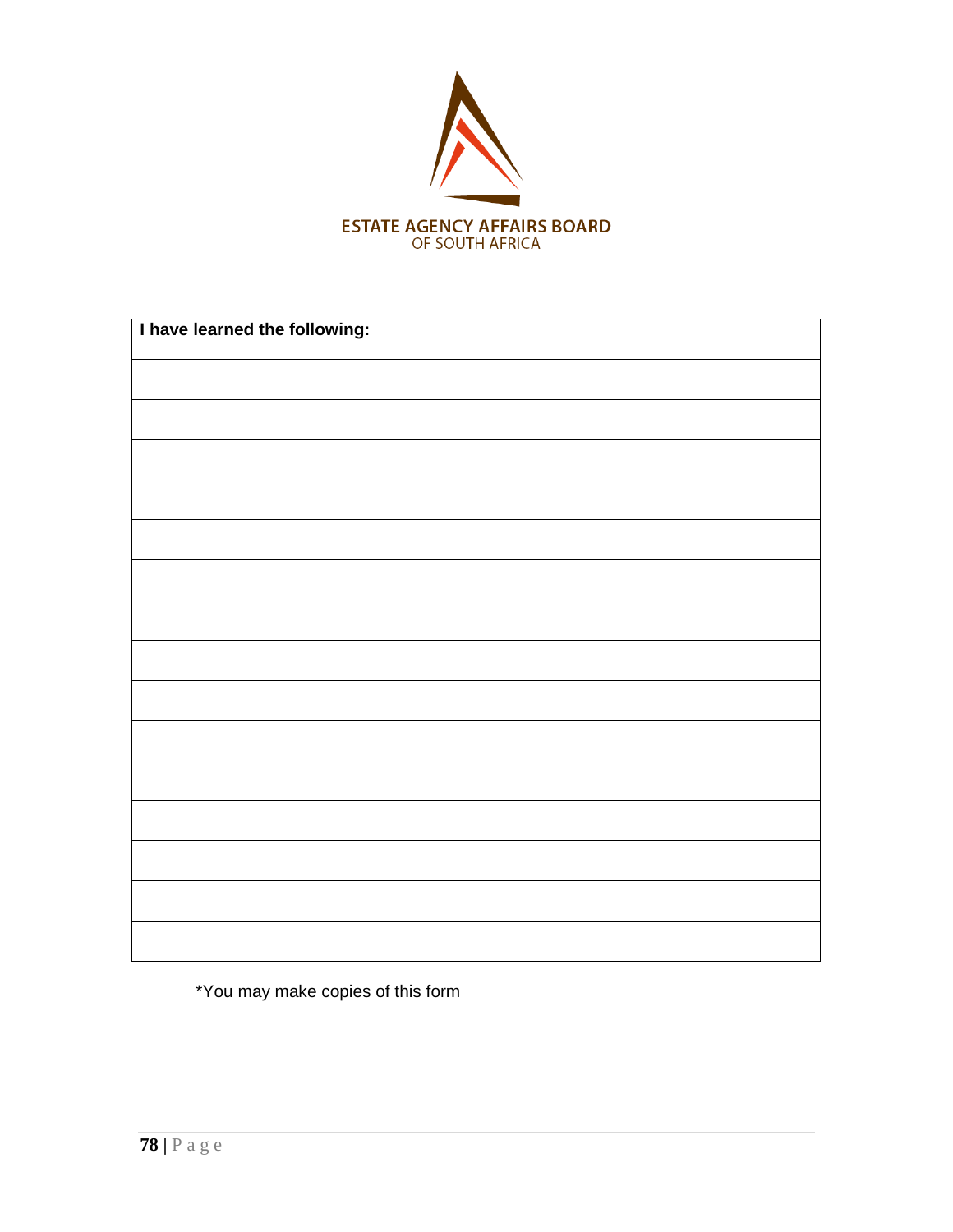ESTATE AGENCY AFFAIRS BOARD
OF SOUTH AFRICA

| **I have learned the following:** |
| --- |
| |
| |
| |
| |
| |
| |
| |
| |
| |
| |
| |
| |
| |
| |
| |

*You may make copies of this form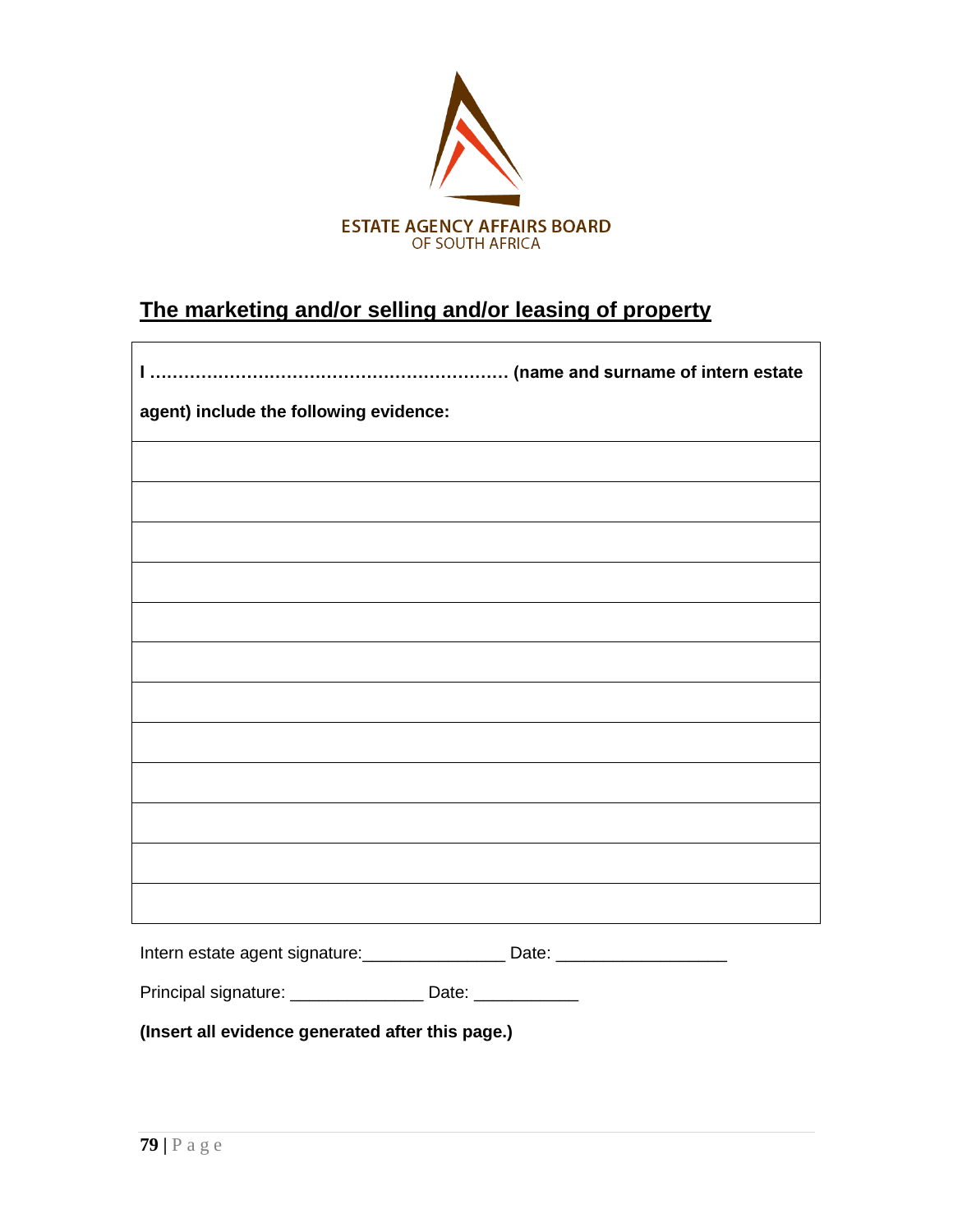ESTATE AGENCY AFFAIRS BOARD
OF SOUTH AFRICA

## The marketing and/or selling and/or leasing of property

| **I ……………………………………………………… (name and surname of intern estate agent) include the following evidence:** |
|---|
| |
| |
| |
| |
| |
| |
| |
| |
| |
| |
| |
| |

Intern estate agent signature:_______________ Date: __________________

Principal signature: ______________ Date: ___________

**(Insert all evidence generated after this page.)**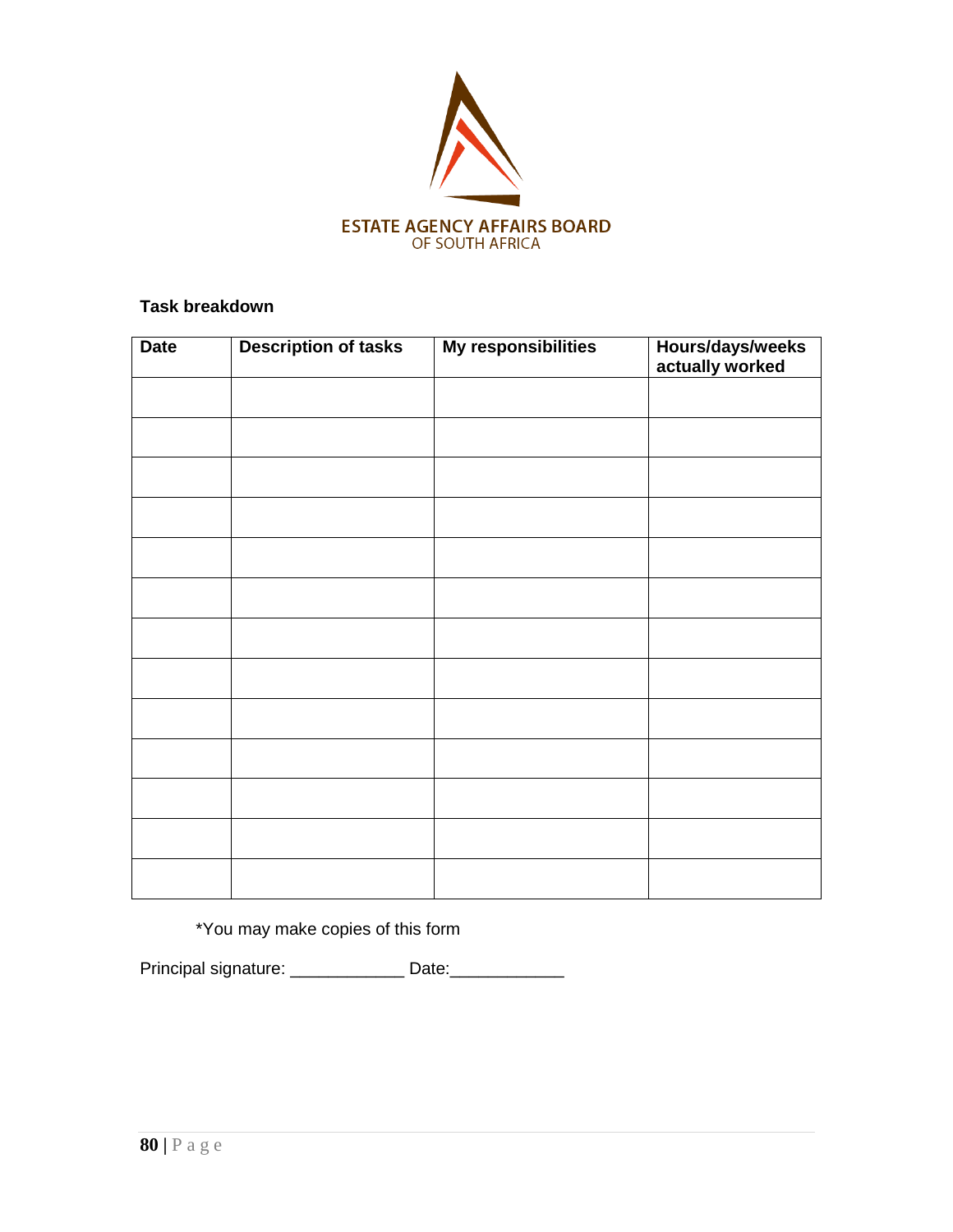ESTATE AGENCY AFFAIRS BOARD
OF SOUTH AFRICA

**Task breakdown**

| Date | Description of tasks | My responsibilities | Hours/days/weeks actually worked |
|---|---|---|---|
| | | | |
| | | | |
| | | | |
| | | | |
| | | | |
| | | | |
| | | | |
| | | | |
| | | | |
| | | | |
| | | | |
| | | | |
| | | | |

*You may make copies of this form

Principal signature: ____________ Date:____________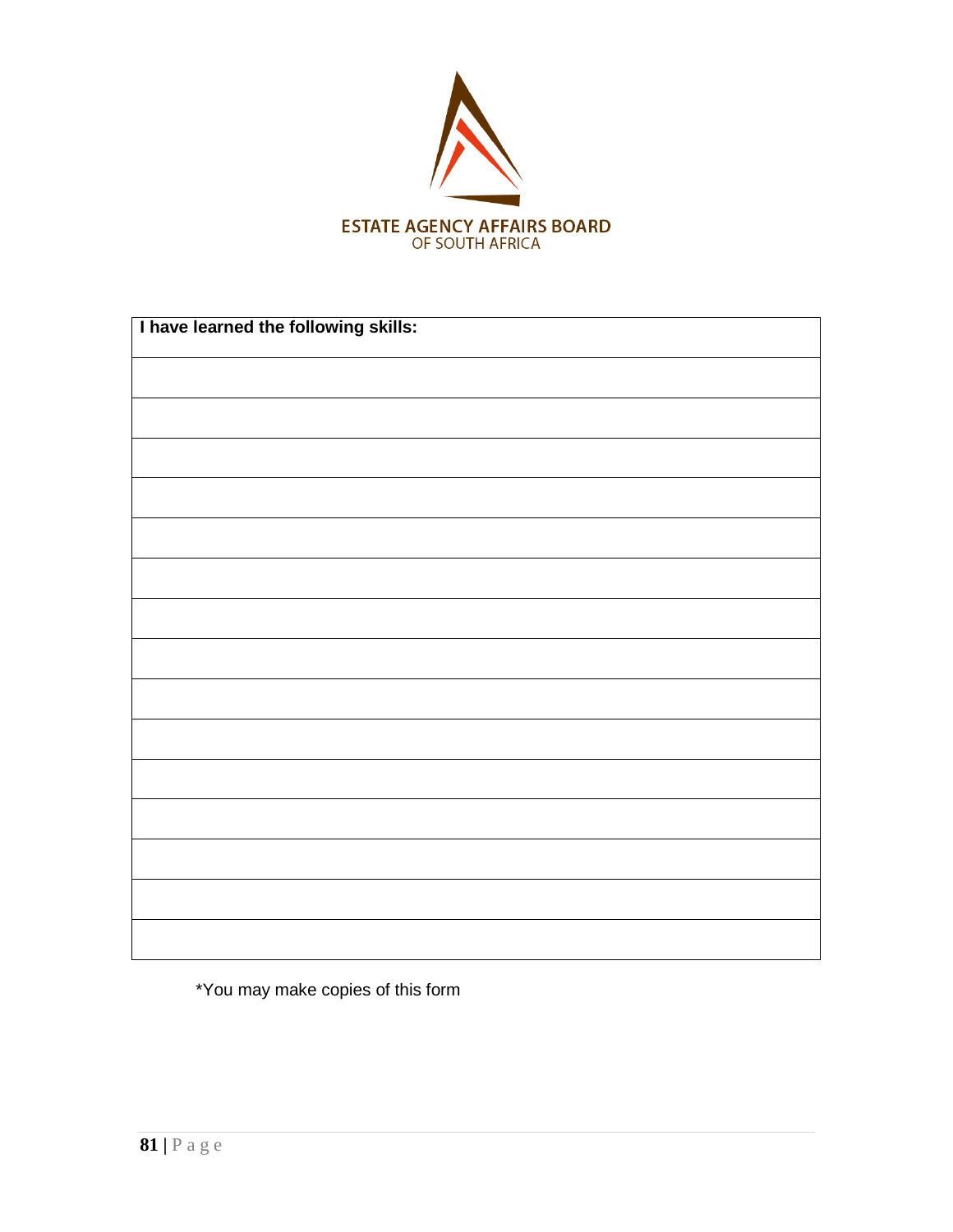ESTATE AGENCY AFFAIRS BOARD
OF SOUTH AFRICA

| I have learned the following skills: |
| --- |
| |
| |
| |
| |
| |
| |
| |
| |
| |
| |
| |
| |
| |
| |
| |

*You may make copies of this form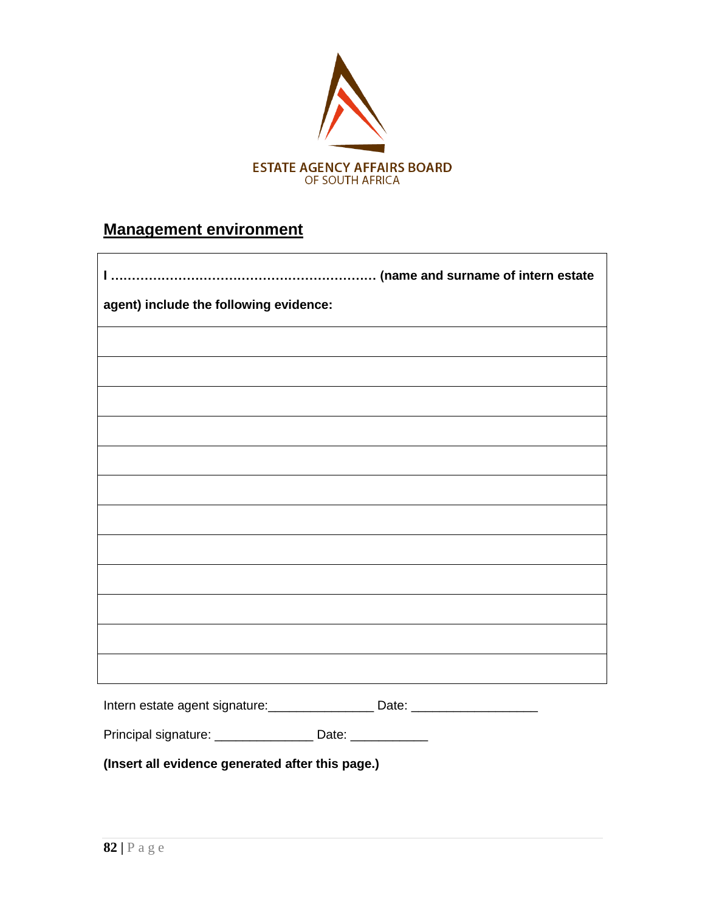ESTATE AGENCY AFFAIRS BOARD
OF SOUTH AFRICA

## Management environment

| **I ……………………………………………………… (name and surname of intern estate agent) include the following evidence:** |
|---|
| |
| |
| |
| |
| |
| |
| |
| |
| |
| |
| |
| |

Intern estate agent signature:_______________ Date: _________________

Principal signature: ______________ Date: ___________

**(Insert all evidence generated after this page.)**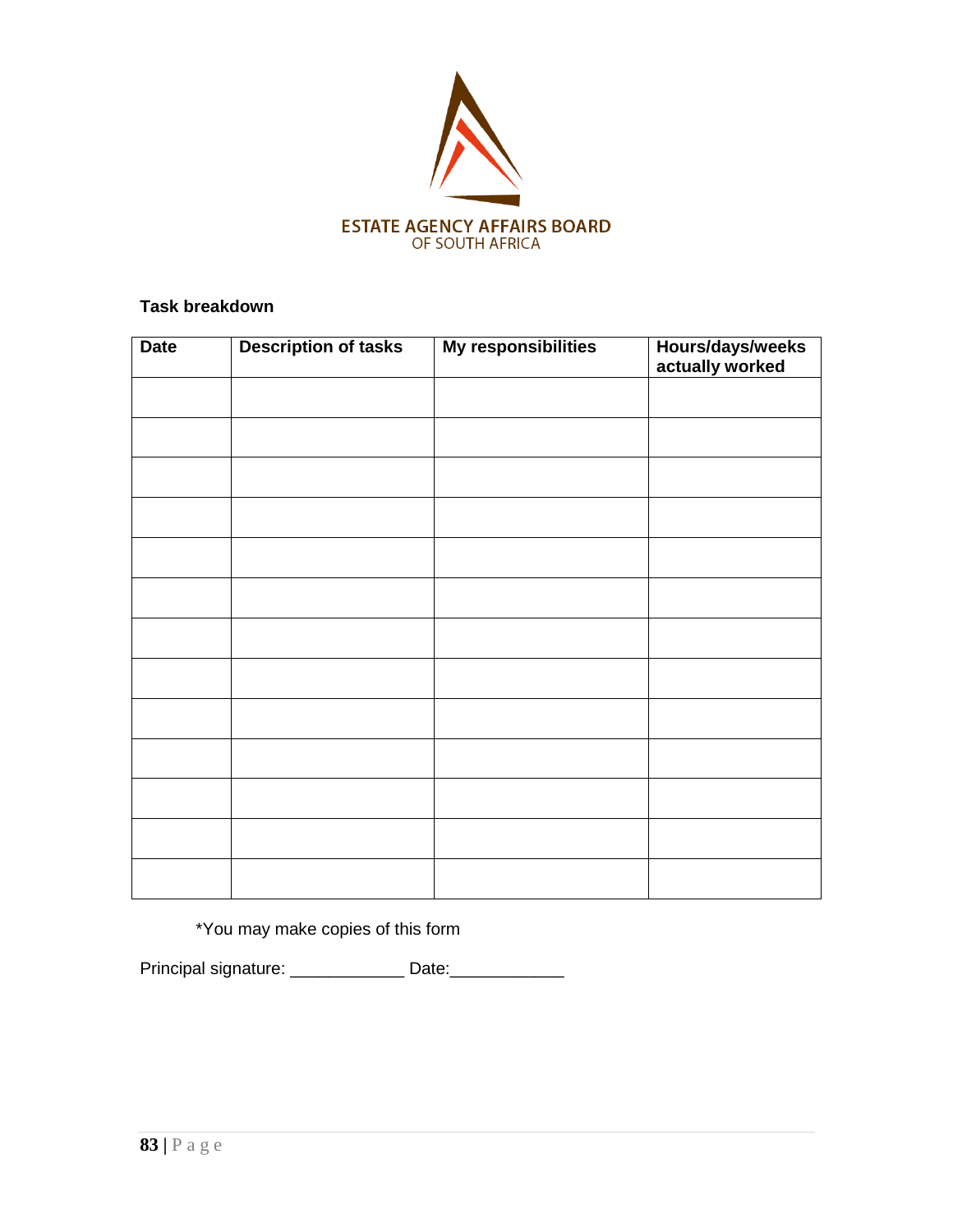ESTATE AGENCY AFFAIRS BOARD
OF SOUTH AFRICA

**Task breakdown**

| Date | Description of tasks | My responsibilities | Hours/days/weeks actually worked |
|---|---|---|---|
| | | | |
| | | | |
| | | | |
| | | | |
| | | | |
| | | | |
| | | | |
| | | | |
| | | | |
| | | | |
| | | | |
| | | | |
| | | | |

*You may make copies of this form

Principal signature: ____________ Date:____________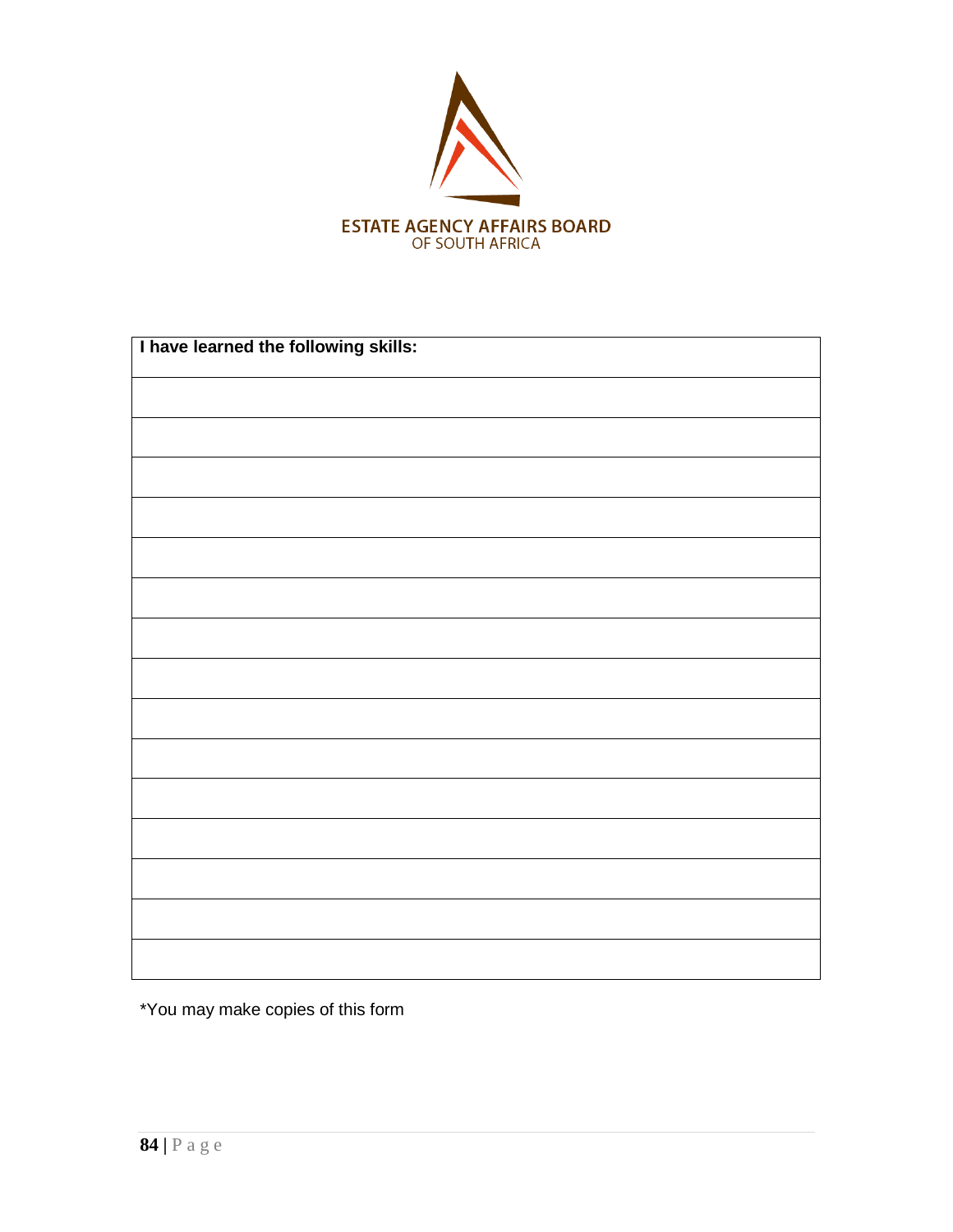ESTATE AGENCY AFFAIRS BOARD
OF SOUTH AFRICA

| **I have learned the following skills:** |
| --- |
| |
| |
| |
| |
| |
| |
| |
| |
| |
| |
| |
| |
| |
| |
| |

*You may make copies of this form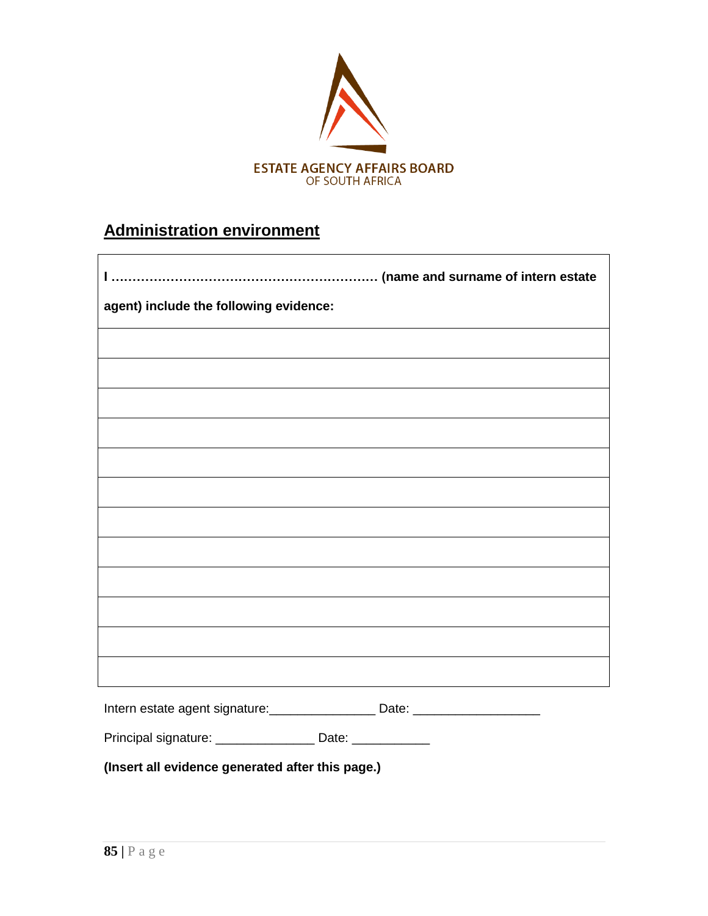ESTATE AGENCY AFFAIRS BOARD
OF SOUTH AFRICA

## Administration environment

| **I ……………………………………………………. (name and surname of intern estate agent) include the following evidence:** |
|---|
| |
| |
| |
| |
| |
| |
| |
| |
| |
| |
| |
| |

Intern estate agent signature:_______________ Date: __________________

Principal signature: ______________ Date: ___________

**(Insert all evidence generated after this page.)**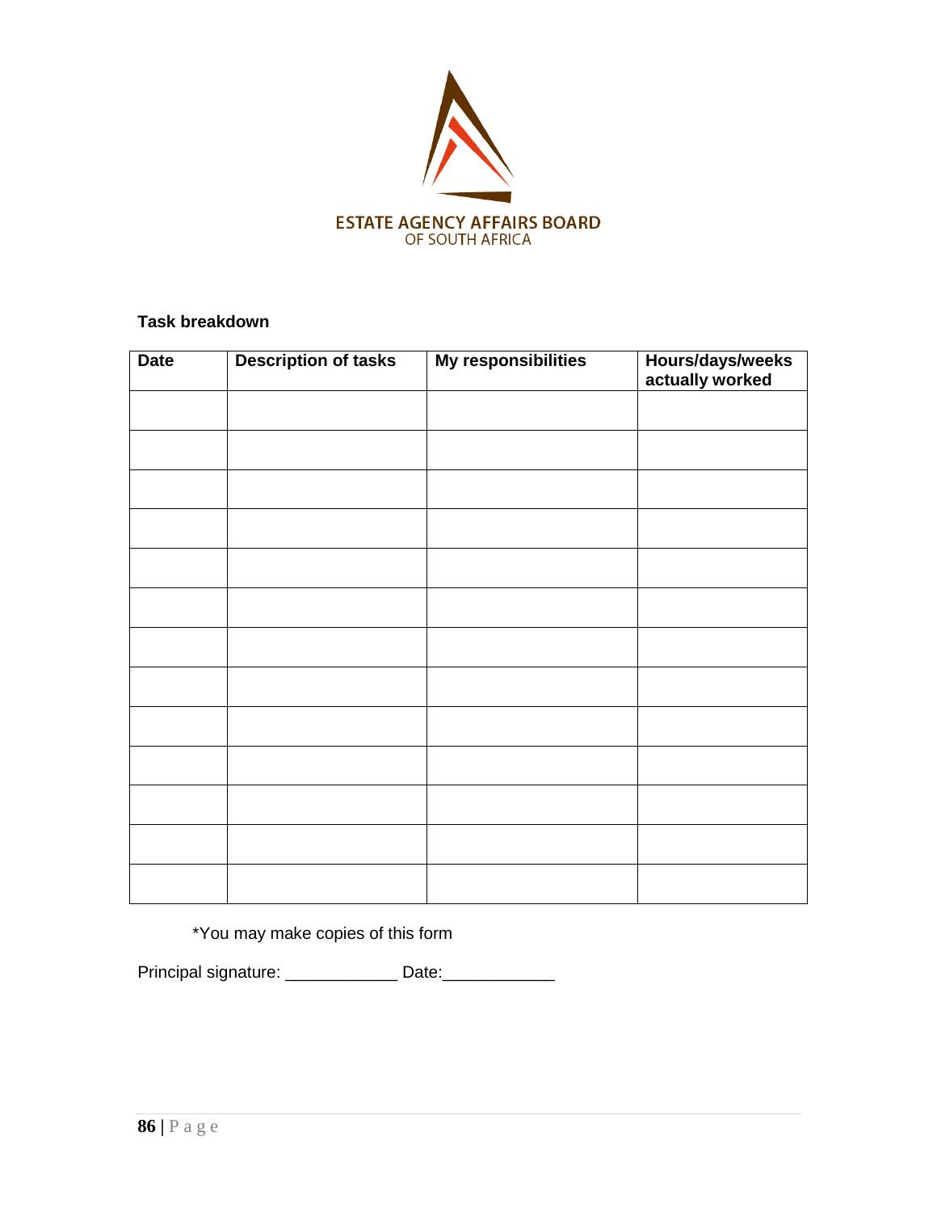ESTATE AGENCY AFFAIRS BOARD
OF SOUTH AFRICA

**Task breakdown**

| Date | Description of tasks | My responsibilities | Hours/days/weeks actually worked |
|---|---|---|---|
| | | | |
| | | | |
| | | | |
| | | | |
| | | | |
| | | | |
| | | | |
| | | | |
| | | | |
| | | | |
| | | | |
| | | | |
| | | | |

*You may make copies of this form

Principal signature: ____________ Date:____________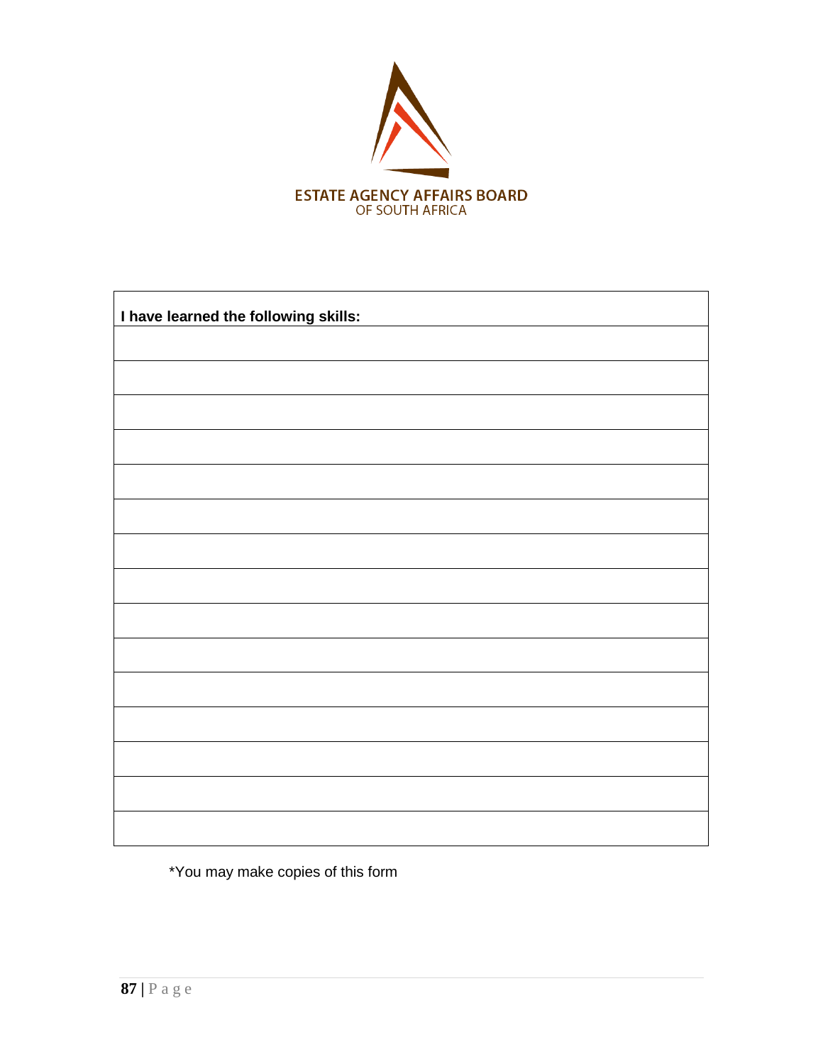ESTATE AGENCY AFFAIRS BOARD
OF SOUTH AFRICA

| **I have learned the following skills:** |
| --- |
| |
| |
| |
| |
| |
| |
| |
| |
| |
| |
| |
| |
| |
| |
| |

*You may make copies of this form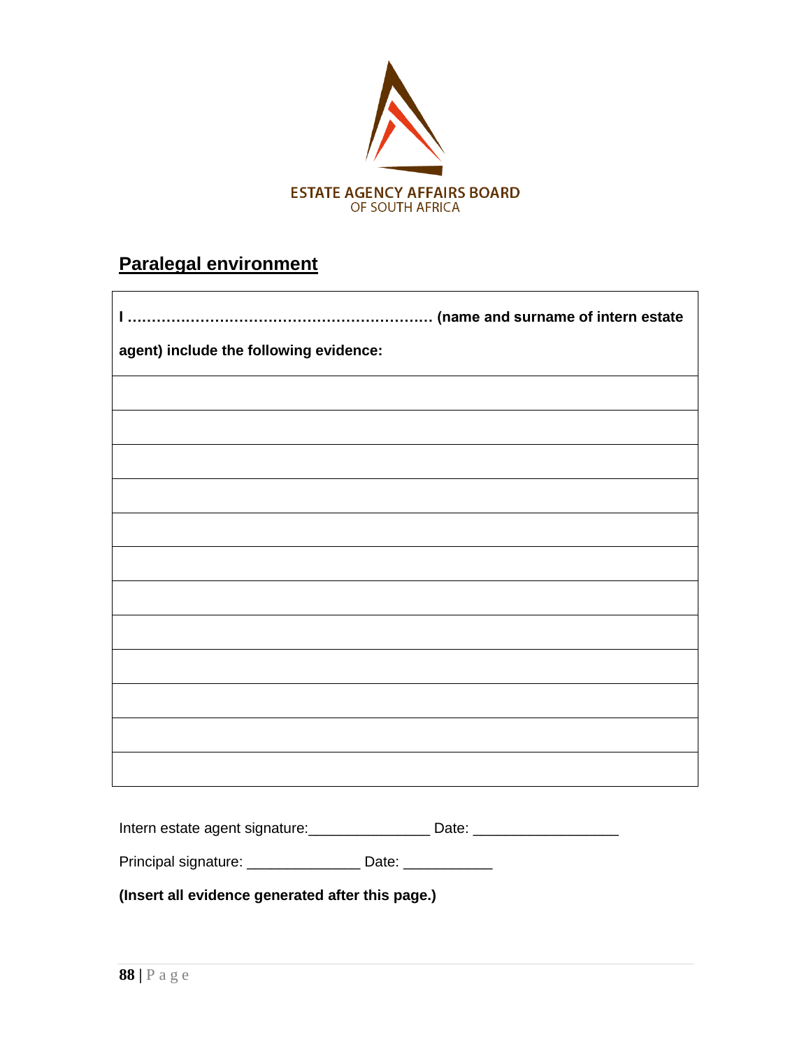ESTATE AGENCY AFFAIRS BOARD
OF SOUTH AFRICA

## Paralegal environment

| I ……………………………………………………… (name and surname of intern estate agent) include the following evidence: |
|---|
| |
| |
| |
| |
| |
| |
| |
| |
| |
| |
| |
| |

Intern estate agent signature:_______________ Date: __________________

Principal signature: ______________ Date: ___________

**(Insert all evidence generated after this page.)**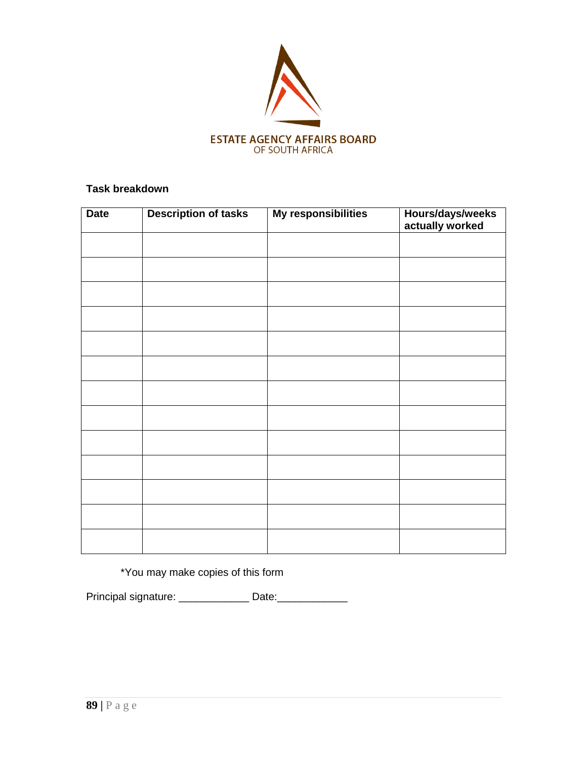ESTATE AGENCY AFFAIRS BOARD
OF SOUTH AFRICA

**Task breakdown**

| Date | Description of tasks | My responsibilities | Hours/days/weeks actually worked |
|---|---|---|---|
| | | | |
| | | | |
| | | | |
| | | | |
| | | | |
| | | | |
| | | | |
| | | | |
| | | | |
| | | | |
| | | | |
| | | | |
| | | | |

*You may make copies of this form

Principal signature: ____________ Date:____________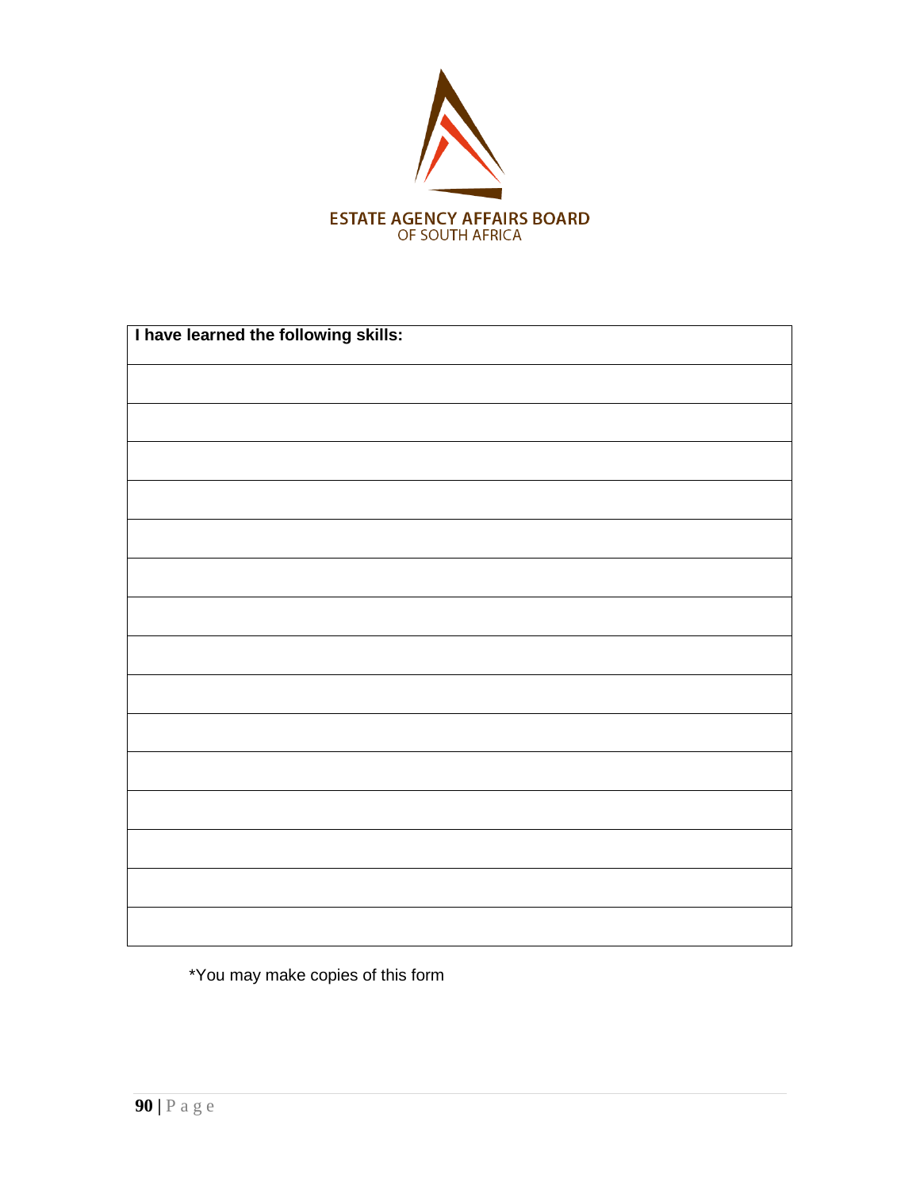ESTATE AGENCY AFFAIRS BOARD
OF SOUTH AFRICA

| **I have learned the following skills:** |
| --- |
| |
| |
| |
| |
| |
| |
| |
| |
| |
| |
| |
| |
| |
| |
| |

*You may make copies of this form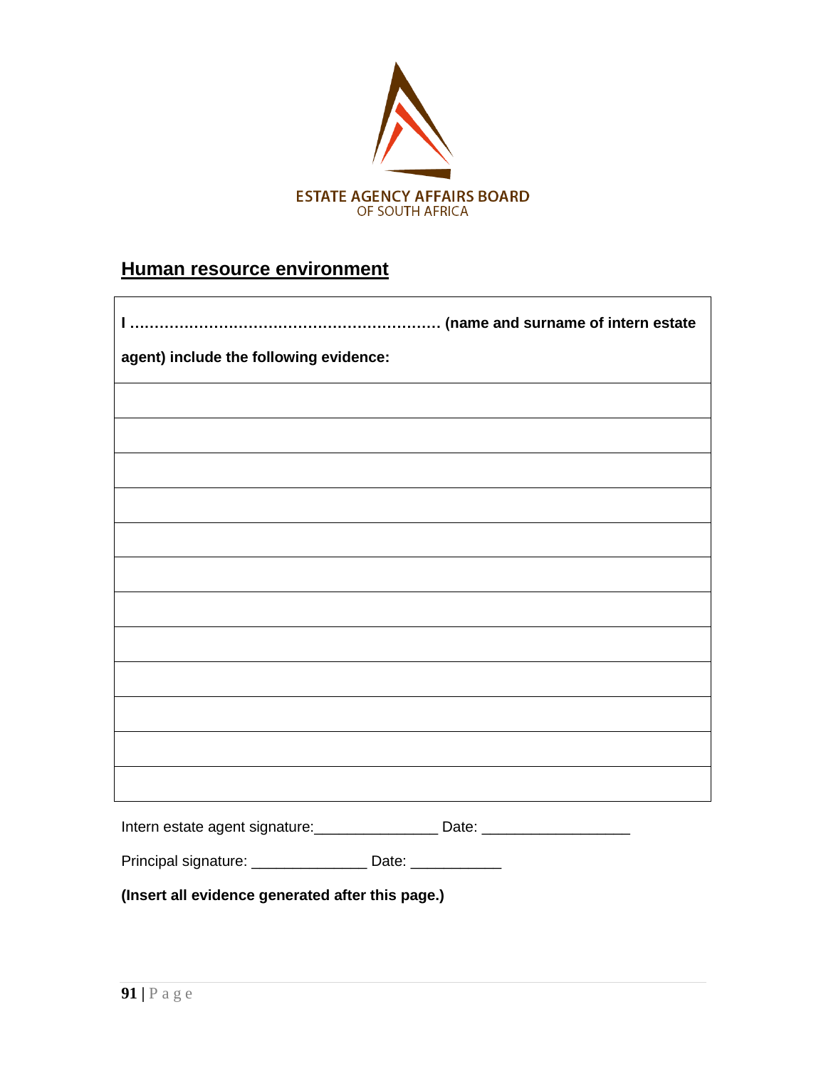ESTATE AGENCY AFFAIRS BOARD
OF SOUTH AFRICA

## Human resource environment

| **I ……………………………………………………… (name and surname of intern estate agent) include the following evidence:** |
| --- |
| |
| |
| |
| |
| |
| |
| |
| |
| |
| |
| |
| |

Intern estate agent signature:_______________ Date: __________________

Principal signature: ______________ Date: ___________

**(Insert all evidence generated after this page.)**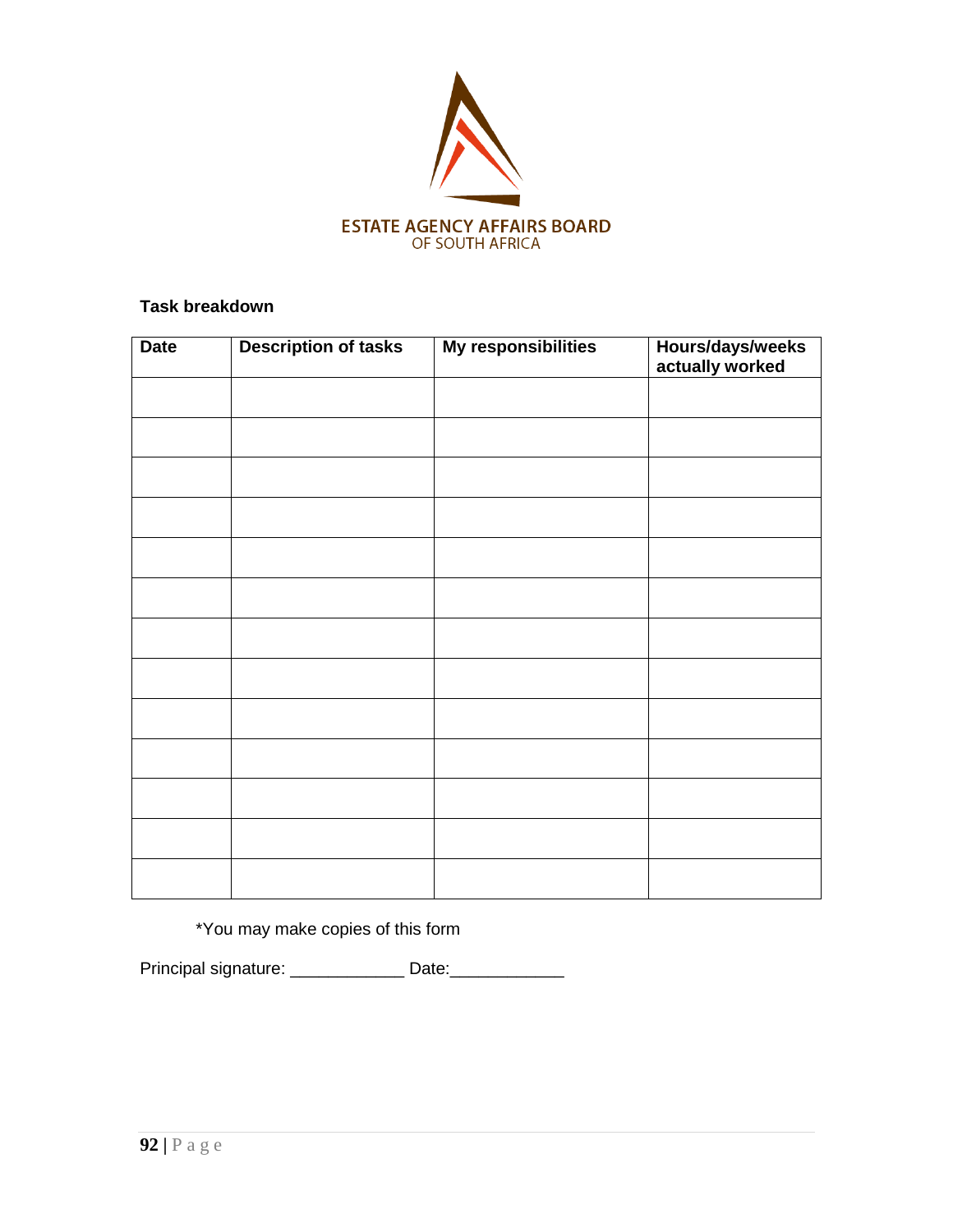ESTATE AGENCY AFFAIRS BOARD
OF SOUTH AFRICA

**Task breakdown**

| Date | Description of tasks | My responsibilities | Hours/days/weeks actually worked |
|---|---|---|---|
| | | | |
| | | | |
| | | | |
| | | | |
| | | | |
| | | | |
| | | | |
| | | | |
| | | | |
| | | | |
| | | | |
| | | | |
| | | | |

*You may make copies of this form

Principal signature: ____________ Date:____________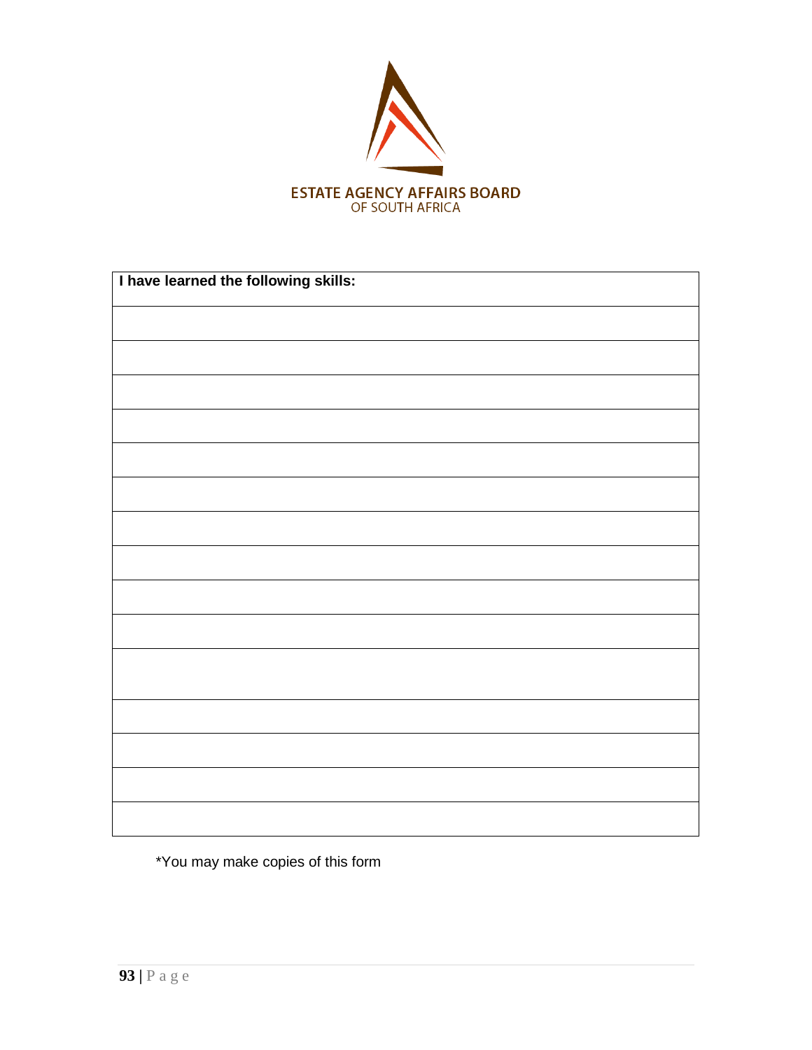ESTATE AGENCY AFFAIRS BOARD
OF SOUTH AFRICA

| **I have learned the following skills:** |
| --- |
| |
| |
| |
| |
| |
| |
| |
| |
| |
| |
| |
| |
| |
| |
| |

*You may make copies of this form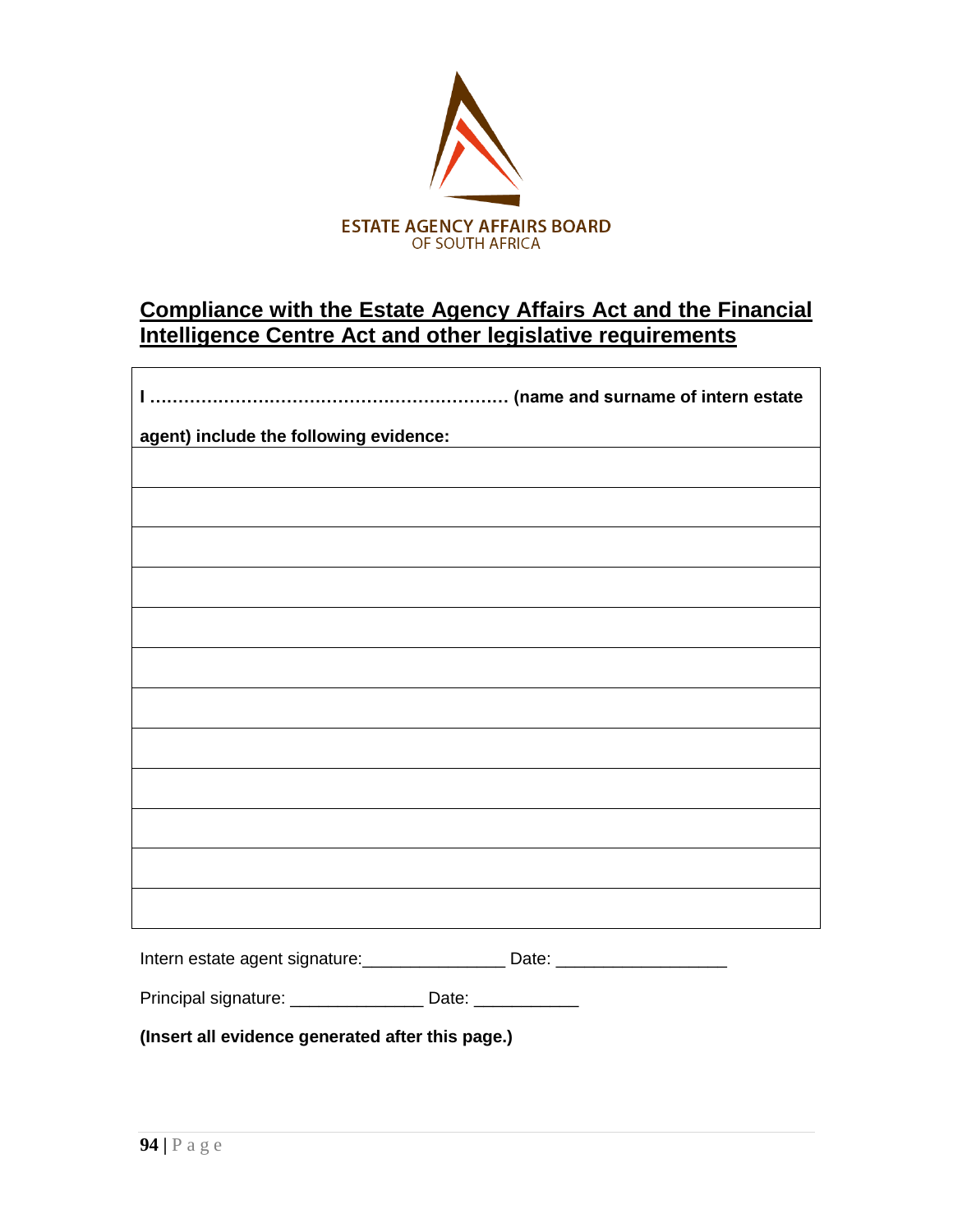ESTATE AGENCY AFFAIRS BOARD
OF SOUTH AFRICA

## Compliance with the Estate Agency Affairs Act and the Financial Intelligence Centre Act and other legislative requirements

| **I ……………………………………………………… (name and surname of intern estate agent) include the following evidence:** |
|---|
| |
| |
| |
| |
| |
| |
| |
| |
| |
| |
| |
| |

Intern estate agent signature:_______________ Date: __________________

Principal signature: ______________ Date: ___________

**(Insert all evidence generated after this page.)**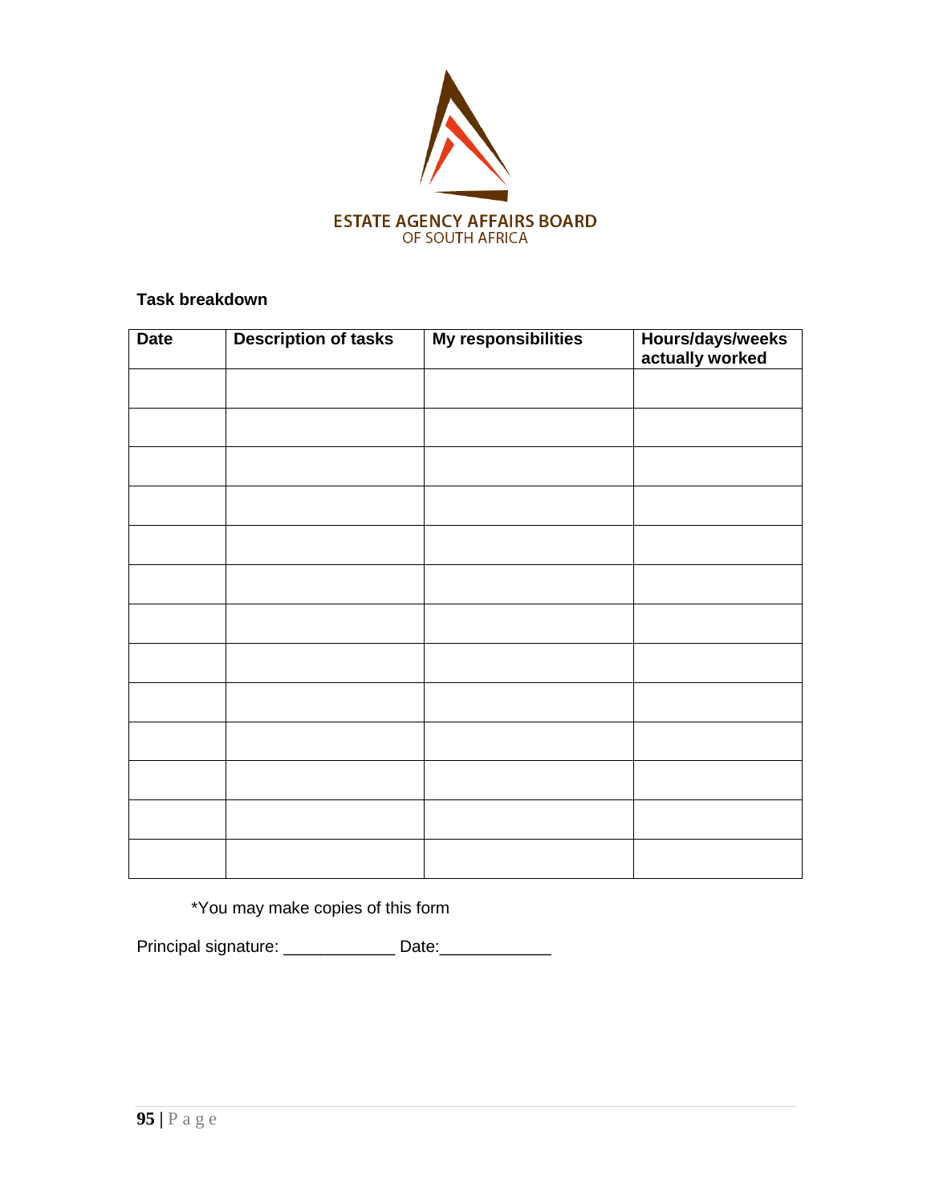ESTATE AGENCY AFFAIRS BOARD
OF SOUTH AFRICA

**Task breakdown**

| Date | Description of tasks | My responsibilities | Hours/days/weeks actually worked |
|---|---|---|---|
| | | | |
| | | | |
| | | | |
| | | | |
| | | | |
| | | | |
| | | | |
| | | | |
| | | | |
| | | | |
| | | | |
| | | | |
| | | | |

*You may make copies of this form

Principal signature: ____________ Date:____________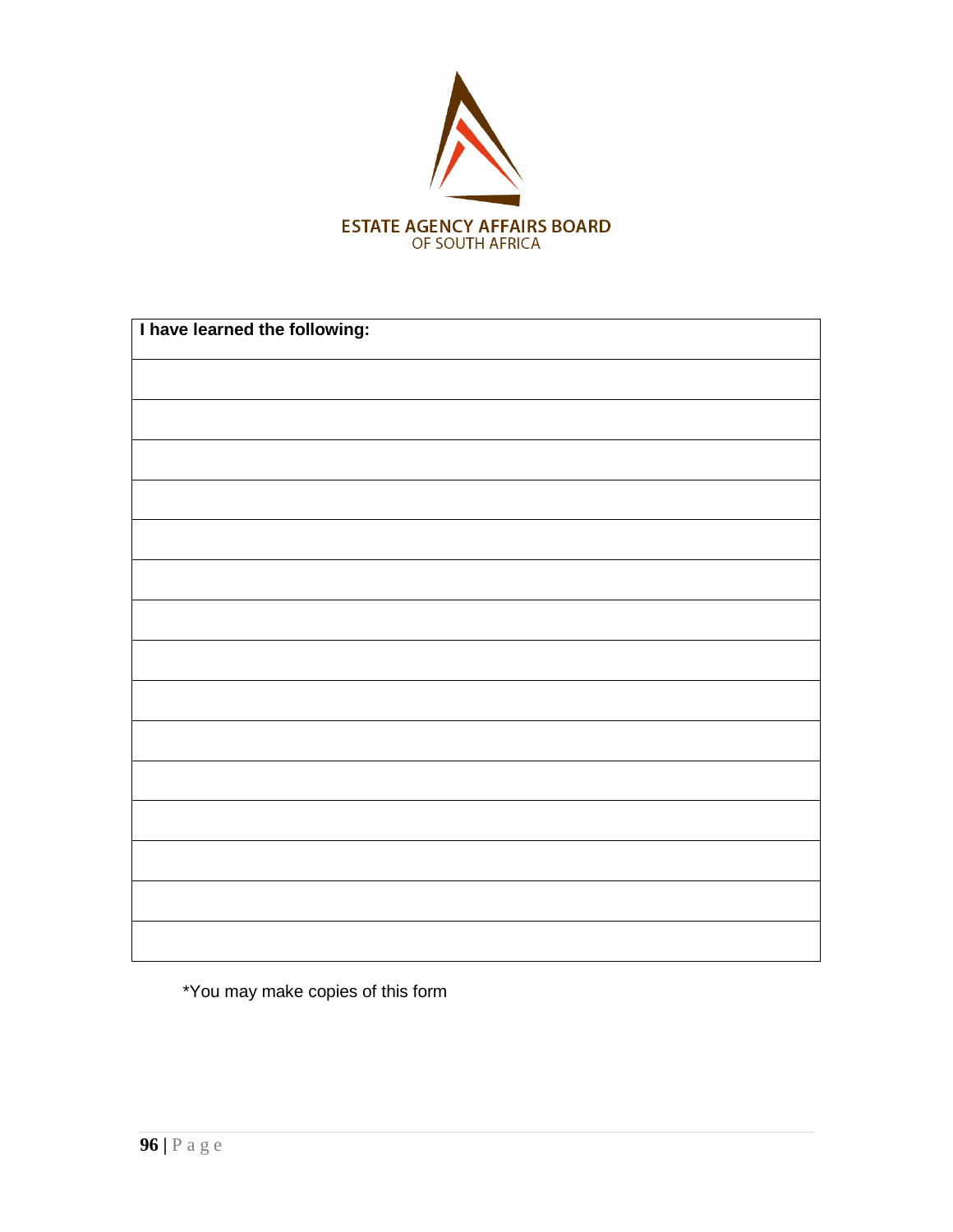ESTATE AGENCY AFFAIRS BOARD
OF SOUTH AFRICA

| **I have learned the following:** |
| --- |
| |
| |
| |
| |
| |
| |
| |
| |
| |
| |
| |
| |
| |
| |
| |

*You may make copies of this form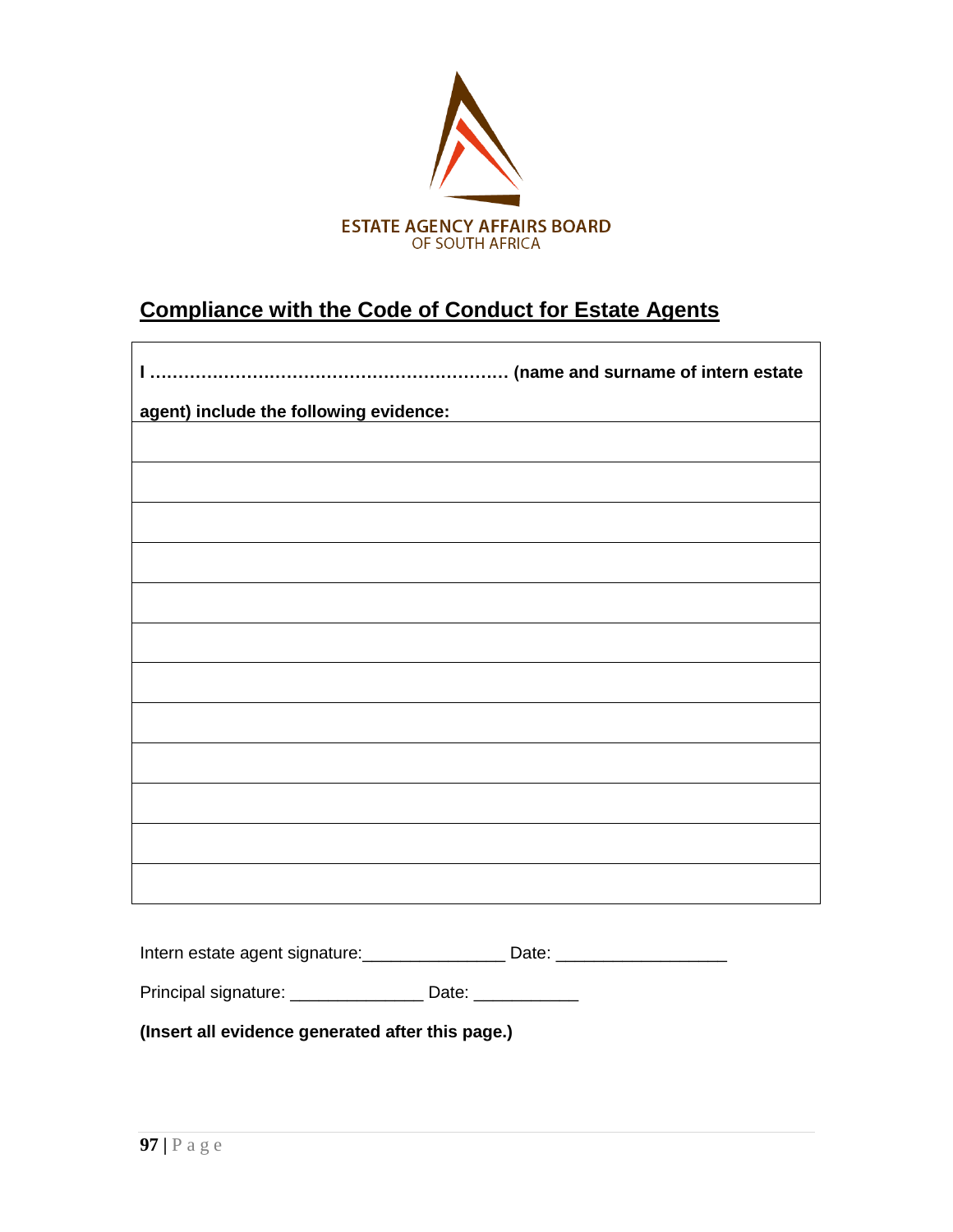ESTATE AGENCY AFFAIRS BOARD
OF SOUTH AFRICA

## Compliance with the Code of Conduct for Estate Agents

| **I ……………………………………………………… (name and surname of intern estate agent) include the following evidence:** |
|---|
| |
| |
| |
| |
| |
| |
| |
| |
| |
| |
| |
| |

Intern estate agent signature:_______________ Date: __________________

Principal signature: ______________ Date: ___________

**(Insert all evidence generated after this page.)**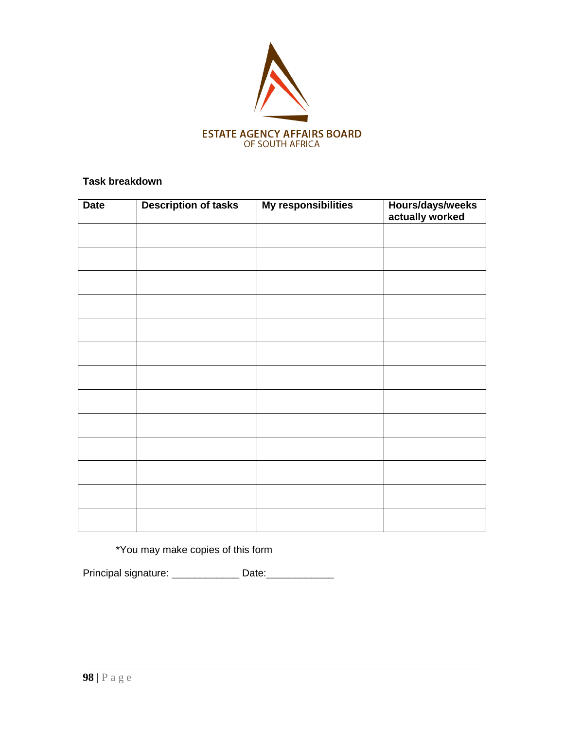ESTATE AGENCY AFFAIRS BOARD
OF SOUTH AFRICA

**Task breakdown**

| Date | Description of tasks | My responsibilities | Hours/days/weeks actually worked |
|---|---|---|---|
| | | | |
| | | | |
| | | | |
| | | | |
| | | | |
| | | | |
| | | | |
| | | | |
| | | | |
| | | | |
| | | | |
| | | | |
| | | | |

*You may make copies of this form

Principal signature: ____________ Date:____________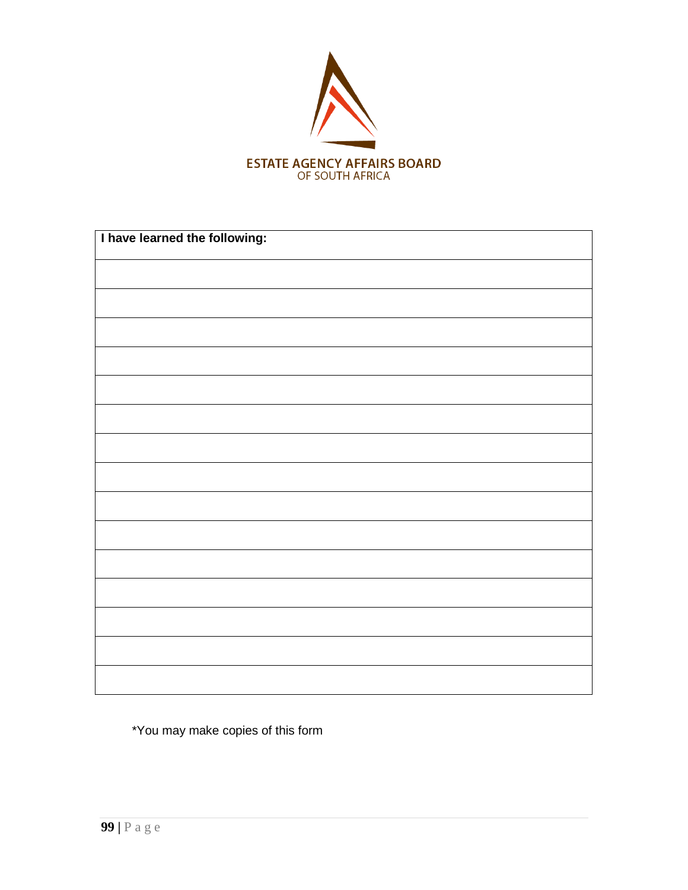ESTATE AGENCY AFFAIRS BOARD
OF SOUTH AFRICA

| **I have learned the following:** |
|---|
| |
| |
| |
| |
| |
| |
| |
| |
| |
| |
| |
| |
| |
| |
| |

*You may make copies of this form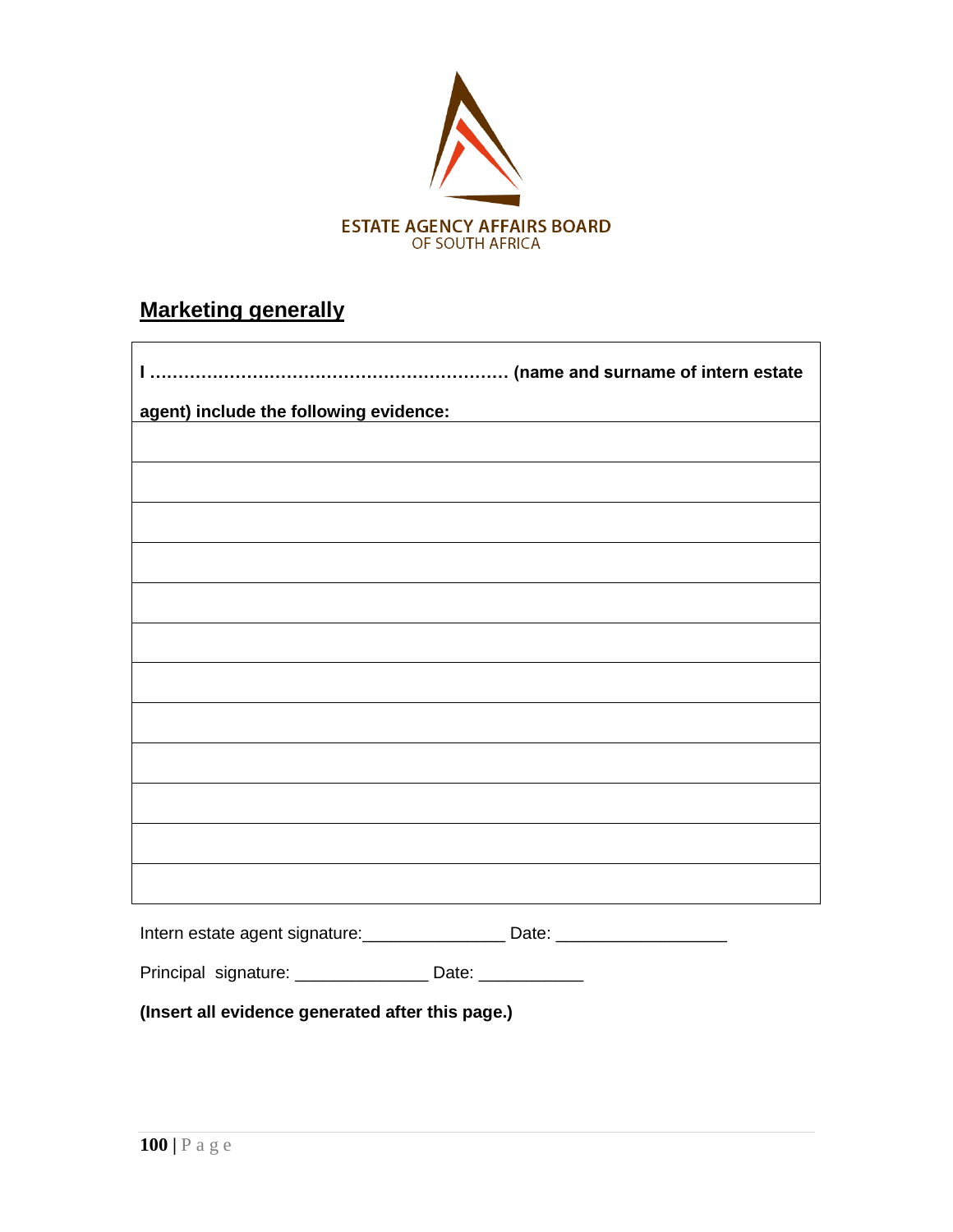ESTATE AGENCY AFFAIRS BOARD
OF SOUTH AFRICA

## Marketing generally

| **I ……………………………………………………… (name and surname of intern estate agent) include the following evidence:** |
|---|
| |
| |
| |
| |
| |
| |
| |
| |
| |
| |
| |
| |

Intern estate agent signature:_______________ Date: _________________

Principal signature: ______________ Date: ___________

**(Insert all evidence generated after this page.)**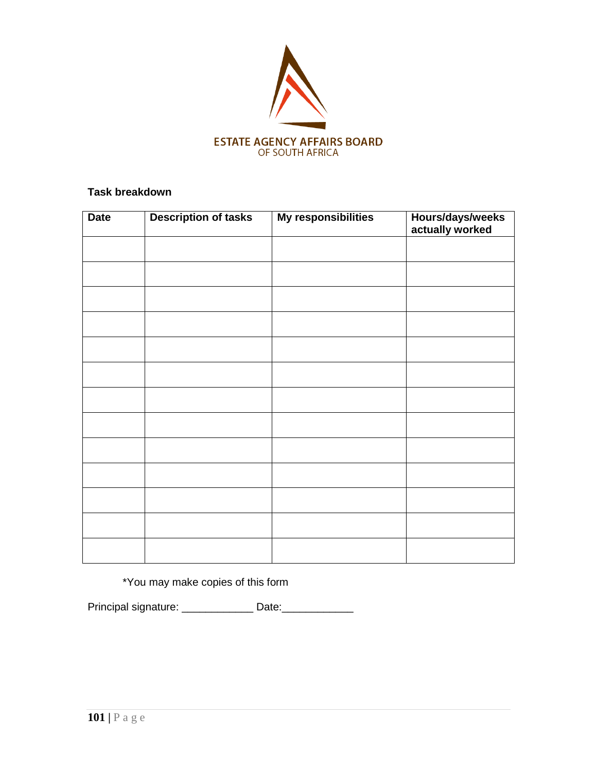ESTATE AGENCY AFFAIRS BOARD
OF SOUTH AFRICA

**Task breakdown**

| Date | Description of tasks | My responsibilities | Hours/days/weeks actually worked |
|---|---|---|---|
| | | | |
| | | | |
| | | | |
| | | | |
| | | | |
| | | | |
| | | | |
| | | | |
| | | | |
| | | | |
| | | | |
| | | | |
| | | | |

*You may make copies of this form

Principal signature: ____________ Date:____________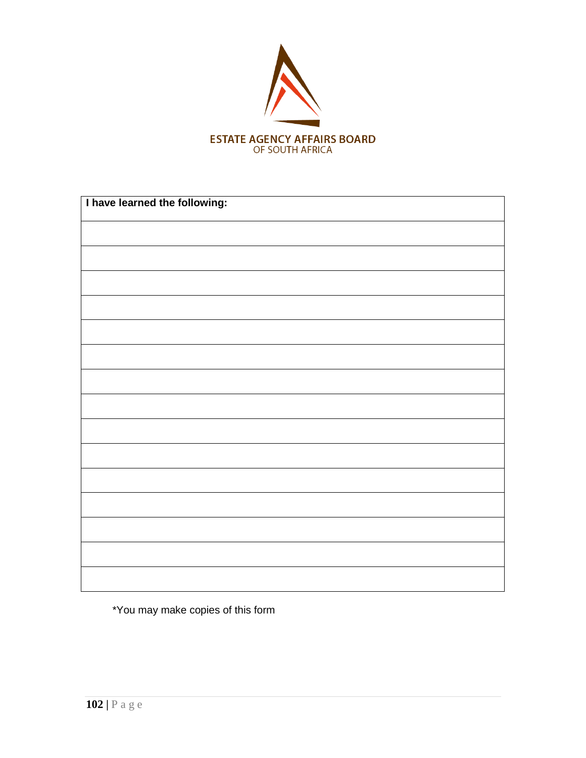ESTATE AGENCY AFFAIRS BOARD
OF SOUTH AFRICA

| I have learned the following: |
| --- |
| |
| |
| |
| |
| |
| |
| |
| |
| |
| |
| |
| |
| |
| |
| |

*You may make copies of this form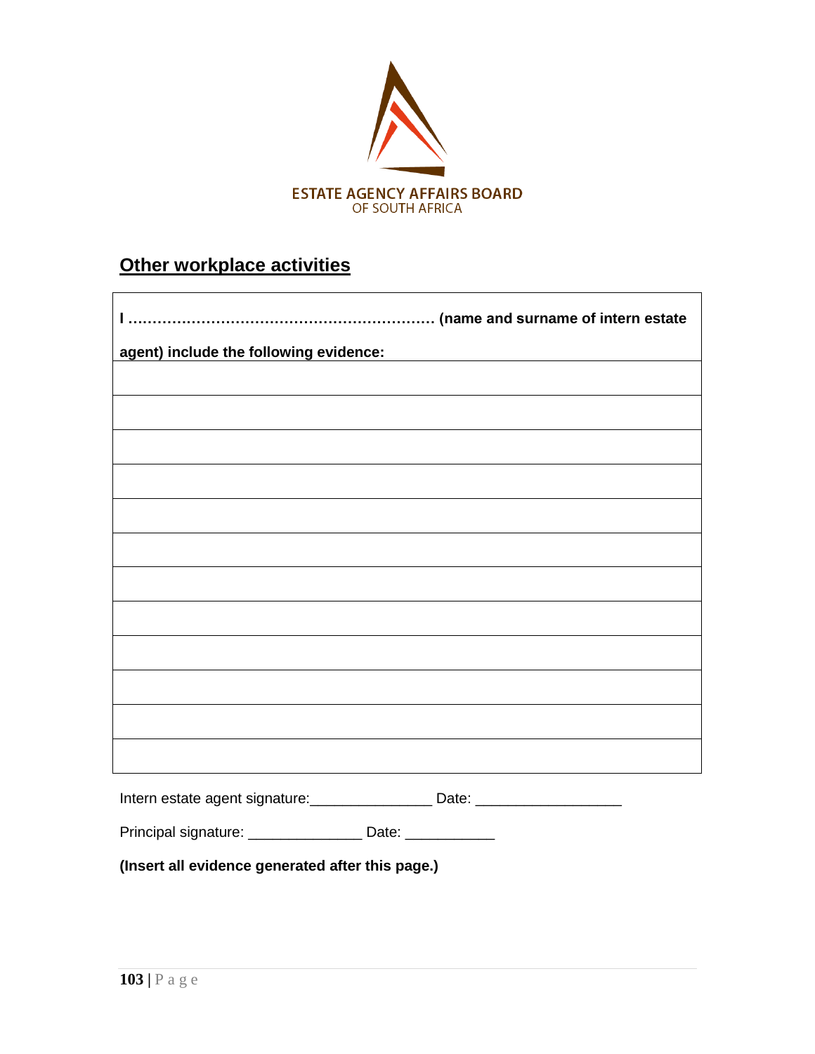ESTATE AGENCY AFFAIRS BOARD
OF SOUTH AFRICA

## Other workplace activities

| **I ……………………………………………………… (name and surname of intern estate agent) include the following evidence:** |
|---|
| |
| |
| |
| |
| |
| |
| |
| |
| |
| |
| |
| |

Intern estate agent signature:_______________ Date: _________________

Principal signature: ______________ Date: ___________

**(Insert all evidence generated after this page.)**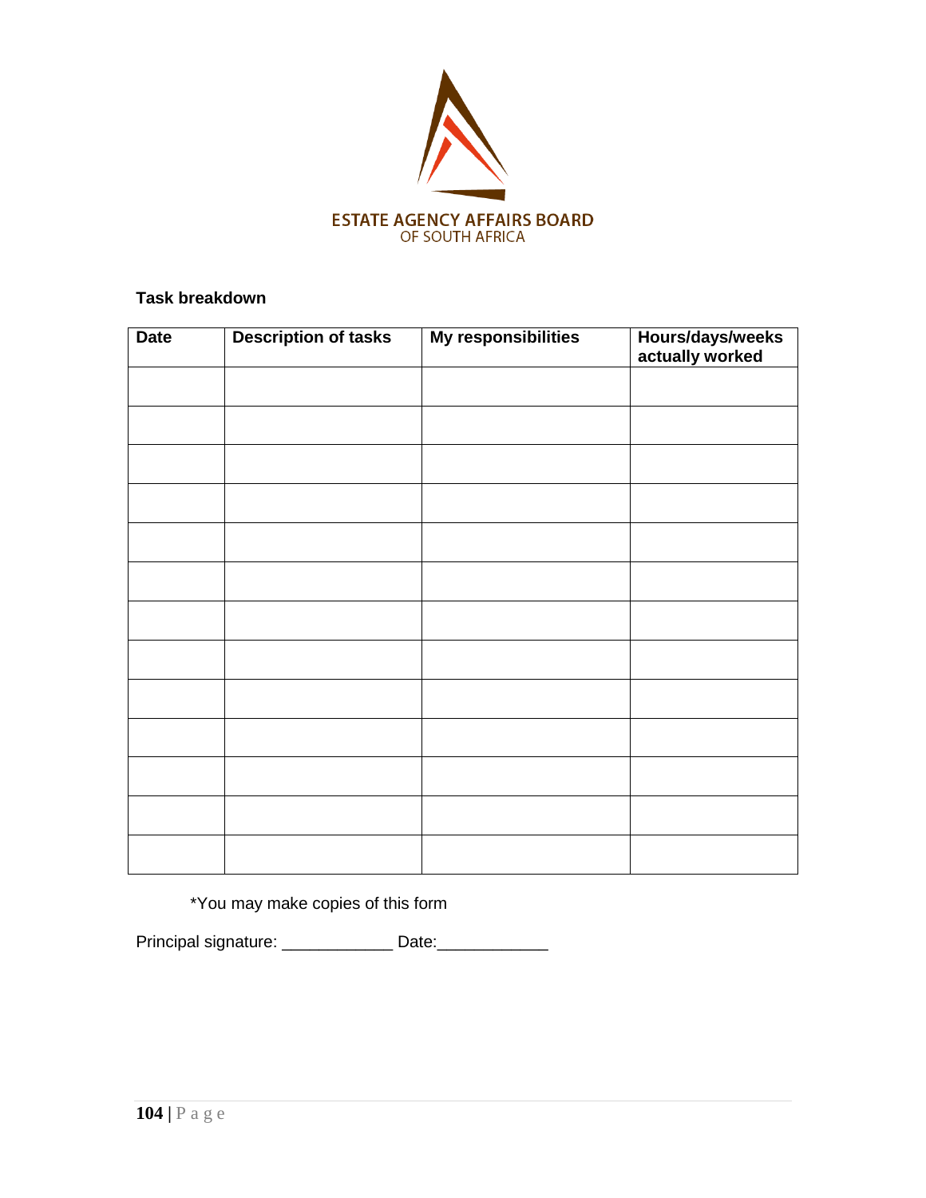ESTATE AGENCY AFFAIRS BOARD
OF SOUTH AFRICA

**Task breakdown**

| Date | Description of tasks | My responsibilities | Hours/days/weeks actually worked |
|---|---|---|---|
| | | | |
| | | | |
| | | | |
| | | | |
| | | | |
| | | | |
| | | | |
| | | | |
| | | | |
| | | | |
| | | | |
| | | | |
| | | | |

*You may make copies of this form

Principal signature: ____________ Date:____________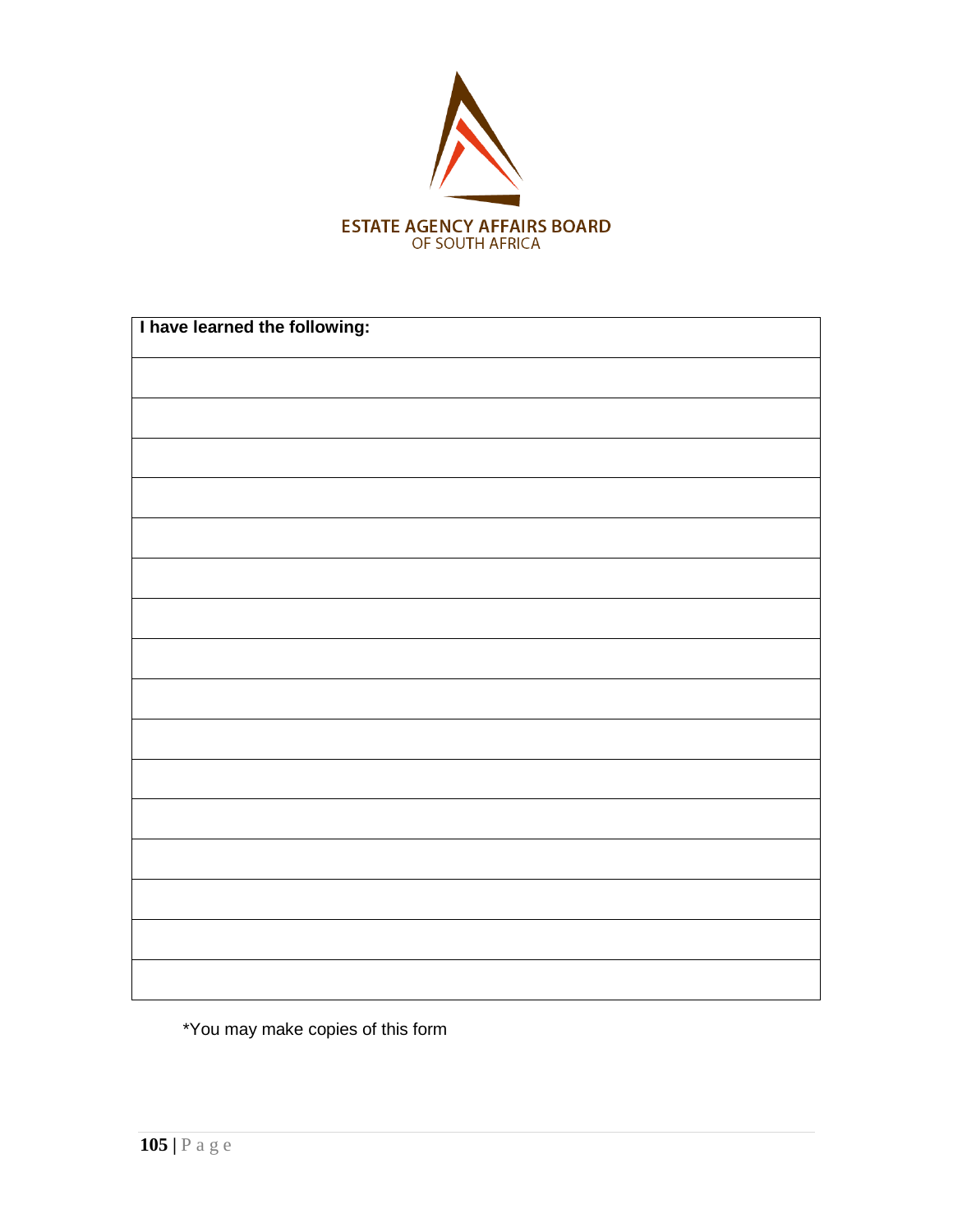ESTATE AGENCY AFFAIRS BOARD
OF SOUTH AFRICA

| **I have learned the following:** |
|---|
| |
| |
| |
| |
| |
| |
| |
| |
| |
| |
| |
| |
| |
| |
| |
| |

*You may make copies of this form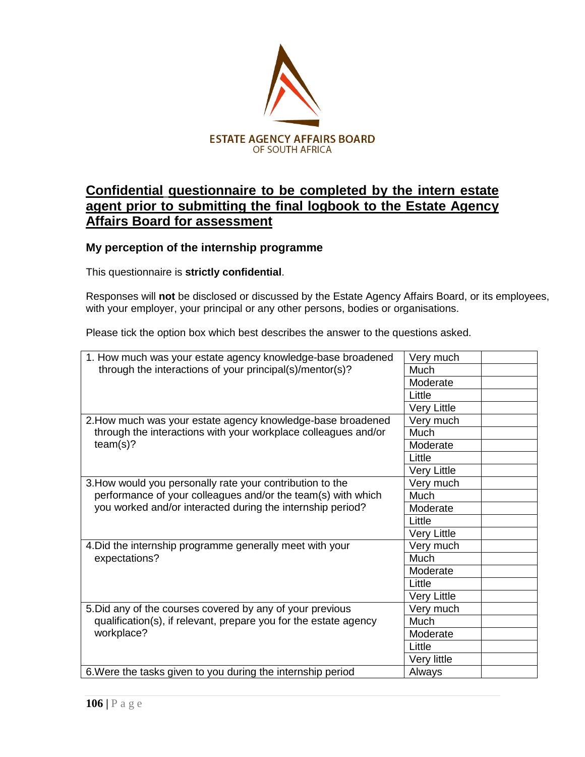ESTATE AGENCY AFFAIRS BOARD
OF SOUTH AFRICA

## Confidential questionnaire to be completed by the intern estate agent prior to submitting the final logbook to the Estate Agency Affairs Board for assessment

### My perception of the internship programme

This questionnaire is **strictly confidential**.

Responses will **not** be disclosed or discussed by the Estate Agency Affairs Board, or its employees, with your employer, your principal or any other persons, bodies or organisations.

Please tick the option box which best describes the answer to the questions asked.

| Question | Option | |
|---|---|---|
| 1. How much was your estate agency knowledge-base broadened through the interactions of your principal(s)/mentor(s)? | Very much | |
| | Much | |
| | Moderate | |
| | Little | |
| | Very Little | |
| 2. How much was your estate agency knowledge-base broadened through the interactions with your workplace colleagues and/or team(s)? | Very much | |
| | Much | |
| | Moderate | |
| | Little | |
| | Very Little | |
| 3. How would you personally rate your contribution to the performance of your colleagues and/or the team(s) with which you worked and/or interacted during the internship period? | Very much | |
| | Much | |
| | Moderate | |
| | Little | |
| | Very Little | |
| 4. Did the internship programme generally meet with your expectations? | Very much | |
| | Much | |
| | Moderate | |
| | Little | |
| | Very Little | |
| 5. Did any of the courses covered by any of your previous qualification(s), if relevant, prepare you for the estate agency workplace? | Very much | |
| | Much | |
| | Moderate | |
| | Little | |
| | Very little | |
| 6. Were the tasks given to you during the internship period | Always | |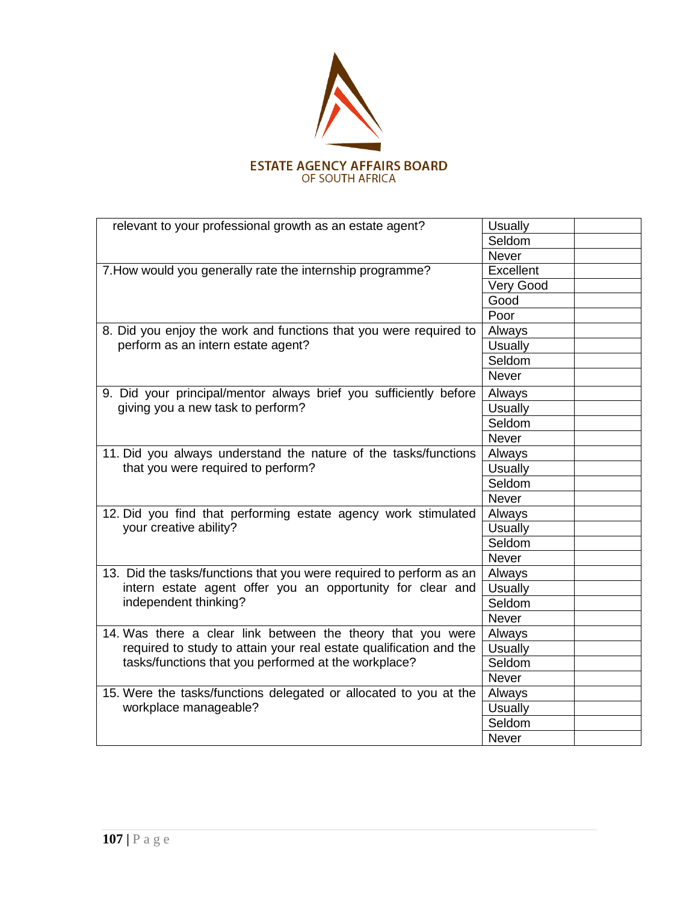ESTATE AGENCY AFFAIRS BOARD
OF SOUTH AFRICA

| Question | Response | |
|---|---|---|
| relevant to your professional growth as an estate agent? | Usually | |
| | Seldom | |
| | Never | |
| 7.How would you generally rate the internship programme? | Excellent | |
| | Very Good | |
| | Good | |
| | Poor | |
| 8. Did you enjoy the work and functions that you were required to perform as an intern estate agent? | Always | |
| | Usually | |
| | Seldom | |
| | Never | |
| 9. Did your principal/mentor always brief you sufficiently before giving you a new task to perform? | Always | |
| | Usually | |
| | Seldom | |
| | Never | |
| 11. Did you always understand the nature of the tasks/functions that you were required to perform? | Always | |
| | Usually | |
| | Seldom | |
| | Never | |
| 12. Did you find that performing estate agency work stimulated your creative ability? | Always | |
| | Usually | |
| | Seldom | |
| | Never | |
| 13. Did the tasks/functions that you were required to perform as an intern estate agent offer you an opportunity for clear and independent thinking? | Always | |
| | Usually | |
| | Seldom | |
| | Never | |
| 14. Was there a clear link between the theory that you were required to study to attain your real estate qualification and the tasks/functions that you performed at the workplace? | Always | |
| | Usually | |
| | Seldom | |
| | Never | |
| 15. Were the tasks/functions delegated or allocated to you at the workplace manageable? | Always | |
| | Usually | |
| | Seldom | |
| | Never | |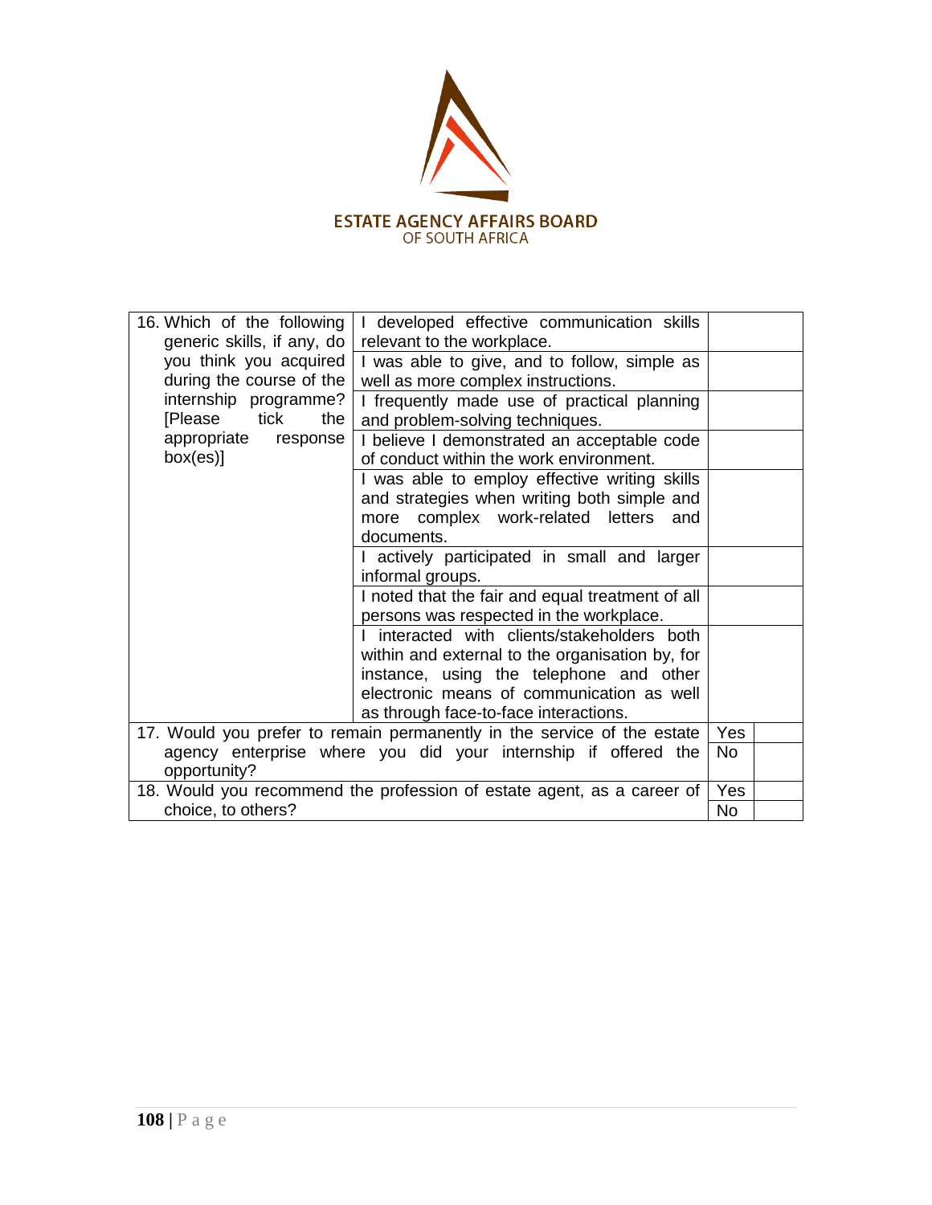ESTATE AGENCY AFFAIRS BOARD
OF SOUTH AFRICA

| | | |
|---|---|---|
| 16. Which of the following generic skills, if any, do you think you acquired during the course of the internship programme? [Please tick the appropriate response box(es)] | I developed effective communication skills relevant to the workplace. | |
| | I was able to give, and to follow, simple as well as more complex instructions. | |
| | I frequently made use of practical planning and problem-solving techniques. | |
| | I believe I demonstrated an acceptable code of conduct within the work environment. | |
| | I was able to employ effective writing skills and strategies when writing both simple and more complex work-related letters and documents. | |
| | I actively participated in small and larger informal groups. | |
| | I noted that the fair and equal treatment of all persons was respected in the workplace. | |
| | I interacted with clients/stakeholders both within and external to the organisation by, for instance, using the telephone and other electronic means of communication as well as through face-to-face interactions. | |

| | | |
|---|---|---|
| 17. Would you prefer to remain permanently in the service of the estate agency enterprise where you did your internship if offered the opportunity? | Yes | |
| | No | |
| 18. Would you recommend the profession of estate agent, as a career of choice, to others? | Yes | |
| | No | |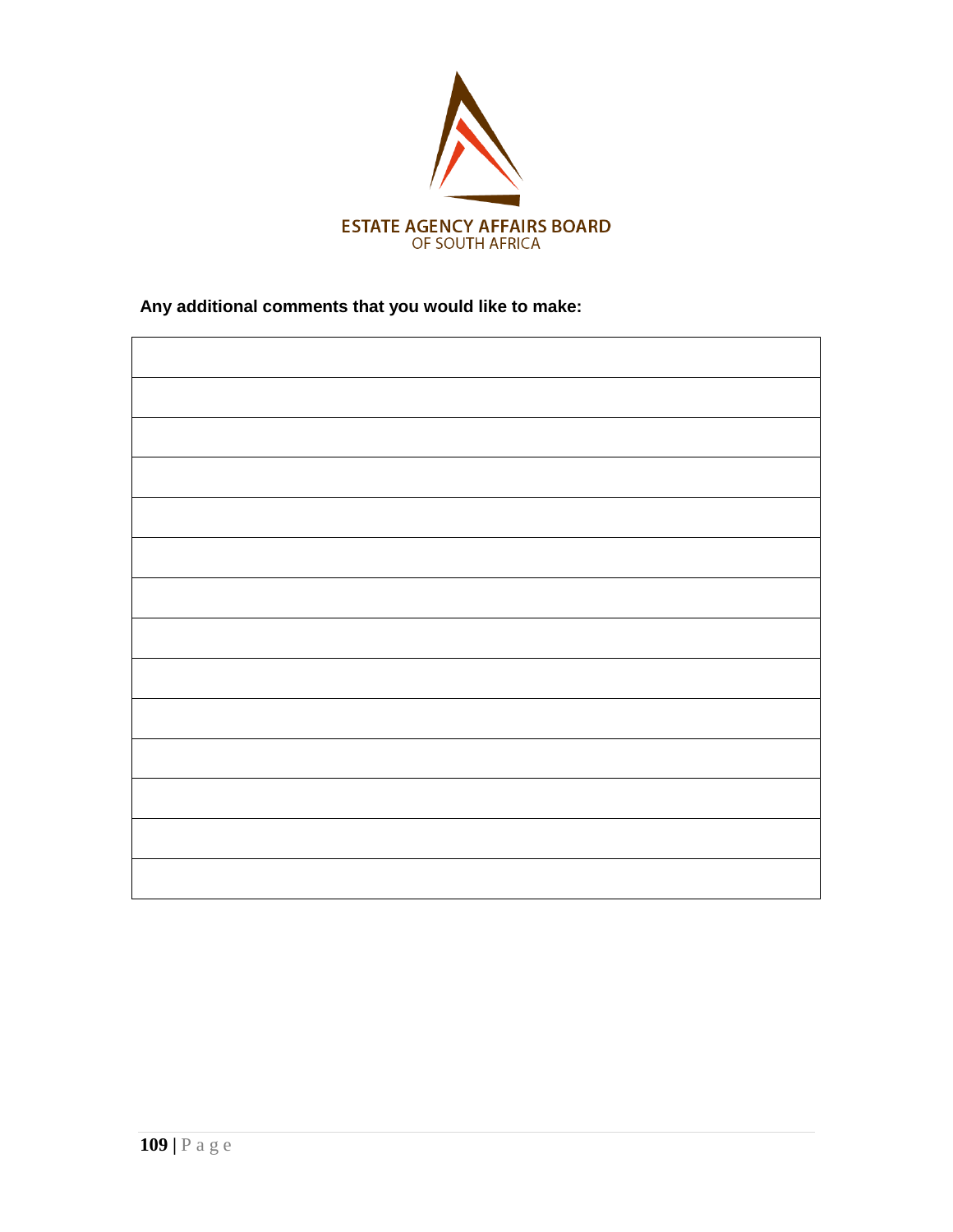**Any additional comments that you would like to make:**

| |
|---|
| |
| |
| |
| |
| |
| |
| |
| |
| |
| |
| |
| |
| |